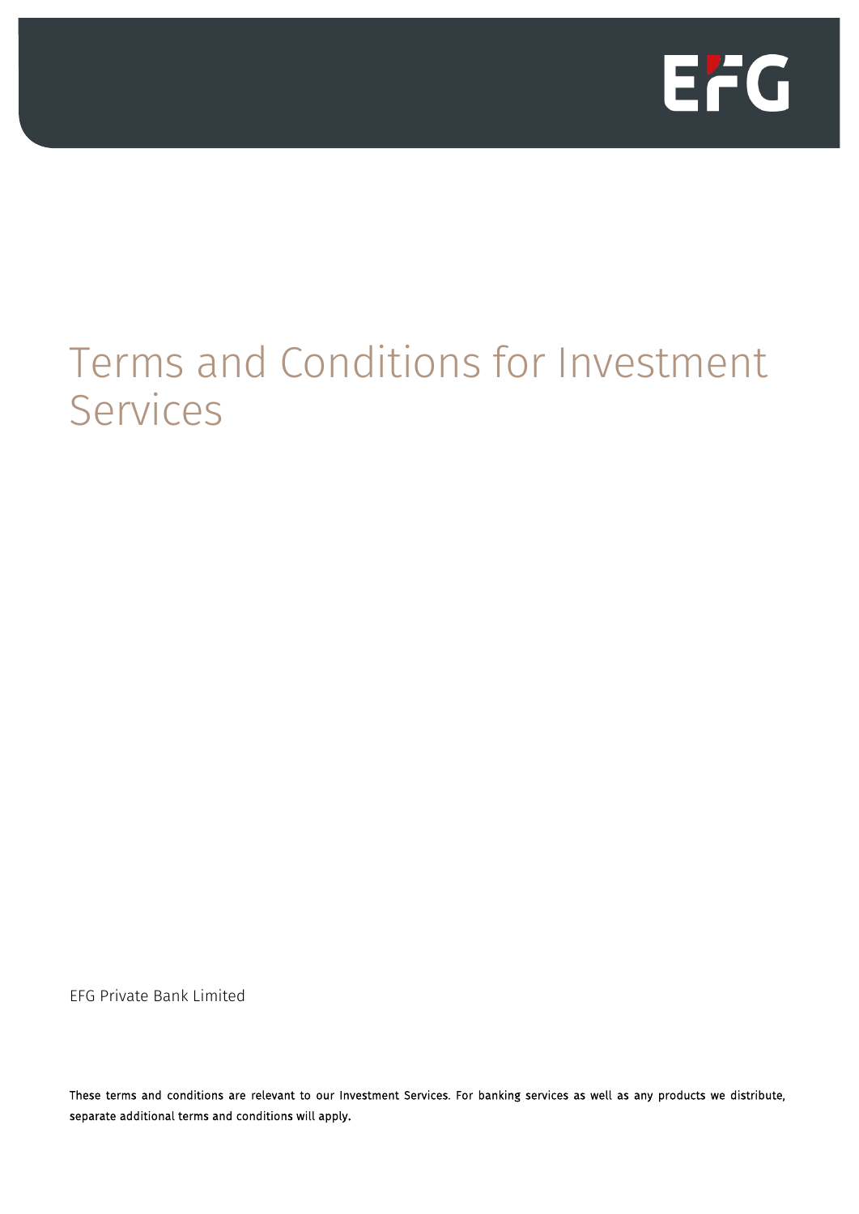# Terms and Conditions for Investment Services

EFG Private Bank Limited

These terms and conditions are relevant to our Investment Services. For banking services as well as any products we distribute, separate additional terms and conditions will apply.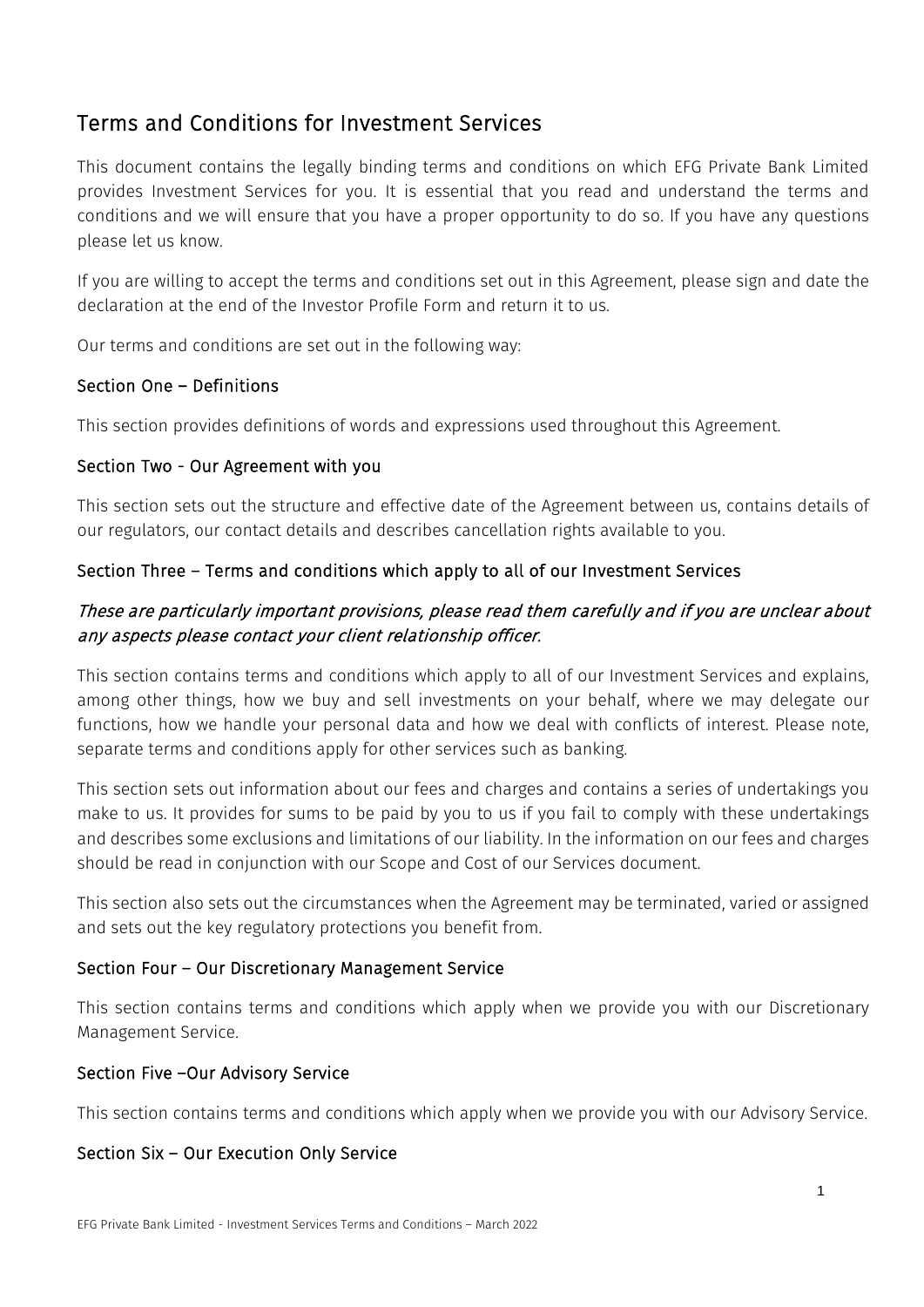# Terms and Conditions for Investment Services

This document contains the legally binding terms and conditions on which EFG Private Bank Limited provides Investment Services for you. It is essential that you read and understand the terms and conditions and we will ensure that you have a proper opportunity to do so. If you have any questions please let us know.

If you are willing to accept the terms and conditions set out in this Agreement, please sign and date the declaration at the end of the Investor Profile Form and return it to us.

Our terms and conditions are set out in the following way:

### Section One – Definitions

This section provides definitions of words and expressions used throughout this Agreement.

### Section Two - Our Agreement with you

This section sets out the structure and effective date of the Agreement between us, contains details of our regulators, our contact details and describes cancellation rights available to you.

### Section Three – Terms and conditions which apply to all of our Investment Services

*These are particularly important provisions, please read them carefully and if you are unclear about any aspects please contact your client relationship officer.*

This section contains terms and conditions which apply to all of our Investment Services and explains, among other things, how we buy and sell investments on your behalf, where we may delegate our functions, how we handle your personal data and how we deal with conflicts of interest. Please note, separate terms and conditions apply for other services such as banking.

This section sets out information about our fees and charges and contains a series of undertakings you make to us. It provides for sums to be paid by you to us if you fail to comply with these undertakings and describes some exclusions and limitations of our liability. In the information on our fees and charges should be read in conjunction with our Scope and Cost of our Services document.

This section also sets out the circumstances when the Agreement may be terminated, varied or assigned and sets out the key regulatory protections you benefit from.

### Section Four – Our Discretionary Management Service

This section contains terms and conditions which apply when we provide you with our Discretionary Management Service.

### Section Five –Our Advisory Service

This section contains terms and conditions which apply when we provide you with our Advisory Service.

### Section Six – Our Execution Only Service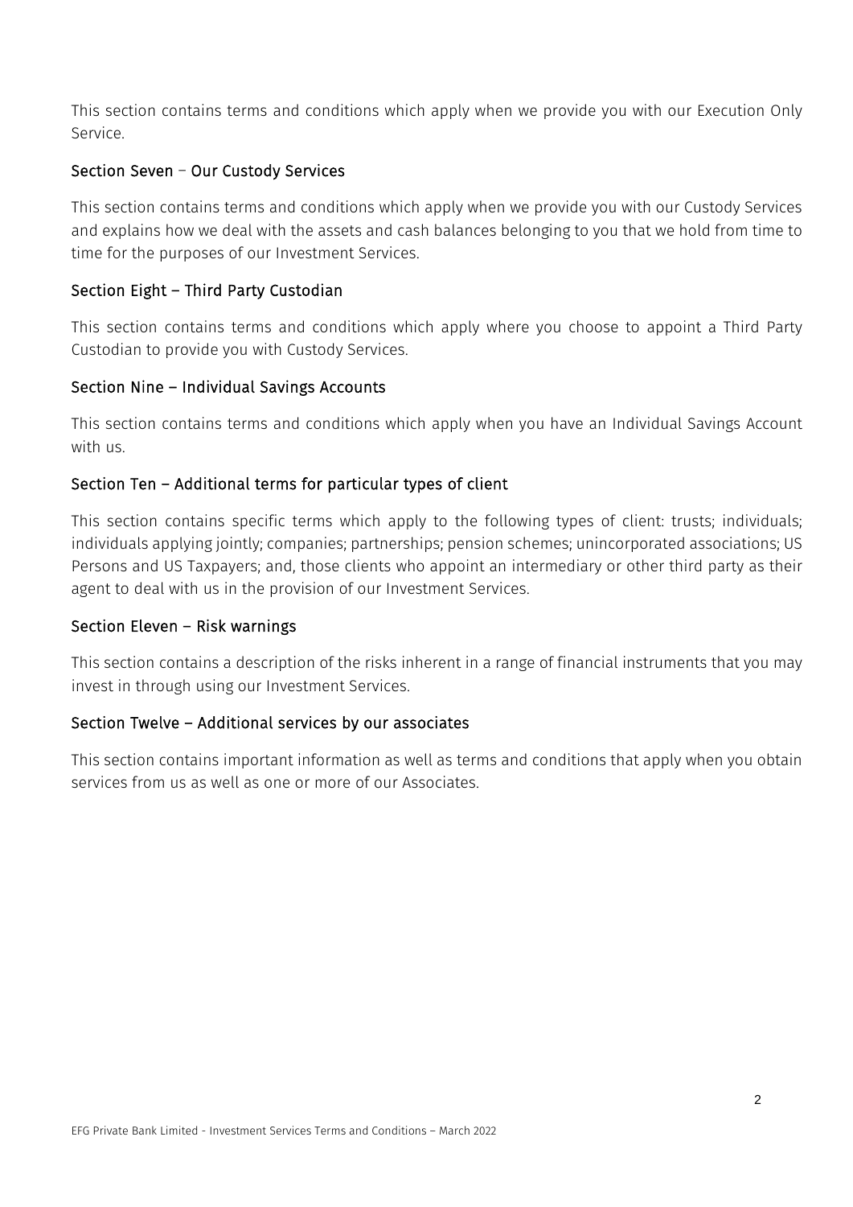This section contains terms and conditions which apply when we provide you with our Execution Only Service.

### Section Seven – Our Custody Services

This section contains terms and conditions which apply when we provide you with our Custody Services and explains how we deal with the assets and cash balances belonging to you that we hold from time to time for the purposes of our Investment Services.

### Section Eight – Third Party Custodian

This section contains terms and conditions which apply where you choose to appoint a Third Party Custodian to provide you with Custody Services.

### Section Nine – Individual Savings Accounts

This section contains terms and conditions which apply when you have an Individual Savings Account with us.

### Section Ten – Additional terms for particular types of client

This section contains specific terms which apply to the following types of client: trusts; individuals; individuals applying jointly; companies; partnerships; pension schemes; unincorporated associations; US Persons and US Taxpayers; and, those clients who appoint an intermediary or other third party as their agent to deal with us in the provision of our Investment Services.

### Section Eleven – Risk warnings

This section contains a description of the risks inherent in a range of financial instruments that you may invest in through using our Investment Services.

### Section Twelve – Additional services by our associates

This section contains important information as well as terms and conditions that apply when you obtain services from us as well as one or more of our Associates.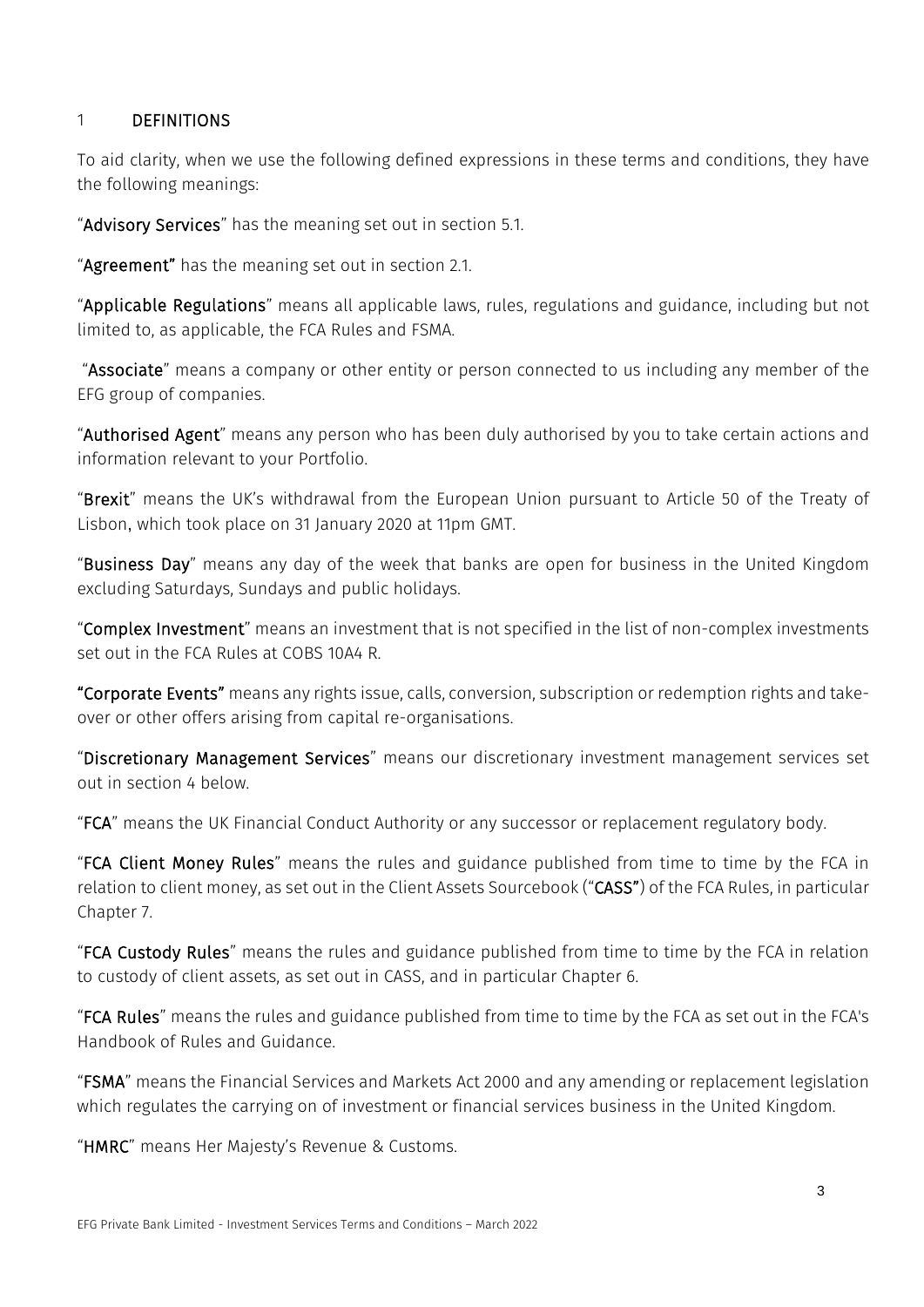## 1 DEFINITIONS

To aid clarity, when we use the following defined expressions in these terms and conditions, they have the following meanings:

"**Advisory Services**" has the meaning set out in section 5.1.

"**Agreement**" has the meaning set out in section 2.1.

"**Applicable Regulations**" means all applicable laws, rules, regulations and guidance, including but not limited to, as applicable, the FCA Rules and FSMA.

"**Associate**" means a company or other entity or person connected to us including any member of the EFG group of companies.

"**Authorised Agent**" means any person who has been duly authorised by you to take certain actions and information relevant to your Portfolio.

"**Brexit**" means the UK's withdrawal from the European Union pursuant to Article 50 of the Treaty of Lisbon, which took place on 31 January 2020 at 11pm GMT.

"**Business Day**" means any day of the week that banks are open for business in the United Kingdom excluding Saturdays, Sundays and public holidays.

"**Complex Investment**" means an investment that is not specified in the list of non-complex investments set out in the FCA Rules at COBS 10A4 R.

"**Corporate Events**" means any rights issue, calls, conversion, subscription or redemption rights and take-over or other offers arising from capital re-organisations.

"**Discretionary Management Services**" means our discretionary investment management services set out in section 4 below.

"**FCA**" means the UK Financial Conduct Authority or any successor or replacement regulatory body.

"**FCA Client Money Rules**" means the rules and guidance published from time to time by the FCA in relation to client money, as set out in the Client Assets Sourcebook ("**CASS**") of the FCA Rules, in particular Chapter 7.

"**FCA Custody Rules**" means the rules and guidance published from time to time by the FCA in relation to custody of client assets, as set out in CASS, and in particular Chapter 6.

"**FCA Rules**" means the rules and guidance published from time to time by the FCA as set out in the FCA's Handbook of Rules and Guidance.

"**FSMA**" means the Financial Services and Markets Act 2000 and any amending or replacement legislation which regulates the carrying on of investment or financial services business in the United Kingdom.

"**HMRC**" means Her Majesty's Revenue & Customs.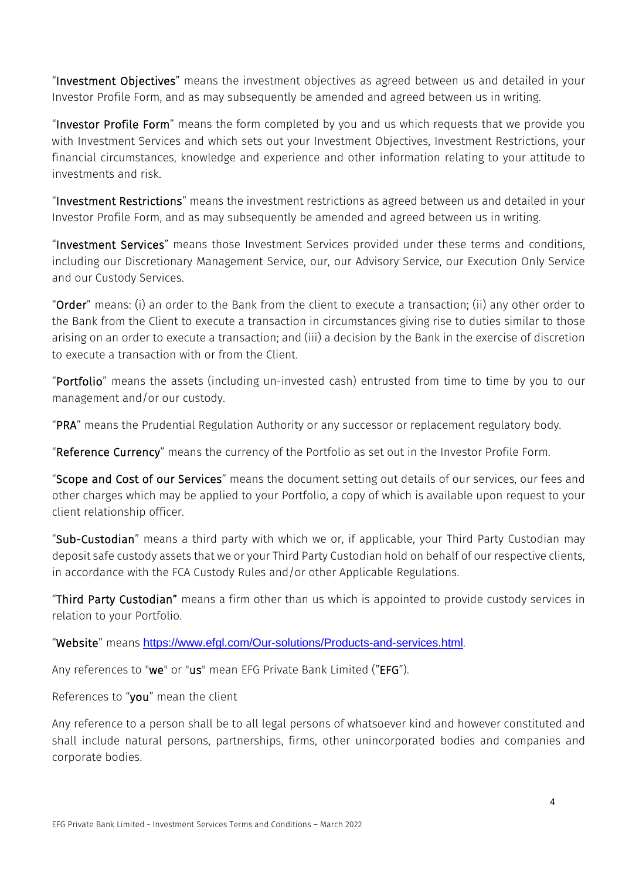"**Investment Objectives**" means the investment objectives as agreed between us and detailed in your Investor Profile Form, and as may subsequently be amended and agreed between us in writing.

"**Investor Profile Form**" means the form completed by you and us which requests that we provide you with Investment Services and which sets out your Investment Objectives, Investment Restrictions, your financial circumstances, knowledge and experience and other information relating to your attitude to investments and risk.

"**Investment Restrictions**" means the investment restrictions as agreed between us and detailed in your Investor Profile Form, and as may subsequently be amended and agreed between us in writing.

"**Investment Services**" means those Investment Services provided under these terms and conditions, including our Discretionary Management Service, our, our Advisory Service, our Execution Only Service and our Custody Services.

"**Order**" means: (i) an order to the Bank from the client to execute a transaction; (ii) any other order to the Bank from the Client to execute a transaction in circumstances giving rise to duties similar to those arising on an order to execute a transaction; and (iii) a decision by the Bank in the exercise of discretion to execute a transaction with or from the Client.

"**Portfolio**" means the assets (including un-invested cash) entrusted from time to time by you to our management and/or our custody.

"**PRA**" means the Prudential Regulation Authority or any successor or replacement regulatory body.

"**Reference Currency**" means the currency of the Portfolio as set out in the Investor Profile Form.

"**Scope and Cost of our Services**" means the document setting out details of our services, our fees and other charges which may be applied to your Portfolio, a copy of which is available upon request to your client relationship officer.

"**Sub-Custodian**" means a third party with which we or, if applicable, your Third Party Custodian may deposit safe custody assets that we or your Third Party Custodian hold on behalf of our respective clients, in accordance with the FCA Custody Rules and/or other Applicable Regulations.

"**Third Party Custodian"** means a firm other than us which is appointed to provide custody services in relation to your Portfolio.

"**Website**" means [https://www.efgl.com/Our-solutions/Products-and-services.html](https://www.efgl.com/Our-solutions/Products-and-services.html).

Any references to "**we**" or "**us**" mean EFG Private Bank Limited ("**EFG**").

References to "**you**" mean the client

Any reference to a person shall be to all legal persons of whatsoever kind and however constituted and shall include natural persons, partnerships, firms, other unincorporated bodies and companies and corporate bodies.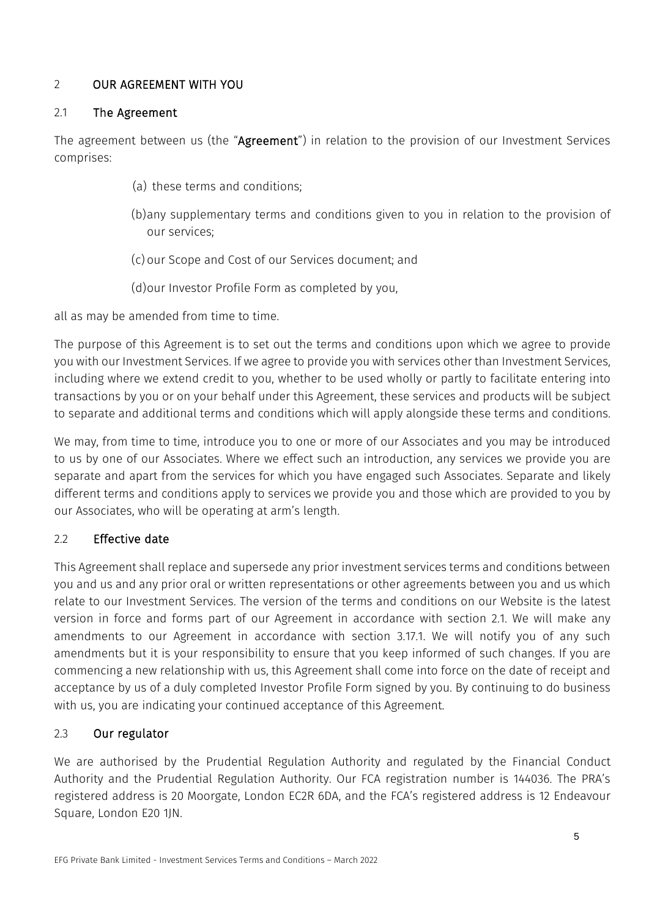## 2 OUR AGREEMENT WITH YOU

### 2.1 The Agreement

The agreement between us (the "**Agreement**") in relation to the provision of our Investment Services comprises:

(a) these terms and conditions;

(b) any supplementary terms and conditions given to you in relation to the provision of our services;

(c) our Scope and Cost of our Services document; and

(d) our Investor Profile Form as completed by you,

all as may be amended from time to time.

The purpose of this Agreement is to set out the terms and conditions upon which we agree to provide you with our Investment Services. If we agree to provide you with services other than Investment Services, including where we extend credit to you, whether to be used wholly or partly to facilitate entering into transactions by you or on your behalf under this Agreement, these services and products will be subject to separate and additional terms and conditions which will apply alongside these terms and conditions.

We may, from time to time, introduce you to one or more of our Associates and you may be introduced to us by one of our Associates. Where we effect such an introduction, any services we provide you are separate and apart from the services for which you have engaged such Associates. Separate and likely different terms and conditions apply to services we provide you and those which are provided to you by our Associates, who will be operating at arm's length.

### 2.2 Effective date

This Agreement shall replace and supersede any prior investment services terms and conditions between you and us and any prior oral or written representations or other agreements between you and us which relate to our Investment Services. The version of the terms and conditions on our Website is the latest version in force and forms part of our Agreement in accordance with section 2.1. We will make any amendments to our Agreement in accordance with section 3.17.1. We will notify you of any such amendments but it is your responsibility to ensure that you keep informed of such changes. If you are commencing a new relationship with us, this Agreement shall come into force on the date of receipt and acceptance by us of a duly completed Investor Profile Form signed by you. By continuing to do business with us, you are indicating your continued acceptance of this Agreement.

### 2.3 Our regulator

We are authorised by the Prudential Regulation Authority and regulated by the Financial Conduct Authority and the Prudential Regulation Authority. Our FCA registration number is 144036. The PRA's registered address is 20 Moorgate, London EC2R 6DA, and the FCA's registered address is 12 Endeavour Square, London E20 1JN.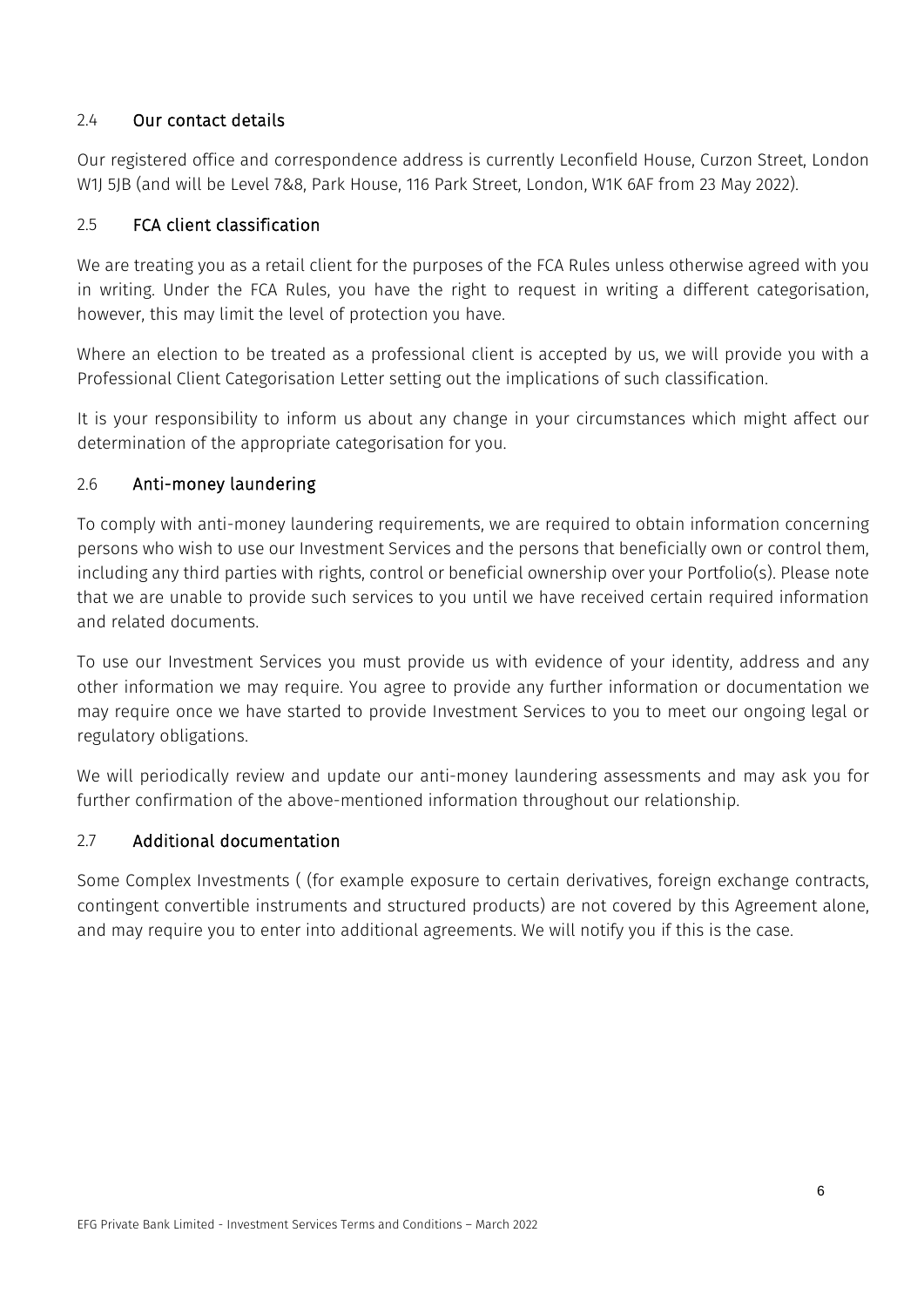### 2.4 Our contact details

Our registered office and correspondence address is currently Leconfield House, Curzon Street, London W1J 5JB (and will be Level 7&8, Park House, 116 Park Street, London, W1K 6AF from 23 May 2022).

### 2.5 FCA client classification

We are treating you as a retail client for the purposes of the FCA Rules unless otherwise agreed with you in writing. Under the FCA Rules, you have the right to request in writing a different categorisation, however, this may limit the level of protection you have.

Where an election to be treated as a professional client is accepted by us, we will provide you with a Professional Client Categorisation Letter setting out the implications of such classification.

It is your responsibility to inform us about any change in your circumstances which might affect our determination of the appropriate categorisation for you.

### 2.6 Anti-money laundering

To comply with anti-money laundering requirements, we are required to obtain information concerning persons who wish to use our Investment Services and the persons that beneficially own or control them, including any third parties with rights, control or beneficial ownership over your Portfolio(s). Please note that we are unable to provide such services to you until we have received certain required information and related documents.

To use our Investment Services you must provide us with evidence of your identity, address and any other information we may require. You agree to provide any further information or documentation we may require once we have started to provide Investment Services to you to meet our ongoing legal or regulatory obligations.

We will periodically review and update our anti-money laundering assessments and may ask you for further confirmation of the above-mentioned information throughout our relationship.

### 2.7 Additional documentation

Some Complex Investments ( (for example exposure to certain derivatives, foreign exchange contracts, contingent convertible instruments and structured products) are not covered by this Agreement alone, and may require you to enter into additional agreements. We will notify you if this is the case.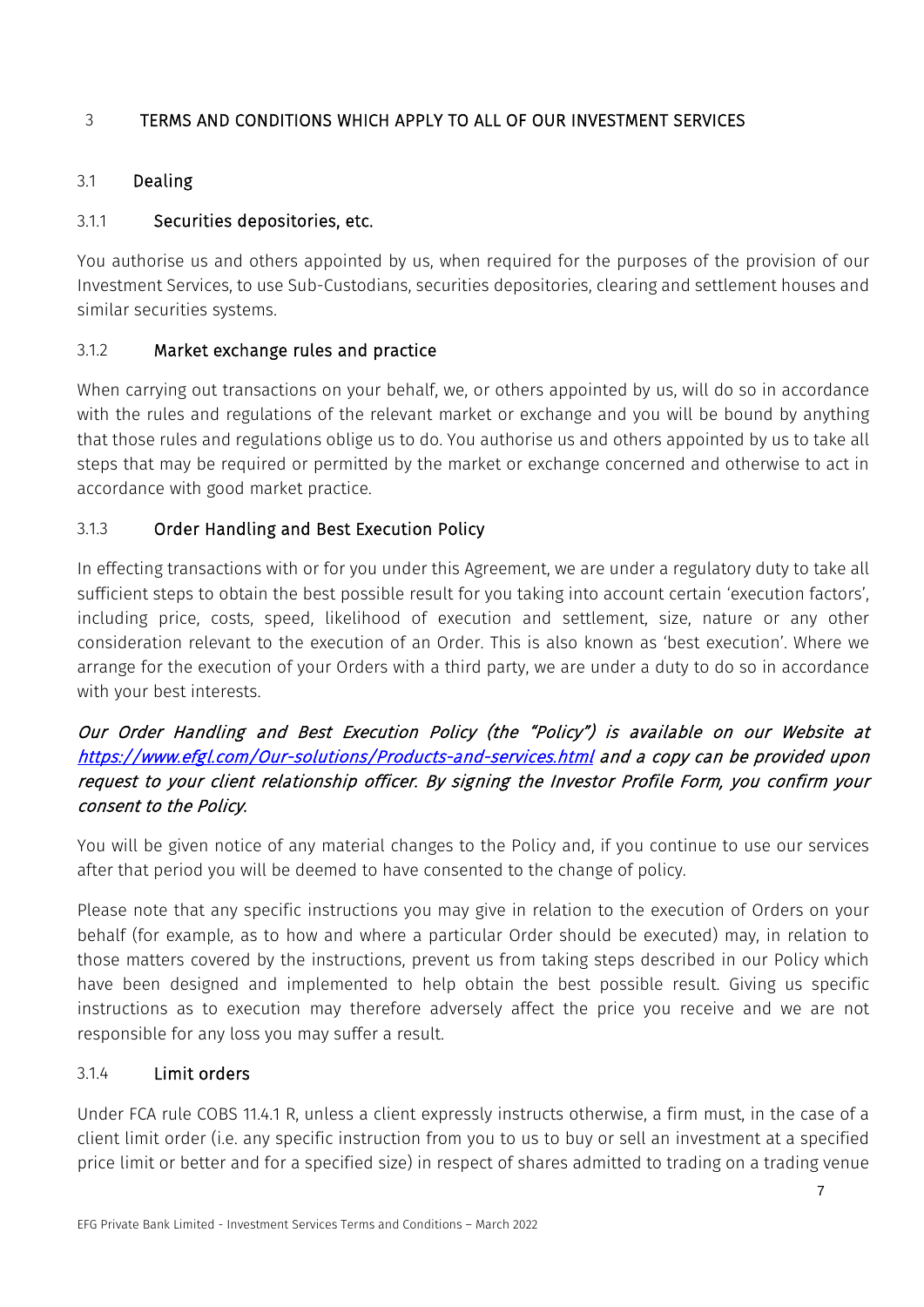# 3 TERMS AND CONDITIONS WHICH APPLY TO ALL OF OUR INVESTMENT SERVICES

## 3.1 Dealing

### 3.1.1 Securities depositories, etc.

You authorise us and others appointed by us, when required for the purposes of the provision of our Investment Services, to use Sub-Custodians, securities depositories, clearing and settlement houses and similar securities systems.

### 3.1.2 Market exchange rules and practice

When carrying out transactions on your behalf, we, or others appointed by us, will do so in accordance with the rules and regulations of the relevant market or exchange and you will be bound by anything that those rules and regulations oblige us to do. You authorise us and others appointed by us to take all steps that may be required or permitted by the market or exchange concerned and otherwise to act in accordance with good market practice.

### 3.1.3 Order Handling and Best Execution Policy

In effecting transactions with or for you under this Agreement, we are under a regulatory duty to take all sufficient steps to obtain the best possible result for you taking into account certain 'execution factors', including price, costs, speed, likelihood of execution and settlement, size, nature or any other consideration relevant to the execution of an Order. This is also known as 'best execution'. Where we arrange for the execution of your Orders with a third party, we are under a duty to do so in accordance with your best interests.

*Our Order Handling and Best Execution Policy (the "Policy") is available on our Website at [https://www.efgl.com/Our-solutions/Products-and-services.html](https://www.efgl.com/Our-solutions/Products-and-services.html) and a copy can be provided upon request to your client relationship officer. By signing the Investor Profile Form, you confirm your consent to the Policy.*

You will be given notice of any material changes to the Policy and, if you continue to use our services after that period you will be deemed to have consented to the change of policy.

Please note that any specific instructions you may give in relation to the execution of Orders on your behalf (for example, as to how and where a particular Order should be executed) may, in relation to those matters covered by the instructions, prevent us from taking steps described in our Policy which have been designed and implemented to help obtain the best possible result. Giving us specific instructions as to execution may therefore adversely affect the price you receive and we are not responsible for any loss you may suffer a result.

### 3.1.4 Limit orders

Under FCA rule COBS 11.4.1 R, unless a client expressly instructs otherwise, a firm must, in the case of a client limit order (i.e. any specific instruction from you to us to buy or sell an investment at a specified price limit or better and for a specified size) in respect of shares admitted to trading on a trading venue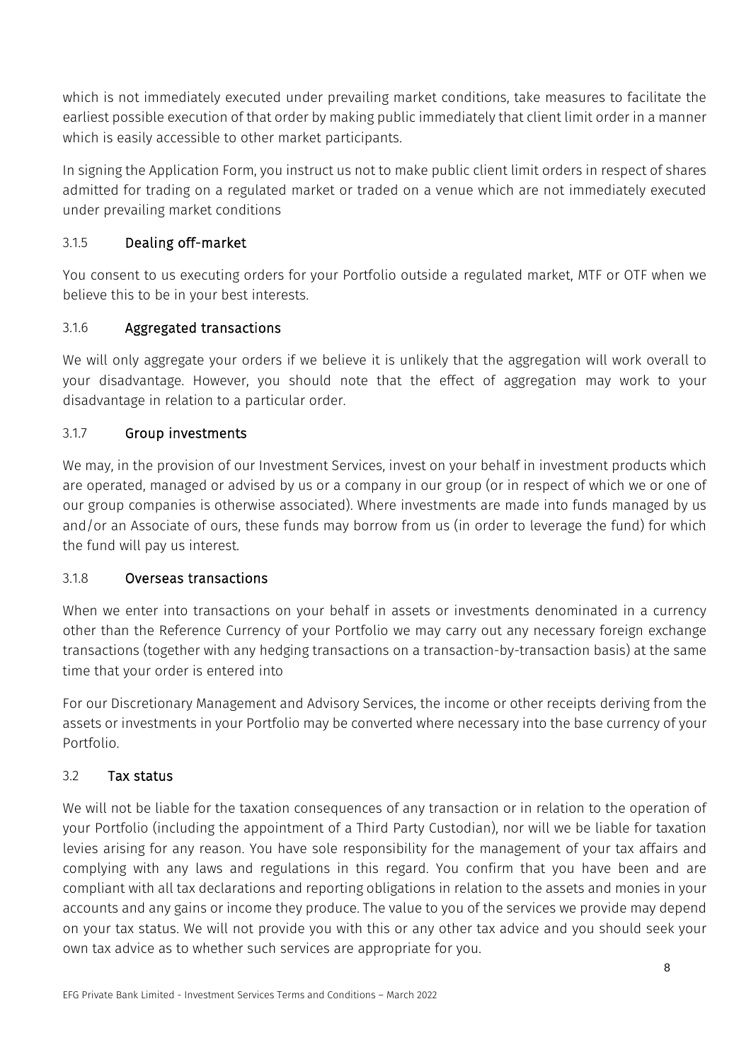which is not immediately executed under prevailing market conditions, take measures to facilitate the earliest possible execution of that order by making public immediately that client limit order in a manner which is easily accessible to other market participants.

In signing the Application Form, you instruct us not to make public client limit orders in respect of shares admitted for trading on a regulated market or traded on a venue which are not immediately executed under prevailing market conditions

### 3.1.5 Dealing off-market

You consent to us executing orders for your Portfolio outside a regulated market, MTF or OTF when we believe this to be in your best interests.

### 3.1.6 Aggregated transactions

We will only aggregate your orders if we believe it is unlikely that the aggregation will work overall to your disadvantage. However, you should note that the effect of aggregation may work to your disadvantage in relation to a particular order.

### 3.1.7 Group investments

We may, in the provision of our Investment Services, invest on your behalf in investment products which are operated, managed or advised by us or a company in our group (or in respect of which we or one of our group companies is otherwise associated). Where investments are made into funds managed by us and/or an Associate of ours, these funds may borrow from us (in order to leverage the fund) for which the fund will pay us interest.

### 3.1.8 Overseas transactions

When we enter into transactions on your behalf in assets or investments denominated in a currency other than the Reference Currency of your Portfolio we may carry out any necessary foreign exchange transactions (together with any hedging transactions on a transaction-by-transaction basis) at the same time that your order is entered into

For our Discretionary Management and Advisory Services, the income or other receipts deriving from the assets or investments in your Portfolio may be converted where necessary into the base currency of your Portfolio.

## 3.2 Tax status

We will not be liable for the taxation consequences of any transaction or in relation to the operation of your Portfolio (including the appointment of a Third Party Custodian), nor will we be liable for taxation levies arising for any reason. You have sole responsibility for the management of your tax affairs and complying with any laws and regulations in this regard. You confirm that you have been and are compliant with all tax declarations and reporting obligations in relation to the assets and monies in your accounts and any gains or income they produce. The value to you of the services we provide may depend on your tax status. We will not provide you with this or any other tax advice and you should seek your own tax advice as to whether such services are appropriate for you.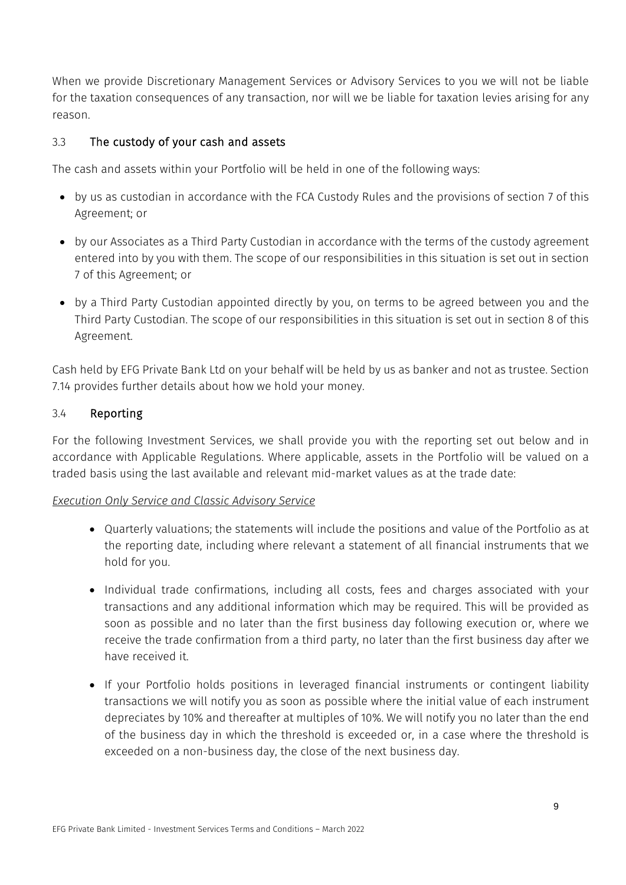When we provide Discretionary Management Services or Advisory Services to you we will not be liable for the taxation consequences of any transaction, nor will we be liable for taxation levies arising for any reason.

### 3.3 The custody of your cash and assets

The cash and assets within your Portfolio will be held in one of the following ways:

- by us as custodian in accordance with the FCA Custody Rules and the provisions of section 7 of this Agreement; or
- by our Associates as a Third Party Custodian in accordance with the terms of the custody agreement entered into by you with them. The scope of our responsibilities in this situation is set out in section 7 of this Agreement; or
- by a Third Party Custodian appointed directly by you, on terms to be agreed between you and the Third Party Custodian. The scope of our responsibilities in this situation is set out in section 8 of this Agreement.

Cash held by EFG Private Bank Ltd on your behalf will be held by us as banker and not as trustee. Section 7.14 provides further details about how we hold your money.

### 3.4 Reporting

For the following Investment Services, we shall provide you with the reporting set out below and in accordance with Applicable Regulations. Where applicable, assets in the Portfolio will be valued on a traded basis using the last available and relevant mid-market values as at the trade date:

*Execution Only Service and Classic Advisory Service*

- Quarterly valuations; the statements will include the positions and value of the Portfolio as at the reporting date, including where relevant a statement of all financial instruments that we hold for you.
- Individual trade confirmations, including all costs, fees and charges associated with your transactions and any additional information which may be required. This will be provided as soon as possible and no later than the first business day following execution or, where we receive the trade confirmation from a third party, no later than the first business day after we have received it.
- If your Portfolio holds positions in leveraged financial instruments or contingent liability transactions we will notify you as soon as possible where the initial value of each instrument depreciates by 10% and thereafter at multiples of 10%. We will notify you no later than the end of the business day in which the threshold is exceeded or, in a case where the threshold is exceeded on a non-business day, the close of the next business day.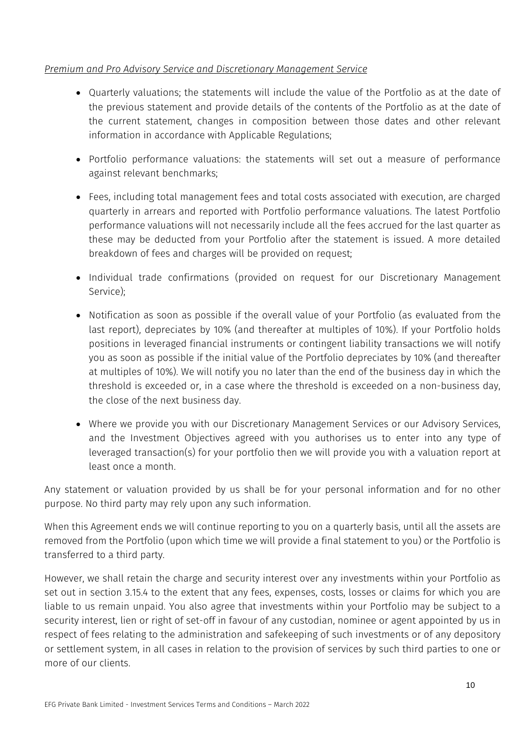*Premium and Pro Advisory Service and Discretionary Management Service*

- Quarterly valuations; the statements will include the value of the Portfolio as at the date of the previous statement and provide details of the contents of the Portfolio as at the date of the current statement, changes in composition between those dates and other relevant information in accordance with Applicable Regulations;
- Portfolio performance valuations: the statements will set out a measure of performance against relevant benchmarks;
- Fees, including total management fees and total costs associated with execution, are charged quarterly in arrears and reported with Portfolio performance valuations. The latest Portfolio performance valuations will not necessarily include all the fees accrued for the last quarter as these may be deducted from your Portfolio after the statement is issued. A more detailed breakdown of fees and charges will be provided on request;
- Individual trade confirmations (provided on request for our Discretionary Management Service);
- Notification as soon as possible if the overall value of your Portfolio (as evaluated from the last report), depreciates by 10% (and thereafter at multiples of 10%). If your Portfolio holds positions in leveraged financial instruments or contingent liability transactions we will notify you as soon as possible if the initial value of the Portfolio depreciates by 10% (and thereafter at multiples of 10%). We will notify you no later than the end of the business day in which the threshold is exceeded or, in a case where the threshold is exceeded on a non-business day, the close of the next business day.
- Where we provide you with our Discretionary Management Services or our Advisory Services, and the Investment Objectives agreed with you authorises us to enter into any type of leveraged transaction(s) for your portfolio then we will provide you with a valuation report at least once a month.

Any statement or valuation provided by us shall be for your personal information and for no other purpose. No third party may rely upon any such information.

When this Agreement ends we will continue reporting to you on a quarterly basis, until all the assets are removed from the Portfolio (upon which time we will provide a final statement to you) or the Portfolio is transferred to a third party.

However, we shall retain the charge and security interest over any investments within your Portfolio as set out in section 3.15.4 to the extent that any fees, expenses, costs, losses or claims for which you are liable to us remain unpaid. You also agree that investments within your Portfolio may be subject to a security interest, lien or right of set-off in favour of any custodian, nominee or agent appointed by us in respect of fees relating to the administration and safekeeping of such investments or of any depository or settlement system, in all cases in relation to the provision of services by such third parties to one or more of our clients.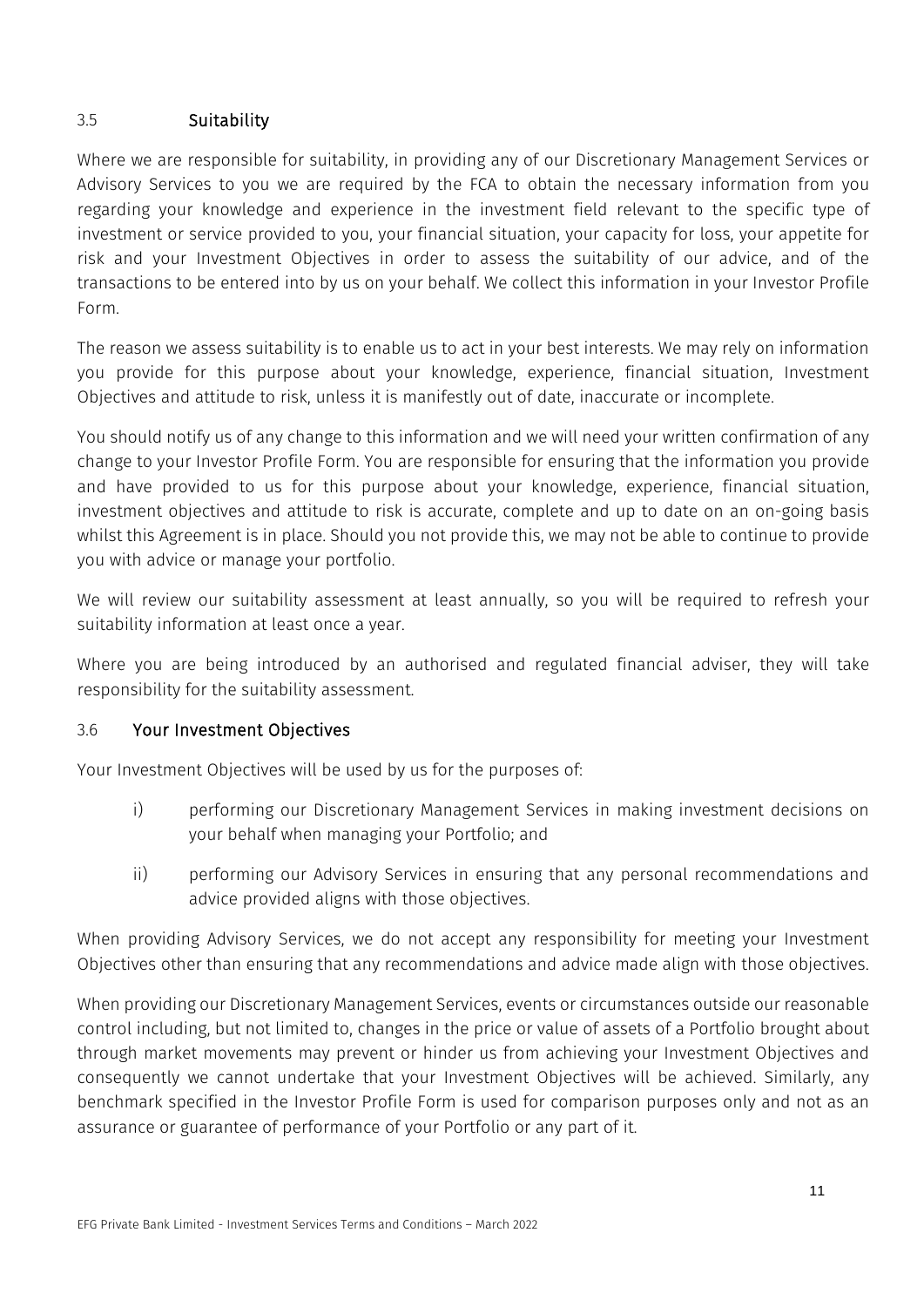### 3.5 Suitability

Where we are responsible for suitability, in providing any of our Discretionary Management Services or Advisory Services to you we are required by the FCA to obtain the necessary information from you regarding your knowledge and experience in the investment field relevant to the specific type of investment or service provided to you, your financial situation, your capacity for loss, your appetite for risk and your Investment Objectives in order to assess the suitability of our advice, and of the transactions to be entered into by us on your behalf. We collect this information in your Investor Profile Form.

The reason we assess suitability is to enable us to act in your best interests. We may rely on information you provide for this purpose about your knowledge, experience, financial situation, Investment Objectives and attitude to risk, unless it is manifestly out of date, inaccurate or incomplete.

You should notify us of any change to this information and we will need your written confirmation of any change to your Investor Profile Form. You are responsible for ensuring that the information you provide and have provided to us for this purpose about your knowledge, experience, financial situation, investment objectives and attitude to risk is accurate, complete and up to date on an on-going basis whilst this Agreement is in place. Should you not provide this, we may not be able to continue to provide you with advice or manage your portfolio.

We will review our suitability assessment at least annually, so you will be required to refresh your suitability information at least once a year.

Where you are being introduced by an authorised and regulated financial adviser, they will take responsibility for the suitability assessment.

### 3.6 Your Investment Objectives

Your Investment Objectives will be used by us for the purposes of:

i) performing our Discretionary Management Services in making investment decisions on your behalf when managing your Portfolio; and

ii) performing our Advisory Services in ensuring that any personal recommendations and advice provided aligns with those objectives.

When providing Advisory Services, we do not accept any responsibility for meeting your Investment Objectives other than ensuring that any recommendations and advice made align with those objectives.

When providing our Discretionary Management Services, events or circumstances outside our reasonable control including, but not limited to, changes in the price or value of assets of a Portfolio brought about through market movements may prevent or hinder us from achieving your Investment Objectives and consequently we cannot undertake that your Investment Objectives will be achieved. Similarly, any benchmark specified in the Investor Profile Form is used for comparison purposes only and not as an assurance or guarantee of performance of your Portfolio or any part of it.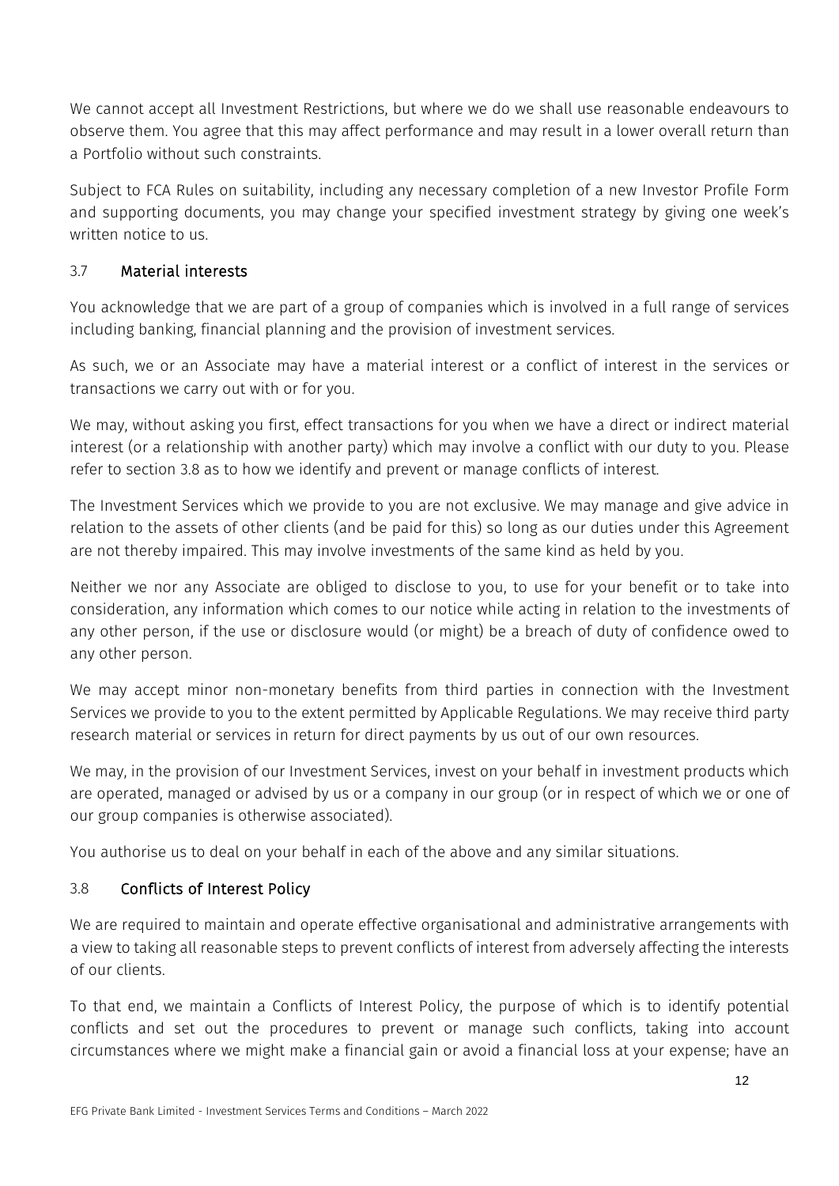We cannot accept all Investment Restrictions, but where we do we shall use reasonable endeavours to observe them. You agree that this may affect performance and may result in a lower overall return than a Portfolio without such constraints.

Subject to FCA Rules on suitability, including any necessary completion of a new Investor Profile Form and supporting documents, you may change your specified investment strategy by giving one week's written notice to us.

### 3.7 Material interests

You acknowledge that we are part of a group of companies which is involved in a full range of services including banking, financial planning and the provision of investment services.

As such, we or an Associate may have a material interest or a conflict of interest in the services or transactions we carry out with or for you.

We may, without asking you first, effect transactions for you when we have a direct or indirect material interest (or a relationship with another party) which may involve a conflict with our duty to you. Please refer to section 3.8 as to how we identify and prevent or manage conflicts of interest.

The Investment Services which we provide to you are not exclusive. We may manage and give advice in relation to the assets of other clients (and be paid for this) so long as our duties under this Agreement are not thereby impaired. This may involve investments of the same kind as held by you.

Neither we nor any Associate are obliged to disclose to you, to use for your benefit or to take into consideration, any information which comes to our notice while acting in relation to the investments of any other person, if the use or disclosure would (or might) be a breach of duty of confidence owed to any other person.

We may accept minor non-monetary benefits from third parties in connection with the Investment Services we provide to you to the extent permitted by Applicable Regulations. We may receive third party research material or services in return for direct payments by us out of our own resources.

We may, in the provision of our Investment Services, invest on your behalf in investment products which are operated, managed or advised by us or a company in our group (or in respect of which we or one of our group companies is otherwise associated).

You authorise us to deal on your behalf in each of the above and any similar situations.

### 3.8 Conflicts of Interest Policy

We are required to maintain and operate effective organisational and administrative arrangements with a view to taking all reasonable steps to prevent conflicts of interest from adversely affecting the interests of our clients.

To that end, we maintain a Conflicts of Interest Policy, the purpose of which is to identify potential conflicts and set out the procedures to prevent or manage such conflicts, taking into account circumstances where we might make a financial gain or avoid a financial loss at your expense; have an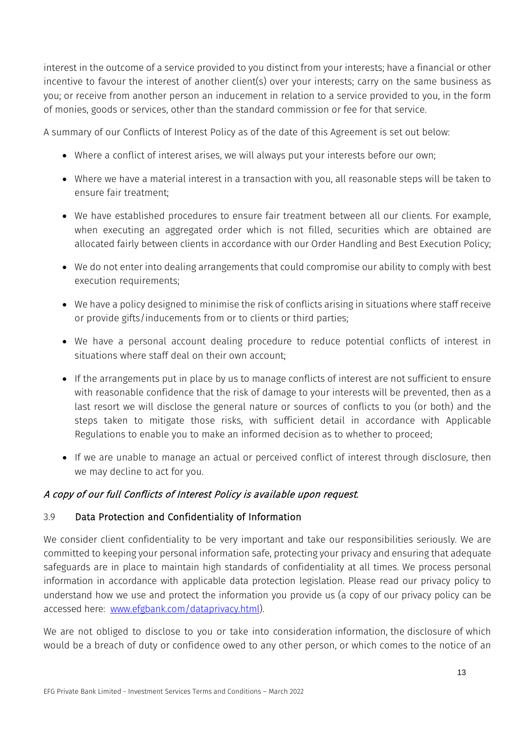interest in the outcome of a service provided to you distinct from your interests; have a financial or other incentive to favour the interest of another client(s) over your interests; carry on the same business as you; or receive from another person an inducement in relation to a service provided to you, in the form of monies, goods or services, other than the standard commission or fee for that service.

A summary of our Conflicts of Interest Policy as of the date of this Agreement is set out below:

- Where a conflict of interest arises, we will always put your interests before our own;
- Where we have a material interest in a transaction with you, all reasonable steps will be taken to ensure fair treatment;
- We have established procedures to ensure fair treatment between all our clients. For example, when executing an aggregated order which is not filled, securities which are obtained are allocated fairly between clients in accordance with our Order Handling and Best Execution Policy;
- We do not enter into dealing arrangements that could compromise our ability to comply with best execution requirements;
- We have a policy designed to minimise the risk of conflicts arising in situations where staff receive or provide gifts/inducements from or to clients or third parties;
- We have a personal account dealing procedure to reduce potential conflicts of interest in situations where staff deal on their own account;
- If the arrangements put in place by us to manage conflicts of interest are not sufficient to ensure with reasonable confidence that the risk of damage to your interests will be prevented, then as a last resort we will disclose the general nature or sources of conflicts to you (or both) and the steps taken to mitigate those risks, with sufficient detail in accordance with Applicable Regulations to enable you to make an informed decision as to whether to proceed;
- If we are unable to manage an actual or perceived conflict of interest through disclosure, then we may decline to act for you.

*A copy of our full Conflicts of Interest Policy is available upon request.*

### 3.9 Data Protection and Confidentiality of Information

We consider client confidentiality to be very important and take our responsibilities seriously. We are committed to keeping your personal information safe, protecting your privacy and ensuring that adequate safeguards are in place to maintain high standards of confidentiality at all times. We process personal information in accordance with applicable data protection legislation. Please read our privacy policy to understand how we use and protect the information you provide us (a copy of our privacy policy can be accessed here: [www.efgbank.com/dataprivacy.html](www.efgbank.com/dataprivacy.html)).

We are not obliged to disclose to you or take into consideration information, the disclosure of which would be a breach of duty or confidence owed to any other person, or which comes to the notice of an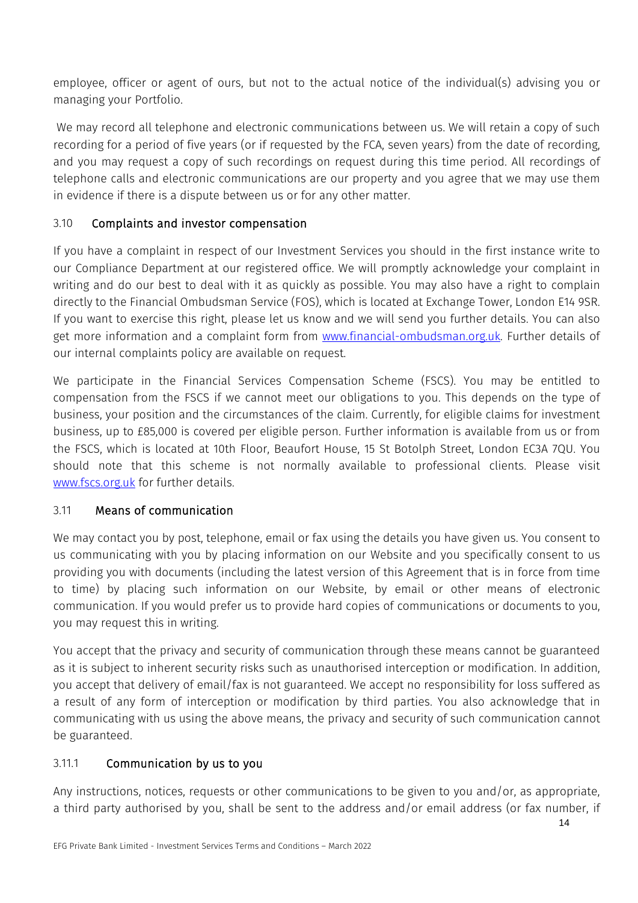employee, officer or agent of ours, but not to the actual notice of the individual(s) advising you or managing your Portfolio.

We may record all telephone and electronic communications between us. We will retain a copy of such recording for a period of five years (or if requested by the FCA, seven years) from the date of recording, and you may request a copy of such recordings on request during this time period. All recordings of telephone calls and electronic communications are our property and you agree that we may use them in evidence if there is a dispute between us or for any other matter.

### 3.10 Complaints and investor compensation

If you have a complaint in respect of our Investment Services you should in the first instance write to our Compliance Department at our registered office. We will promptly acknowledge your complaint in writing and do our best to deal with it as quickly as possible. You may also have a right to complain directly to the Financial Ombudsman Service (FOS), which is located at Exchange Tower, London E14 9SR. If you want to exercise this right, please let us know and we will send you further details. You can also get more information and a complaint form from [www.financial-ombudsman.org.uk](www.financial-ombudsman.org.uk). Further details of our internal complaints policy are available on request.

We participate in the Financial Services Compensation Scheme (FSCS). You may be entitled to compensation from the FSCS if we cannot meet our obligations to you. This depends on the type of business, your position and the circumstances of the claim. Currently, for eligible claims for investment business, up to £85,000 is covered per eligible person. Further information is available from us or from the FSCS, which is located at 10th Floor, Beaufort House, 15 St Botolph Street, London EC3A 7QU. You should note that this scheme is not normally available to professional clients. Please visit [www.fscs.org.uk](www.fscs.org.uk) for further details.

### 3.11 Means of communication

We may contact you by post, telephone, email or fax using the details you have given us. You consent to us communicating with you by placing information on our Website and you specifically consent to us providing you with documents (including the latest version of this Agreement that is in force from time to time) by placing such information on our Website, by email or other means of electronic communication. If you would prefer us to provide hard copies of communications or documents to you, you may request this in writing.

You accept that the privacy and security of communication through these means cannot be guaranteed as it is subject to inherent security risks such as unauthorised interception or modification. In addition, you accept that delivery of email/fax is not guaranteed. We accept no responsibility for loss suffered as a result of any form of interception or modification by third parties. You also acknowledge that in communicating with us using the above means, the privacy and security of such communication cannot be guaranteed.

#### 3.11.1 Communication by us to you

Any instructions, notices, requests or other communications to be given to you and/or, as appropriate, a third party authorised by you, shall be sent to the address and/or email address (or fax number, if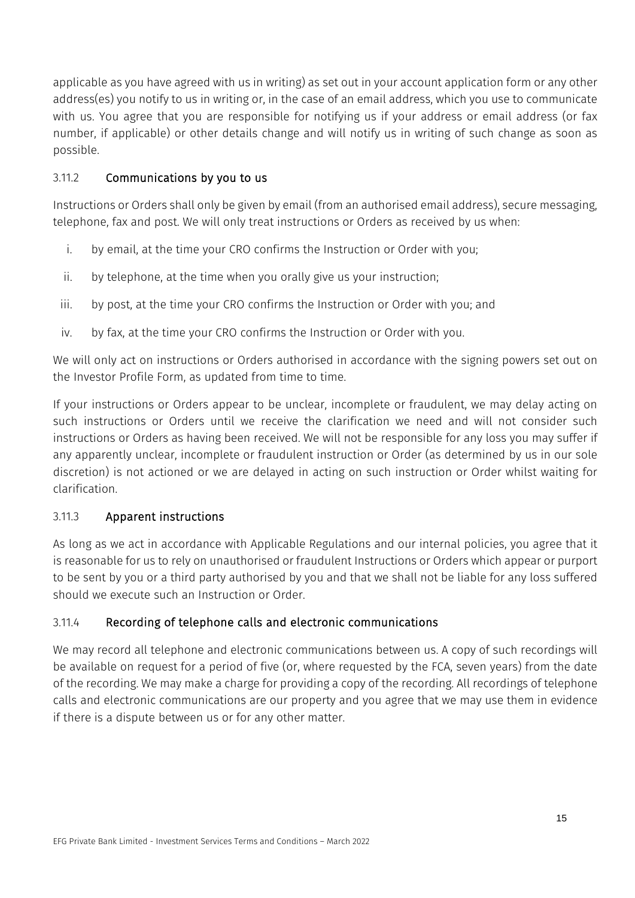applicable as you have agreed with us in writing) as set out in your account application form or any other address(es) you notify to us in writing or, in the case of an email address, which you use to communicate with us. You agree that you are responsible for notifying us if your address or email address (or fax number, if applicable) or other details change and will notify us in writing of such change as soon as possible.

#### 3.11.2 Communications by you to us

Instructions or Orders shall only be given by email (from an authorised email address), secure messaging, telephone, fax and post. We will only treat instructions or Orders as received by us when:

i. by email, at the time your CRO confirms the Instruction or Order with you;

ii. by telephone, at the time when you orally give us your instruction;

iii. by post, at the time your CRO confirms the Instruction or Order with you; and

iv. by fax, at the time your CRO confirms the Instruction or Order with you.

We will only act on instructions or Orders authorised in accordance with the signing powers set out on the Investor Profile Form, as updated from time to time.

If your instructions or Orders appear to be unclear, incomplete or fraudulent, we may delay acting on such instructions or Orders until we receive the clarification we need and will not consider such instructions or Orders as having been received. We will not be responsible for any loss you may suffer if any apparently unclear, incomplete or fraudulent instruction or Order (as determined by us in our sole discretion) is not actioned or we are delayed in acting on such instruction or Order whilst waiting for clarification.

#### 3.11.3 Apparent instructions

As long as we act in accordance with Applicable Regulations and our internal policies, you agree that it is reasonable for us to rely on unauthorised or fraudulent Instructions or Orders which appear or purport to be sent by you or a third party authorised by you and that we shall not be liable for any loss suffered should we execute such an Instruction or Order.

#### 3.11.4 Recording of telephone calls and electronic communications

We may record all telephone and electronic communications between us. A copy of such recordings will be available on request for a period of five (or, where requested by the FCA, seven years) from the date of the recording. We may make a charge for providing a copy of the recording. All recordings of telephone calls and electronic communications are our property and you agree that we may use them in evidence if there is a dispute between us or for any other matter.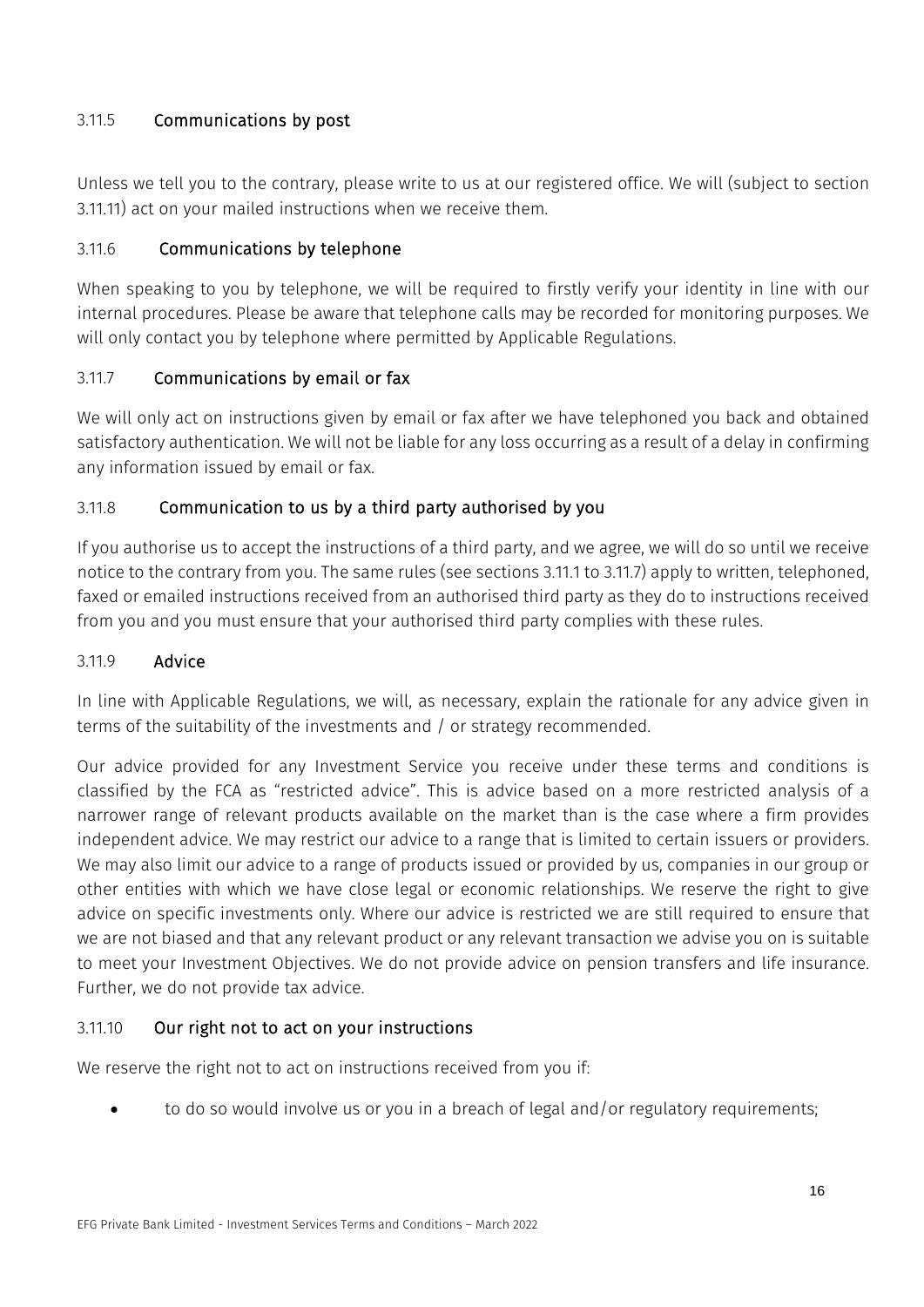### 3.11.5 Communications by post

Unless we tell you to the contrary, please write to us at our registered office. We will (subject to section 3.11.11) act on your mailed instructions when we receive them.

### 3.11.6 Communications by telephone

When speaking to you by telephone, we will be required to firstly verify your identity in line with our internal procedures. Please be aware that telephone calls may be recorded for monitoring purposes. We will only contact you by telephone where permitted by Applicable Regulations.

### 3.11.7 Communications by email or fax

We will only act on instructions given by email or fax after we have telephoned you back and obtained satisfactory authentication. We will not be liable for any loss occurring as a result of a delay in confirming any information issued by email or fax.

### 3.11.8 Communication to us by a third party authorised by you

If you authorise us to accept the instructions of a third party, and we agree, we will do so until we receive notice to the contrary from you. The same rules (see sections 3.11.1 to 3.11.7) apply to written, telephoned, faxed or emailed instructions received from an authorised third party as they do to instructions received from you and you must ensure that your authorised third party complies with these rules.

### 3.11.9 Advice

In line with Applicable Regulations, we will, as necessary, explain the rationale for any advice given in terms of the suitability of the investments and / or strategy recommended.

Our advice provided for any Investment Service you receive under these terms and conditions is classified by the FCA as "restricted advice". This is advice based on a more restricted analysis of a narrower range of relevant products available on the market than is the case where a firm provides independent advice. We may restrict our advice to a range that is limited to certain issuers or providers. We may also limit our advice to a range of products issued or provided by us, companies in our group or other entities with which we have close legal or economic relationships. We reserve the right to give advice on specific investments only. Where our advice is restricted we are still required to ensure that we are not biased and that any relevant product or any relevant transaction we advise you on is suitable to meet your Investment Objectives. We do not provide advice on pension transfers and life insurance. Further, we do not provide tax advice.

### 3.11.10 Our right not to act on your instructions

We reserve the right not to act on instructions received from you if:

- to do so would involve us or you in a breach of legal and/or regulatory requirements;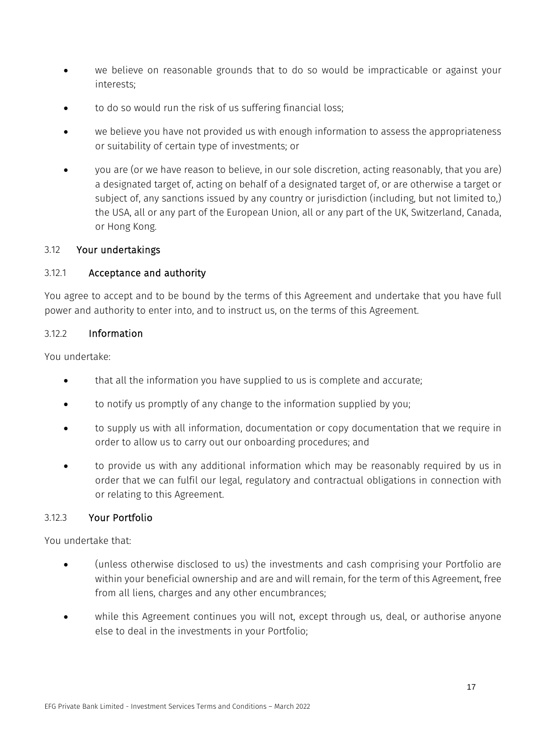- we believe on reasonable grounds that to do so would be impracticable or against your interests;
- to do so would run the risk of us suffering financial loss;
- we believe you have not provided us with enough information to assess the appropriateness or suitability of certain type of investments; or
- you are (or we have reason to believe, in our sole discretion, acting reasonably, that you are) a designated target of, acting on behalf of a designated target of, or are otherwise a target or subject of, any sanctions issued by any country or jurisdiction (including, but not limited to,) the USA, all or any part of the European Union, all or any part of the UK, Switzerland, Canada, or Hong Kong.

### 3.12 Your undertakings

#### 3.12.1 Acceptance and authority

You agree to accept and to be bound by the terms of this Agreement and undertake that you have full power and authority to enter into, and to instruct us, on the terms of this Agreement.

#### 3.12.2 Information

You undertake:

- that all the information you have supplied to us is complete and accurate;
- to notify us promptly of any change to the information supplied by you;
- to supply us with all information, documentation or copy documentation that we require in order to allow us to carry out our onboarding procedures; and
- to provide us with any additional information which may be reasonably required by us in order that we can fulfil our legal, regulatory and contractual obligations in connection with or relating to this Agreement.

#### 3.12.3 Your Portfolio

You undertake that:

- (unless otherwise disclosed to us) the investments and cash comprising your Portfolio are within your beneficial ownership and are and will remain, for the term of this Agreement, free from all liens, charges and any other encumbrances;
- while this Agreement continues you will not, except through us, deal, or authorise anyone else to deal in the investments in your Portfolio;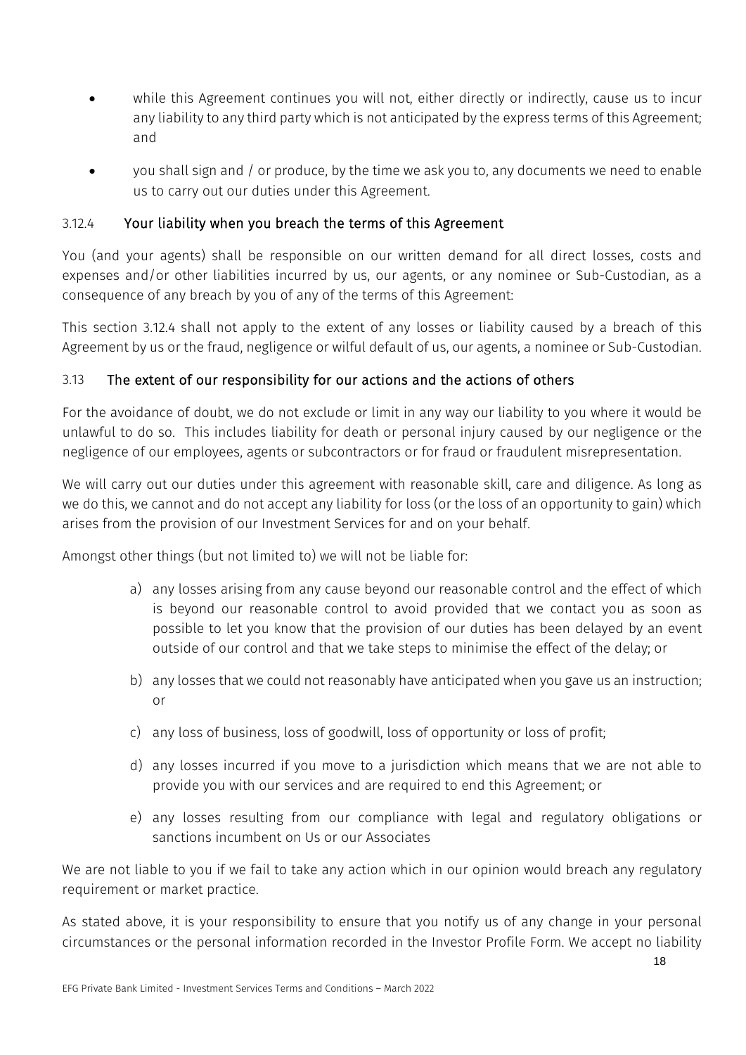- while this Agreement continues you will not, either directly or indirectly, cause us to incur any liability to any third party which is not anticipated by the express terms of this Agreement; and
- you shall sign and / or produce, by the time we ask you to, any documents we need to enable us to carry out our duties under this Agreement.

### 3.12.4 Your liability when you breach the terms of this Agreement

You (and your agents) shall be responsible on our written demand for all direct losses, costs and expenses and/or other liabilities incurred by us, our agents, or any nominee or Sub-Custodian, as a consequence of any breach by you of any of the terms of this Agreement:

This section 3.12.4 shall not apply to the extent of any losses or liability caused by a breach of this Agreement by us or the fraud, negligence or wilful default of us, our agents, a nominee or Sub-Custodian.

## 3.13 The extent of our responsibility for our actions and the actions of others

For the avoidance of doubt, we do not exclude or limit in any way our liability to you where it would be unlawful to do so. This includes liability for death or personal injury caused by our negligence or the negligence of our employees, agents or subcontractors or for fraud or fraudulent misrepresentation.

We will carry out our duties under this agreement with reasonable skill, care and diligence. As long as we do this, we cannot and do not accept any liability for loss (or the loss of an opportunity to gain) which arises from the provision of our Investment Services for and on your behalf.

Amongst other things (but not limited to) we will not be liable for:

a) any losses arising from any cause beyond our reasonable control and the effect of which is beyond our reasonable control to avoid provided that we contact you as soon as possible to let you know that the provision of our duties has been delayed by an event outside of our control and that we take steps to minimise the effect of the delay; or

b) any losses that we could not reasonably have anticipated when you gave us an instruction; or

c) any loss of business, loss of goodwill, loss of opportunity or loss of profit;

d) any losses incurred if you move to a jurisdiction which means that we are not able to provide you with our services and are required to end this Agreement; or

e) any losses resulting from our compliance with legal and regulatory obligations or sanctions incumbent on Us or our Associates

We are not liable to you if we fail to take any action which in our opinion would breach any regulatory requirement or market practice.

As stated above, it is your responsibility to ensure that you notify us of any change in your personal circumstances or the personal information recorded in the Investor Profile Form. We accept no liability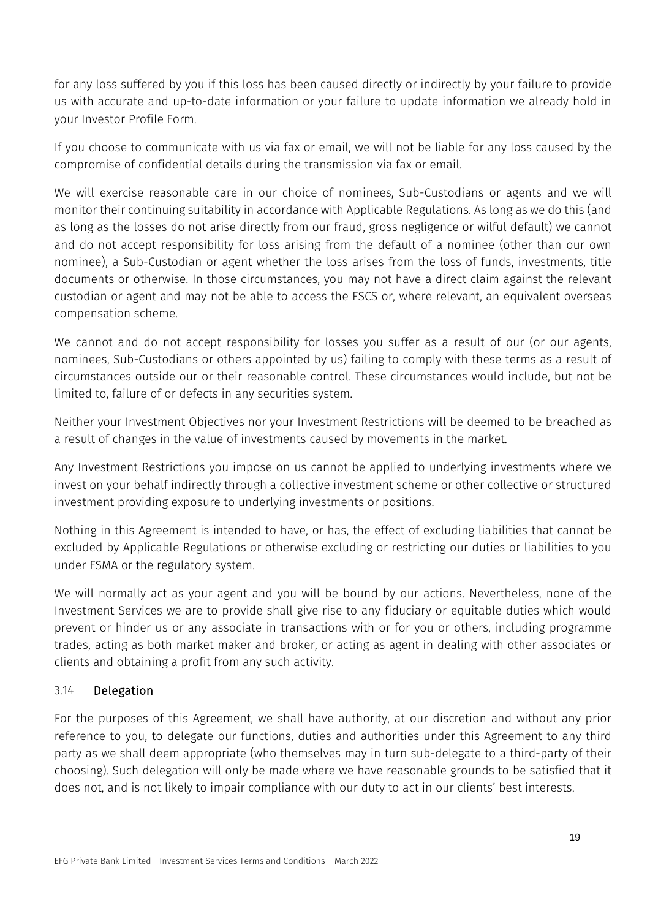for any loss suffered by you if this loss has been caused directly or indirectly by your failure to provide us with accurate and up-to-date information or your failure to update information we already hold in your Investor Profile Form.

If you choose to communicate with us via fax or email, we will not be liable for any loss caused by the compromise of confidential details during the transmission via fax or email.

We will exercise reasonable care in our choice of nominees, Sub-Custodians or agents and we will monitor their continuing suitability in accordance with Applicable Regulations. As long as we do this (and as long as the losses do not arise directly from our fraud, gross negligence or wilful default) we cannot and do not accept responsibility for loss arising from the default of a nominee (other than our own nominee), a Sub-Custodian or agent whether the loss arises from the loss of funds, investments, title documents or otherwise. In those circumstances, you may not have a direct claim against the relevant custodian or agent and may not be able to access the FSCS or, where relevant, an equivalent overseas compensation scheme.

We cannot and do not accept responsibility for losses you suffer as a result of our (or our agents, nominees, Sub-Custodians or others appointed by us) failing to comply with these terms as a result of circumstances outside our or their reasonable control. These circumstances would include, but not be limited to, failure of or defects in any securities system.

Neither your Investment Objectives nor your Investment Restrictions will be deemed to be breached as a result of changes in the value of investments caused by movements in the market.

Any Investment Restrictions you impose on us cannot be applied to underlying investments where we invest on your behalf indirectly through a collective investment scheme or other collective or structured investment providing exposure to underlying investments or positions.

Nothing in this Agreement is intended to have, or has, the effect of excluding liabilities that cannot be excluded by Applicable Regulations or otherwise excluding or restricting our duties or liabilities to you under FSMA or the regulatory system.

We will normally act as your agent and you will be bound by our actions. Nevertheless, none of the Investment Services we are to provide shall give rise to any fiduciary or equitable duties which would prevent or hinder us or any associate in transactions with or for you or others, including programme trades, acting as both market maker and broker, or acting as agent in dealing with other associates or clients and obtaining a profit from any such activity.

### 3.14 Delegation

For the purposes of this Agreement, we shall have authority, at our discretion and without any prior reference to you, to delegate our functions, duties and authorities under this Agreement to any third party as we shall deem appropriate (who themselves may in turn sub-delegate to a third-party of their choosing). Such delegation will only be made where we have reasonable grounds to be satisfied that it does not, and is not likely to impair compliance with our duty to act in our clients' best interests.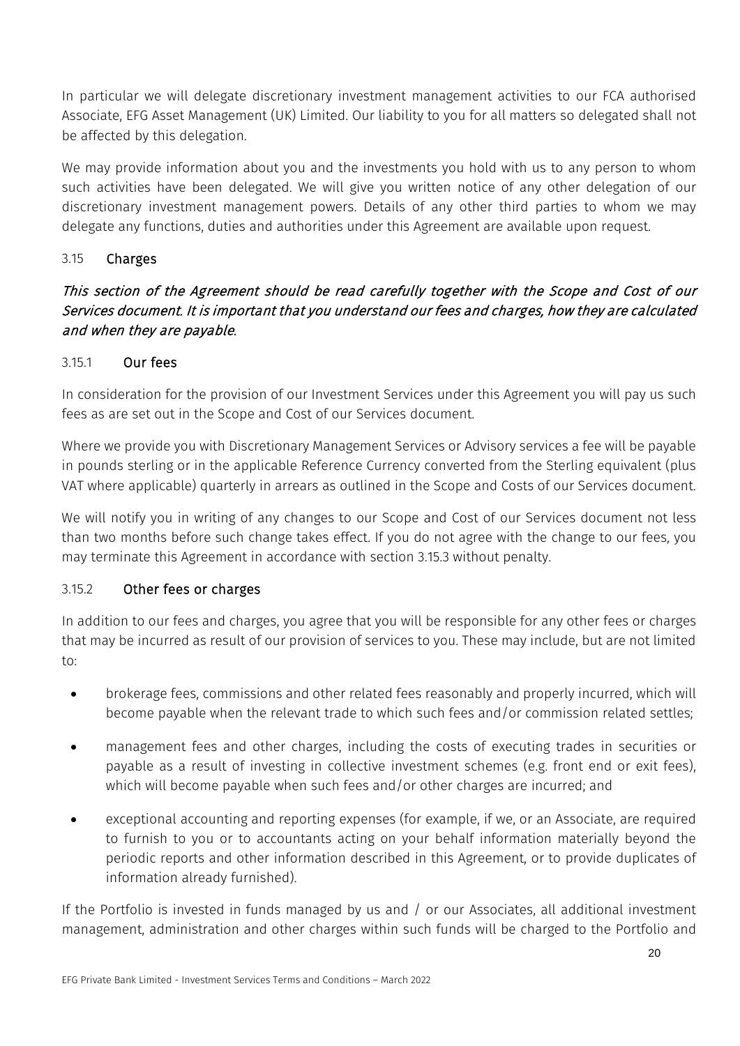In particular we will delegate discretionary investment management activities to our FCA authorised Associate, EFG Asset Management (UK) Limited. Our liability to you for all matters so delegated shall not be affected by this delegation.

We may provide information about you and the investments you hold with us to any person to whom such activities have been delegated. We will give you written notice of any other delegation of our discretionary investment management powers. Details of any other third parties to whom we may delegate any functions, duties and authorities under this Agreement are available upon request.

### 3.15 Charges

***This section of the Agreement should be read carefully together with the Scope and Cost of our Services document. It is important that you understand our fees and charges, how they are calculated and when they are payable.***

#### 3.15.1 Our fees

In consideration for the provision of our Investment Services under this Agreement you will pay us such fees as are set out in the Scope and Cost of our Services document.

Where we provide you with Discretionary Management Services or Advisory services a fee will be payable in pounds sterling or in the applicable Reference Currency converted from the Sterling equivalent (plus VAT where applicable) quarterly in arrears as outlined in the Scope and Costs of our Services document.

We will notify you in writing of any changes to our Scope and Cost of our Services document not less than two months before such change takes effect. If you do not agree with the change to our fees, you may terminate this Agreement in accordance with section 3.15.3 without penalty.

#### 3.15.2 Other fees or charges

In addition to our fees and charges, you agree that you will be responsible for any other fees or charges that may be incurred as result of our provision of services to you. These may include, but are not limited to:

- brokerage fees, commissions and other related fees reasonably and properly incurred, which will become payable when the relevant trade to which such fees and/or commission related settles;
- management fees and other charges, including the costs of executing trades in securities or payable as a result of investing in collective investment schemes (e.g. front end or exit fees), which will become payable when such fees and/or other charges are incurred; and
- exceptional accounting and reporting expenses (for example, if we, or an Associate, are required to furnish to you or to accountants acting on your behalf information materially beyond the periodic reports and other information described in this Agreement, or to provide duplicates of information already furnished).

If the Portfolio is invested in funds managed by us and / or our Associates, all additional investment management, administration and other charges within such funds will be charged to the Portfolio and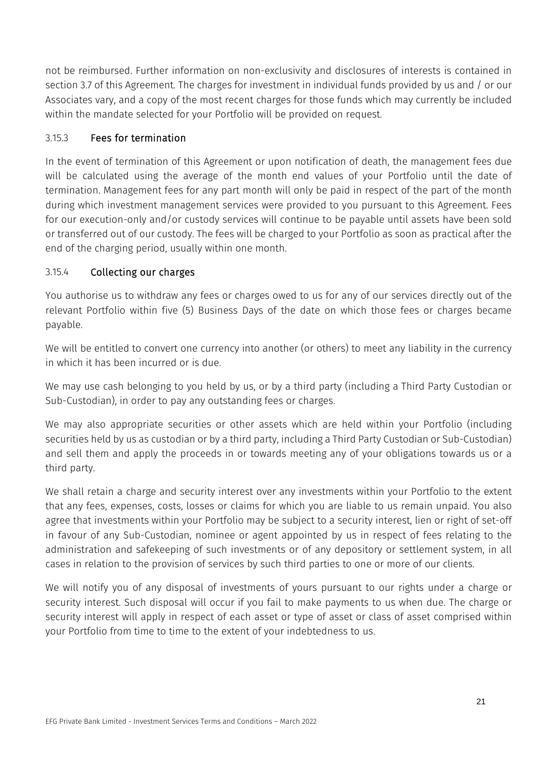not be reimbursed. Further information on non-exclusivity and disclosures of interests is contained in section 3.7 of this Agreement. The charges for investment in individual funds provided by us and / or our Associates vary, and a copy of the most recent charges for those funds which may currently be included within the mandate selected for your Portfolio will be provided on request.

### 3.15.3 Fees for termination

In the event of termination of this Agreement or upon notification of death, the management fees due will be calculated using the average of the month end values of your Portfolio until the date of termination. Management fees for any part month will only be paid in respect of the part of the month during which investment management services were provided to you pursuant to this Agreement. Fees for our execution-only and/or custody services will continue to be payable until assets have been sold or transferred out of our custody. The fees will be charged to your Portfolio as soon as practical after the end of the charging period, usually within one month.

### 3.15.4 Collecting our charges

You authorise us to withdraw any fees or charges owed to us for any of our services directly out of the relevant Portfolio within five (5) Business Days of the date on which those fees or charges became payable.

We will be entitled to convert one currency into another (or others) to meet any liability in the currency in which it has been incurred or is due.

We may use cash belonging to you held by us, or by a third party (including a Third Party Custodian or Sub-Custodian), in order to pay any outstanding fees or charges.

We may also appropriate securities or other assets which are held within your Portfolio (including securities held by us as custodian or by a third party, including a Third Party Custodian or Sub-Custodian) and sell them and apply the proceeds in or towards meeting any of your obligations towards us or a third party.

We shall retain a charge and security interest over any investments within your Portfolio to the extent that any fees, expenses, costs, losses or claims for which you are liable to us remain unpaid. You also agree that investments within your Portfolio may be subject to a security interest, lien or right of set-off in favour of any Sub-Custodian, nominee or agent appointed by us in respect of fees relating to the administration and safekeeping of such investments or of any depository or settlement system, in all cases in relation to the provision of services by such third parties to one or more of our clients.

We will notify you of any disposal of investments of yours pursuant to our rights under a charge or security interest. Such disposal will occur if you fail to make payments to us when due. The charge or security interest will apply in respect of each asset or type of asset or class of asset comprised within your Portfolio from time to time to the extent of your indebtedness to us.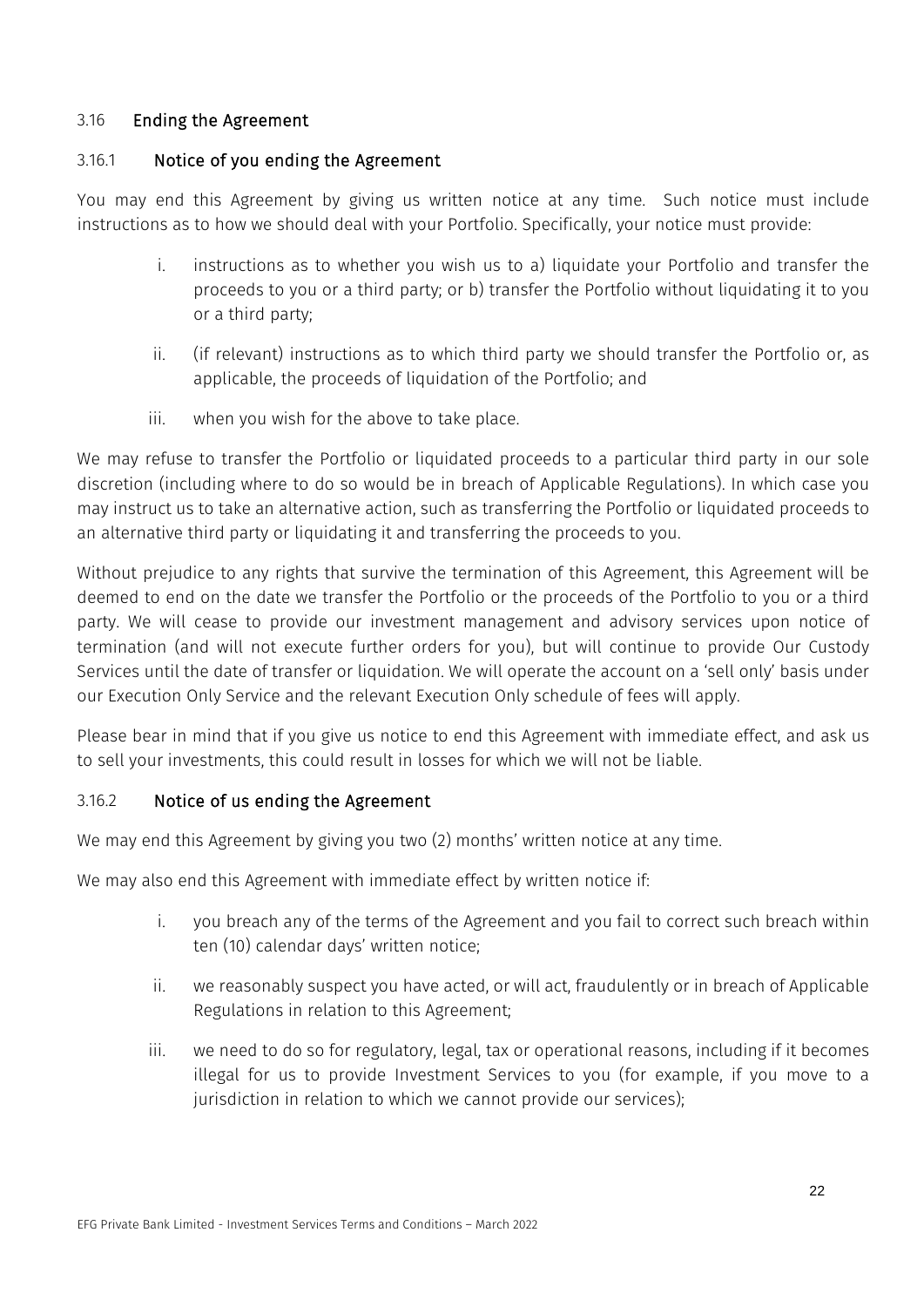### 3.16 Ending the Agreement

#### 3.16.1 Notice of you ending the Agreement

You may end this Agreement by giving us written notice at any time. Such notice must include instructions as to how we should deal with your Portfolio. Specifically, your notice must provide:

i. instructions as to whether you wish us to a) liquidate your Portfolio and transfer the proceeds to you or a third party; or b) transfer the Portfolio without liquidating it to you or a third party;

ii. (if relevant) instructions as to which third party we should transfer the Portfolio or, as applicable, the proceeds of liquidation of the Portfolio; and

iii. when you wish for the above to take place.

We may refuse to transfer the Portfolio or liquidated proceeds to a particular third party in our sole discretion (including where to do so would be in breach of Applicable Regulations). In which case you may instruct us to take an alternative action, such as transferring the Portfolio or liquidated proceeds to an alternative third party or liquidating it and transferring the proceeds to you.

Without prejudice to any rights that survive the termination of this Agreement, this Agreement will be deemed to end on the date we transfer the Portfolio or the proceeds of the Portfolio to you or a third party. We will cease to provide our investment management and advisory services upon notice of termination (and will not execute further orders for you), but will continue to provide Our Custody Services until the date of transfer or liquidation. We will operate the account on a 'sell only' basis under our Execution Only Service and the relevant Execution Only schedule of fees will apply.

Please bear in mind that if you give us notice to end this Agreement with immediate effect, and ask us to sell your investments, this could result in losses for which we will not be liable.

#### 3.16.2 Notice of us ending the Agreement

We may end this Agreement by giving you two (2) months' written notice at any time.

We may also end this Agreement with immediate effect by written notice if:

i. you breach any of the terms of the Agreement and you fail to correct such breach within ten (10) calendar days' written notice;

ii. we reasonably suspect you have acted, or will act, fraudulently or in breach of Applicable Regulations in relation to this Agreement;

iii. we need to do so for regulatory, legal, tax or operational reasons, including if it becomes illegal for us to provide Investment Services to you (for example, if you move to a jurisdiction in relation to which we cannot provide our services);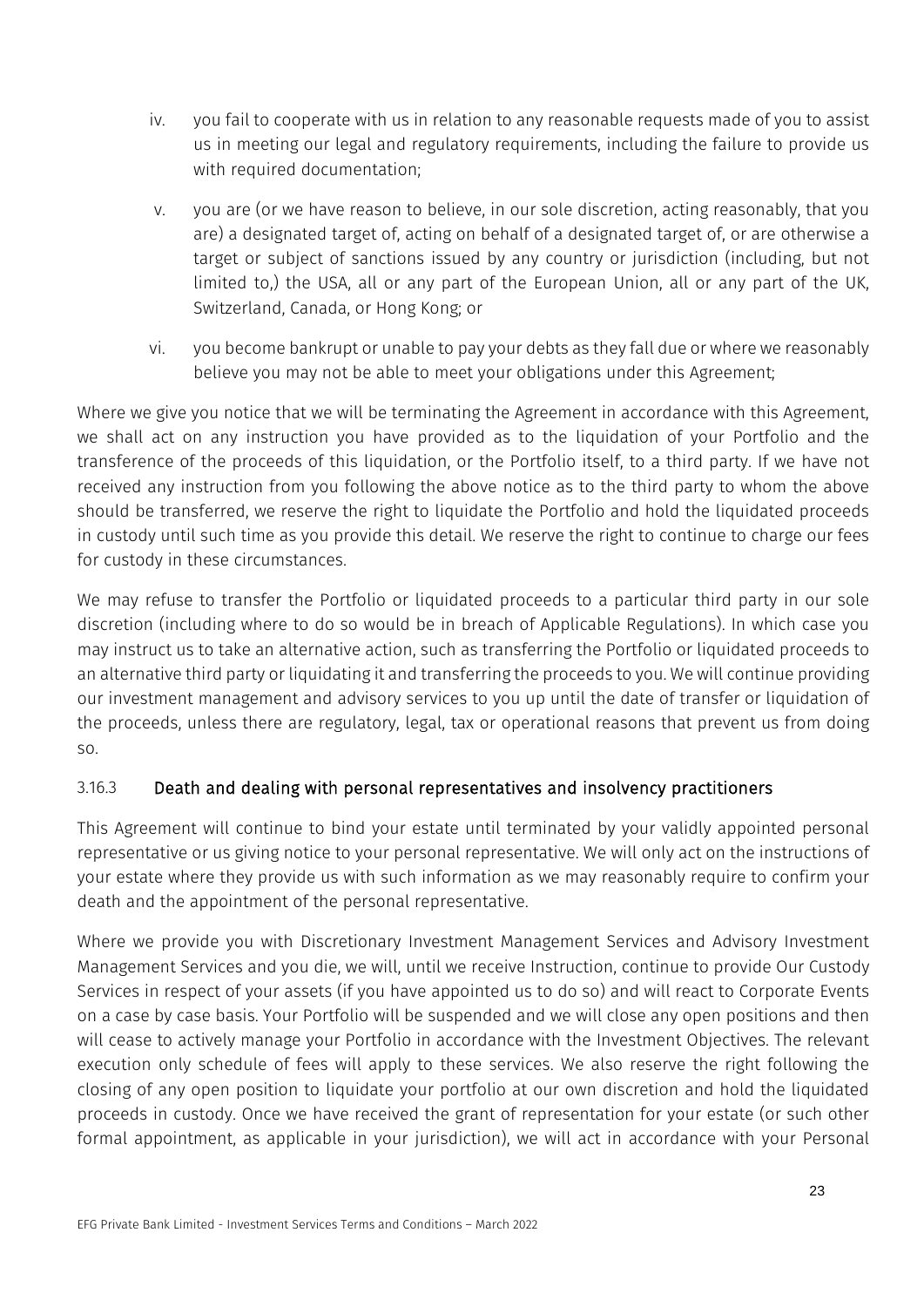iv. you fail to cooperate with us in relation to any reasonable requests made of you to assist us in meeting our legal and regulatory requirements, including the failure to provide us with required documentation;

v. you are (or we have reason to believe, in our sole discretion, acting reasonably, that you are) a designated target of, acting on behalf of a designated target of, or are otherwise a target or subject of sanctions issued by any country or jurisdiction (including, but not limited to,) the USA, all or any part of the European Union, all or any part of the UK, Switzerland, Canada, or Hong Kong; or

vi. you become bankrupt or unable to pay your debts as they fall due or where we reasonably believe you may not be able to meet your obligations under this Agreement;

Where we give you notice that we will be terminating the Agreement in accordance with this Agreement, we shall act on any instruction you have provided as to the liquidation of your Portfolio and the transference of the proceeds of this liquidation, or the Portfolio itself, to a third party. If we have not received any instruction from you following the above notice as to the third party to whom the above should be transferred, we reserve the right to liquidate the Portfolio and hold the liquidated proceeds in custody until such time as you provide this detail. We reserve the right to continue to charge our fees for custody in these circumstances.

We may refuse to transfer the Portfolio or liquidated proceeds to a particular third party in our sole discretion (including where to do so would be in breach of Applicable Regulations). In which case you may instruct us to take an alternative action, such as transferring the Portfolio or liquidated proceeds to an alternative third party or liquidating it and transferring the proceeds to you. We will continue providing our investment management and advisory services to you up until the date of transfer or liquidation of the proceeds, unless there are regulatory, legal, tax or operational reasons that prevent us from doing so.

### 3.16.3 Death and dealing with personal representatives and insolvency practitioners

This Agreement will continue to bind your estate until terminated by your validly appointed personal representative or us giving notice to your personal representative. We will only act on the instructions of your estate where they provide us with such information as we may reasonably require to confirm your death and the appointment of the personal representative.

Where we provide you with Discretionary Investment Management Services and Advisory Investment Management Services and you die, we will, until we receive Instruction, continue to provide Our Custody Services in respect of your assets (if you have appointed us to do so) and will react to Corporate Events on a case by case basis. Your Portfolio will be suspended and we will close any open positions and then will cease to actively manage your Portfolio in accordance with the Investment Objectives. The relevant execution only schedule of fees will apply to these services. We also reserve the right following the closing of any open position to liquidate your portfolio at our own discretion and hold the liquidated proceeds in custody. Once we have received the grant of representation for your estate (or such other formal appointment, as applicable in your jurisdiction), we will act in accordance with your Personal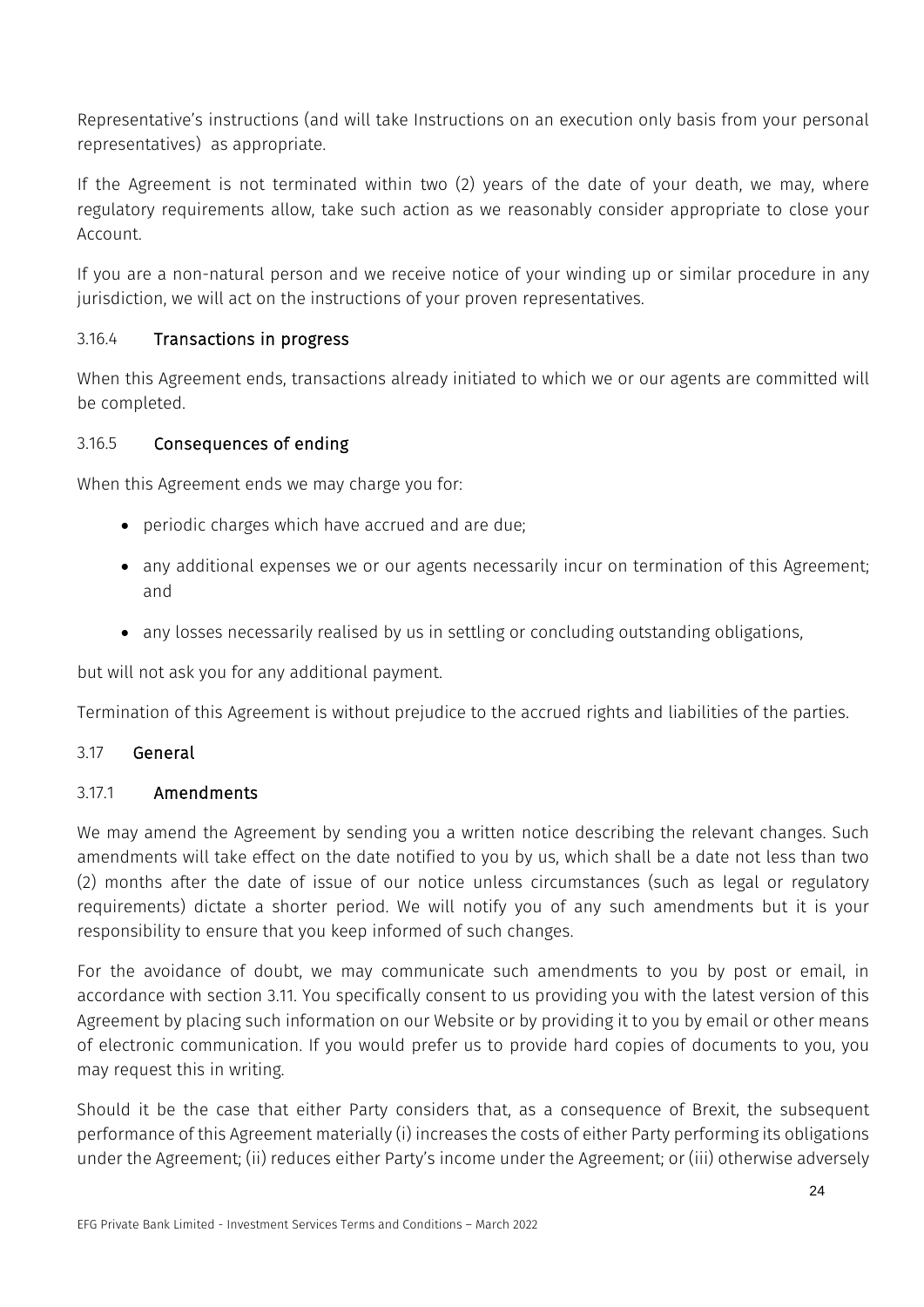Representative's instructions (and will take Instructions on an execution only basis from your personal representatives) as appropriate.

If the Agreement is not terminated within two (2) years of the date of your death, we may, where regulatory requirements allow, take such action as we reasonably consider appropriate to close your Account.

If you are a non-natural person and we receive notice of your winding up or similar procedure in any jurisdiction, we will act on the instructions of your proven representatives.

#### 3.16.4 Transactions in progress

When this Agreement ends, transactions already initiated to which we or our agents are committed will be completed.

#### 3.16.5 Consequences of ending

When this Agreement ends we may charge you for:

- periodic charges which have accrued and are due;
- any additional expenses we or our agents necessarily incur on termination of this Agreement; and
- any losses necessarily realised by us in settling or concluding outstanding obligations,

but will not ask you for any additional payment.

Termination of this Agreement is without prejudice to the accrued rights and liabilities of the parties.

### 3.17 General

#### 3.17.1 Amendments

We may amend the Agreement by sending you a written notice describing the relevant changes. Such amendments will take effect on the date notified to you by us, which shall be a date not less than two (2) months after the date of issue of our notice unless circumstances (such as legal or regulatory requirements) dictate a shorter period. We will notify you of any such amendments but it is your responsibility to ensure that you keep informed of such changes.

For the avoidance of doubt, we may communicate such amendments to you by post or email, in accordance with section 3.11. You specifically consent to us providing you with the latest version of this Agreement by placing such information on our Website or by providing it to you by email or other means of electronic communication. If you would prefer us to provide hard copies of documents to you, you may request this in writing.

Should it be the case that either Party considers that, as a consequence of Brexit, the subsequent performance of this Agreement materially (i) increases the costs of either Party performing its obligations under the Agreement; (ii) reduces either Party's income under the Agreement; or (iii) otherwise adversely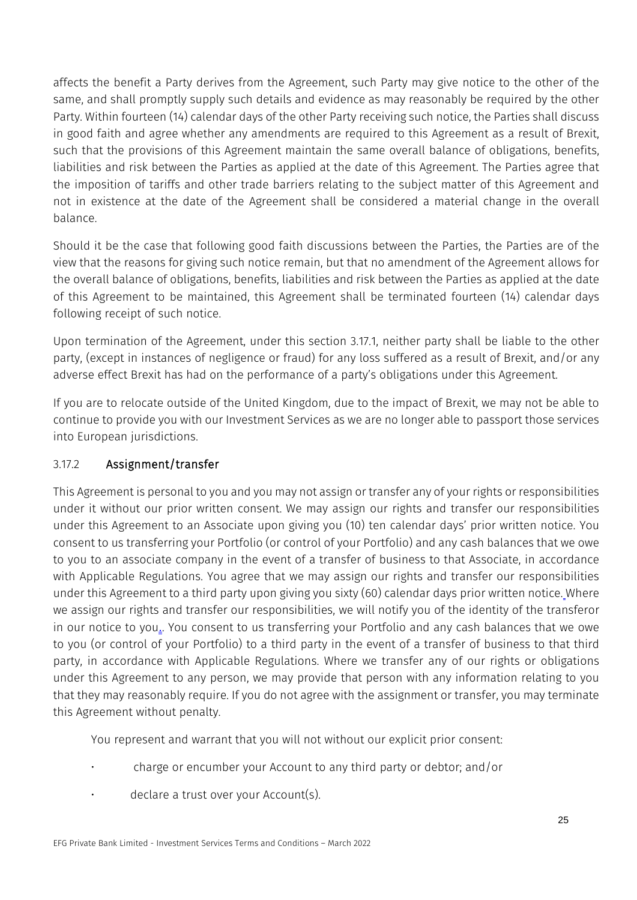affects the benefit a Party derives from the Agreement, such Party may give notice to the other of the same, and shall promptly supply such details and evidence as may reasonably be required by the other Party. Within fourteen (14) calendar days of the other Party receiving such notice, the Parties shall discuss in good faith and agree whether any amendments are required to this Agreement as a result of Brexit, such that the provisions of this Agreement maintain the same overall balance of obligations, benefits, liabilities and risk between the Parties as applied at the date of this Agreement. The Parties agree that the imposition of tariffs and other trade barriers relating to the subject matter of this Agreement and not in existence at the date of the Agreement shall be considered a material change in the overall balance.

Should it be the case that following good faith discussions between the Parties, the Parties are of the view that the reasons for giving such notice remain, but that no amendment of the Agreement allows for the overall balance of obligations, benefits, liabilities and risk between the Parties as applied at the date of this Agreement to be maintained, this Agreement shall be terminated fourteen (14) calendar days following receipt of such notice.

Upon termination of the Agreement, under this section 3.17.1, neither party shall be liable to the other party, (except in instances of negligence or fraud) for any loss suffered as a result of Brexit, and/or any adverse effect Brexit has had on the performance of a party's obligations under this Agreement.

If you are to relocate outside of the United Kingdom, due to the impact of Brexit, we may not be able to continue to provide you with our Investment Services as we are no longer able to passport those services into European jurisdictions.

### 3.17.2 Assignment/transfer

This Agreement is personal to you and you may not assign or transfer any of your rights or responsibilities under it without our prior written consent. We may assign our rights and transfer our responsibilities under this Agreement to an Associate upon giving you (10) ten calendar days' prior written notice. You consent to us transferring your Portfolio (or control of your Portfolio) and any cash balances that we owe to you to an associate company in the event of a transfer of business to that Associate, in accordance with Applicable Regulations. You agree that we may assign our rights and transfer our responsibilities under this Agreement to a third party upon giving you sixty (60) calendar days prior written notice. Where we assign our rights and transfer our responsibilities, we will notify you of the identity of the transferor in our notice to you.. You consent to us transferring your Portfolio and any cash balances that we owe to you (or control of your Portfolio) to a third party in the event of a transfer of business to that third party, in accordance with Applicable Regulations. Where we transfer any of our rights or obligations under this Agreement to any person, we may provide that person with any information relating to you that they may reasonably require. If you do not agree with the assignment or transfer, you may terminate this Agreement without penalty.

You represent and warrant that you will not without our explicit prior consent:

- charge or encumber your Account to any third party or debtor; and/or
- declare a trust over your Account(s).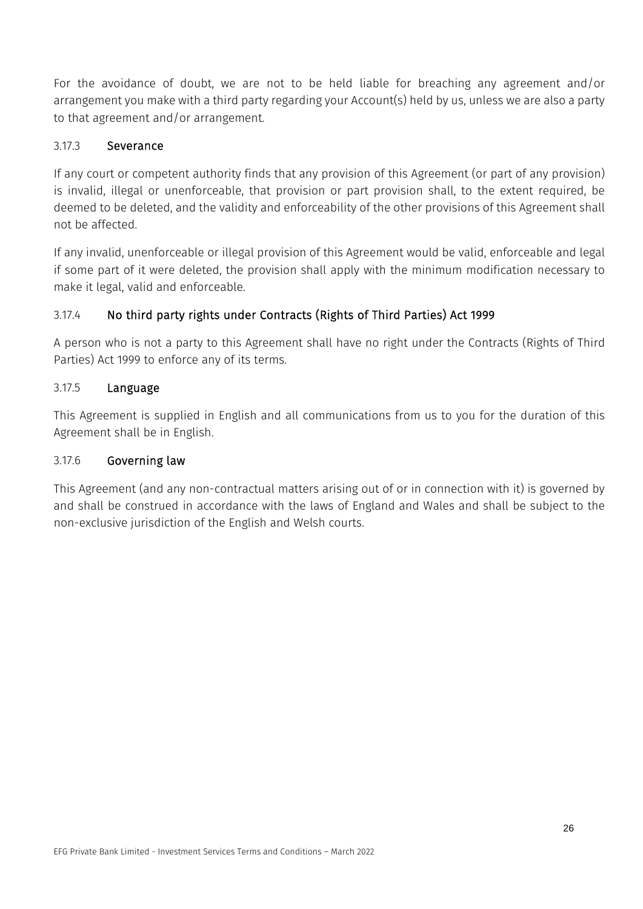For the avoidance of doubt, we are not to be held liable for breaching any agreement and/or arrangement you make with a third party regarding your Account(s) held by us, unless we are also a party to that agreement and/or arrangement.

### 3.17.3 Severance

If any court or competent authority finds that any provision of this Agreement (or part of any provision) is invalid, illegal or unenforceable, that provision or part provision shall, to the extent required, be deemed to be deleted, and the validity and enforceability of the other provisions of this Agreement shall not be affected.

If any invalid, unenforceable or illegal provision of this Agreement would be valid, enforceable and legal if some part of it were deleted, the provision shall apply with the minimum modification necessary to make it legal, valid and enforceable.

### 3.17.4 No third party rights under Contracts (Rights of Third Parties) Act 1999

A person who is not a party to this Agreement shall have no right under the Contracts (Rights of Third Parties) Act 1999 to enforce any of its terms.

### 3.17.5 Language

This Agreement is supplied in English and all communications from us to you for the duration of this Agreement shall be in English.

### 3.17.6 Governing law

This Agreement (and any non-contractual matters arising out of or in connection with it) is governed by and shall be construed in accordance with the laws of England and Wales and shall be subject to the non-exclusive jurisdiction of the English and Welsh courts.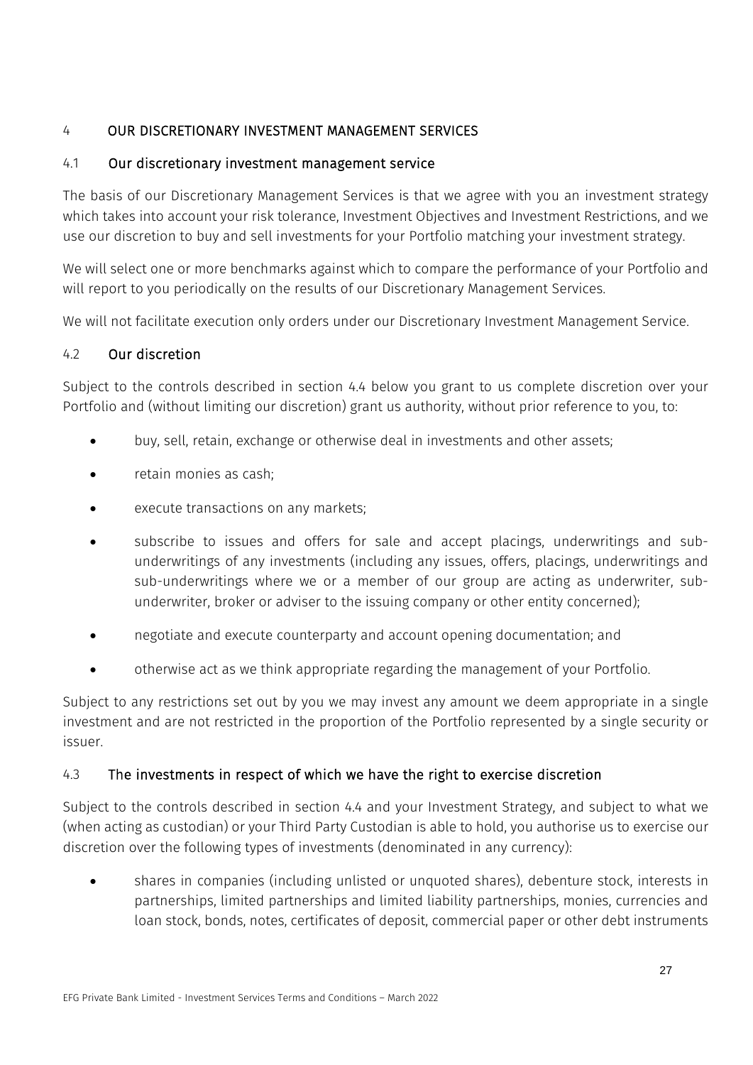# 4 OUR DISCRETIONARY INVESTMENT MANAGEMENT SERVICES

## 4.1 Our discretionary investment management service

The basis of our Discretionary Management Services is that we agree with you an investment strategy which takes into account your risk tolerance, Investment Objectives and Investment Restrictions, and we use our discretion to buy and sell investments for your Portfolio matching your investment strategy.

We will select one or more benchmarks against which to compare the performance of your Portfolio and will report to you periodically on the results of our Discretionary Management Services.

We will not facilitate execution only orders under our Discretionary Investment Management Service.

## 4.2 Our discretion

Subject to the controls described in section 4.4 below you grant to us complete discretion over your Portfolio and (without limiting our discretion) grant us authority, without prior reference to you, to:

- buy, sell, retain, exchange or otherwise deal in investments and other assets;
- retain monies as cash;
- execute transactions on any markets;
- subscribe to issues and offers for sale and accept placings, underwritings and sub-underwritings of any investments (including any issues, offers, placings, underwritings and sub-underwritings where we or a member of our group are acting as underwriter, sub-underwriter, broker or adviser to the issuing company or other entity concerned);
- negotiate and execute counterparty and account opening documentation; and
- otherwise act as we think appropriate regarding the management of your Portfolio.

Subject to any restrictions set out by you we may invest any amount we deem appropriate in a single investment and are not restricted in the proportion of the Portfolio represented by a single security or issuer.

## 4.3 The investments in respect of which we have the right to exercise discretion

Subject to the controls described in section 4.4 and your Investment Strategy, and subject to what we (when acting as custodian) or your Third Party Custodian is able to hold, you authorise us to exercise our discretion over the following types of investments (denominated in any currency):

- shares in companies (including unlisted or unquoted shares), debenture stock, interests in partnerships, limited partnerships and limited liability partnerships, monies, currencies and loan stock, bonds, notes, certificates of deposit, commercial paper or other debt instruments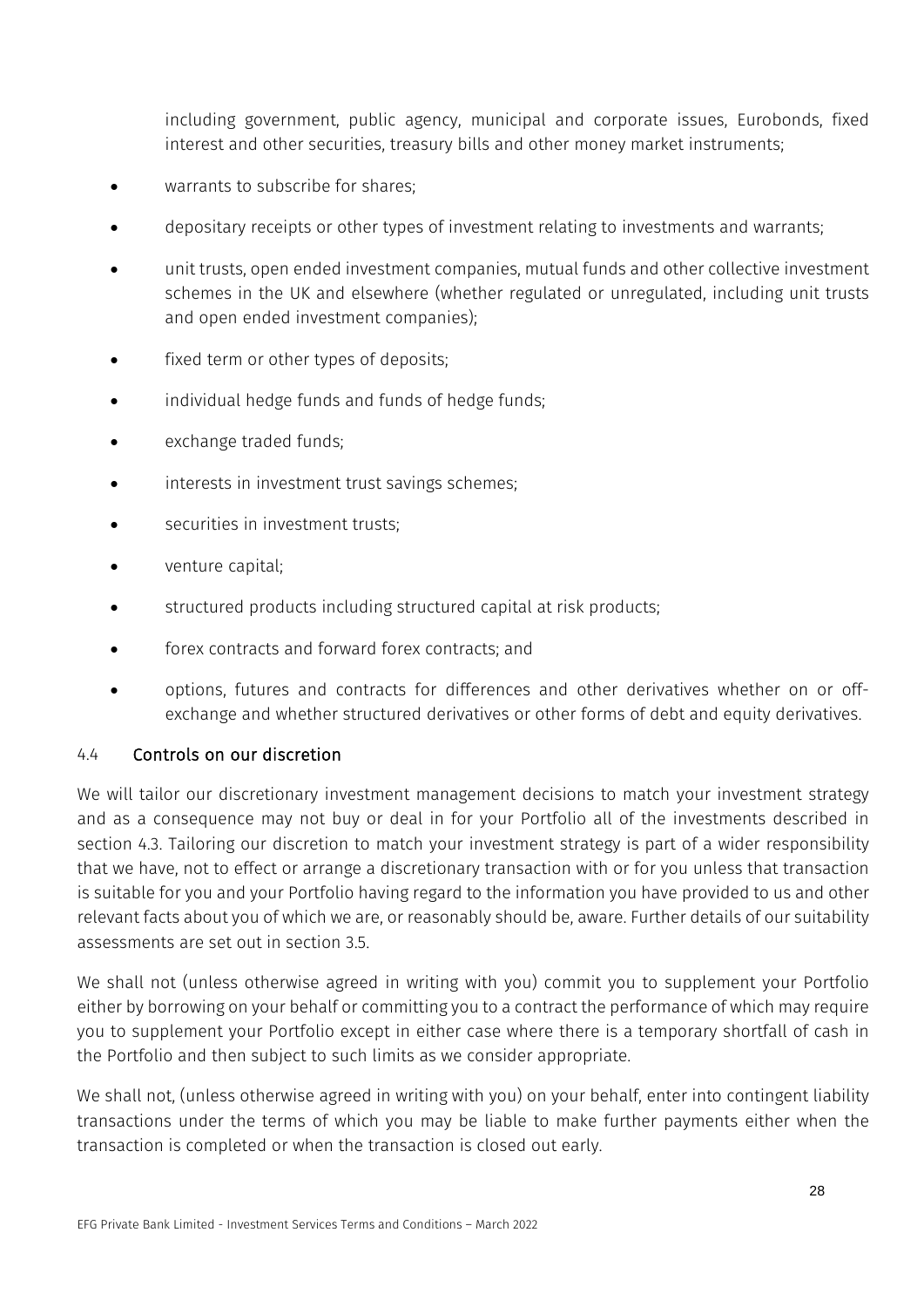including government, public agency, municipal and corporate issues, Eurobonds, fixed interest and other securities, treasury bills and other money market instruments;

- warrants to subscribe for shares;
- depositary receipts or other types of investment relating to investments and warrants;
- unit trusts, open ended investment companies, mutual funds and other collective investment schemes in the UK and elsewhere (whether regulated or unregulated, including unit trusts and open ended investment companies);
- fixed term or other types of deposits;
- individual hedge funds and funds of hedge funds;
- exchange traded funds;
- interests in investment trust savings schemes;
- securities in investment trusts;
- venture capital;
- structured products including structured capital at risk products;
- forex contracts and forward forex contracts; and
- options, futures and contracts for differences and other derivatives whether on or off-exchange and whether structured derivatives or other forms of debt and equity derivatives.

### 4.4 Controls on our discretion

We will tailor our discretionary investment management decisions to match your investment strategy and as a consequence may not buy or deal in for your Portfolio all of the investments described in section 4.3. Tailoring our discretion to match your investment strategy is part of a wider responsibility that we have, not to effect or arrange a discretionary transaction with or for you unless that transaction is suitable for you and your Portfolio having regard to the information you have provided to us and other relevant facts about you of which we are, or reasonably should be, aware. Further details of our suitability assessments are set out in section 3.5.

We shall not (unless otherwise agreed in writing with you) commit you to supplement your Portfolio either by borrowing on your behalf or committing you to a contract the performance of which may require you to supplement your Portfolio except in either case where there is a temporary shortfall of cash in the Portfolio and then subject to such limits as we consider appropriate.

We shall not, (unless otherwise agreed in writing with you) on your behalf, enter into contingent liability transactions under the terms of which you may be liable to make further payments either when the transaction is completed or when the transaction is closed out early.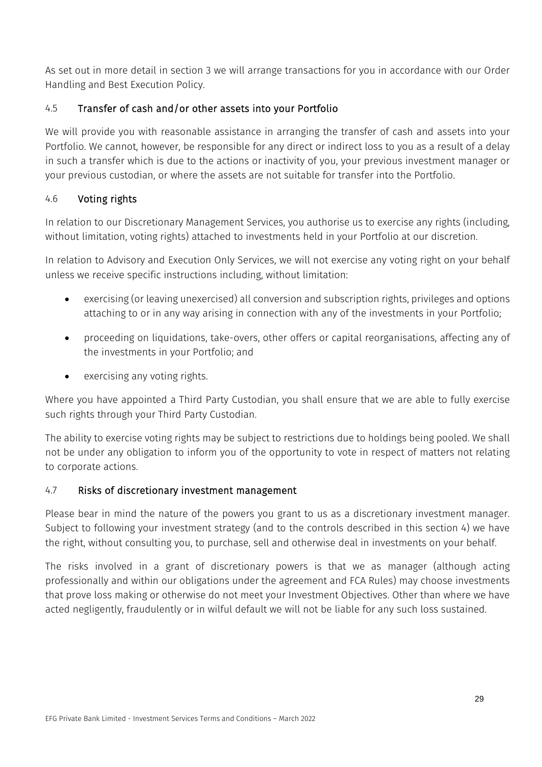As set out in more detail in section 3 we will arrange transactions for you in accordance with our Order Handling and Best Execution Policy.

### 4.5 Transfer of cash and/or other assets into your Portfolio

We will provide you with reasonable assistance in arranging the transfer of cash and assets into your Portfolio. We cannot, however, be responsible for any direct or indirect loss to you as a result of a delay in such a transfer which is due to the actions or inactivity of you, your previous investment manager or your previous custodian, or where the assets are not suitable for transfer into the Portfolio.

### 4.6 Voting rights

In relation to our Discretionary Management Services, you authorise us to exercise any rights (including, without limitation, voting rights) attached to investments held in your Portfolio at our discretion.

In relation to Advisory and Execution Only Services, we will not exercise any voting right on your behalf unless we receive specific instructions including, without limitation:

- exercising (or leaving unexercised) all conversion and subscription rights, privileges and options attaching to or in any way arising in connection with any of the investments in your Portfolio;
- proceeding on liquidations, take-overs, other offers or capital reorganisations, affecting any of the investments in your Portfolio; and
- exercising any voting rights.

Where you have appointed a Third Party Custodian, you shall ensure that we are able to fully exercise such rights through your Third Party Custodian.

The ability to exercise voting rights may be subject to restrictions due to holdings being pooled. We shall not be under any obligation to inform you of the opportunity to vote in respect of matters not relating to corporate actions.

### 4.7 Risks of discretionary investment management

Please bear in mind the nature of the powers you grant to us as a discretionary investment manager. Subject to following your investment strategy (and to the controls described in this section 4) we have the right, without consulting you, to purchase, sell and otherwise deal in investments on your behalf.

The risks involved in a grant of discretionary powers is that we as manager (although acting professionally and within our obligations under the agreement and FCA Rules) may choose investments that prove loss making or otherwise do not meet your Investment Objectives. Other than where we have acted negligently, fraudulently or in wilful default we will not be liable for any such loss sustained.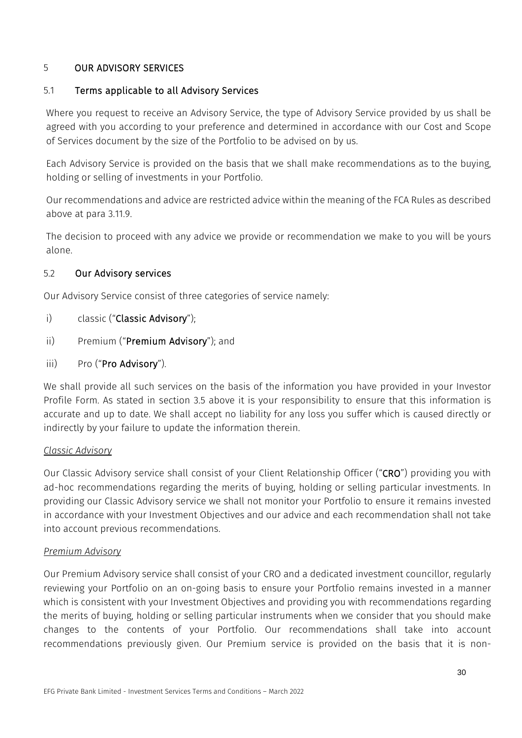## 5 OUR ADVISORY SERVICES

### 5.1 Terms applicable to all Advisory Services

Where you request to receive an Advisory Service, the type of Advisory Service provided by us shall be agreed with you according to your preference and determined in accordance with our Cost and Scope of Services document by the size of the Portfolio to be advised on by us.

Each Advisory Service is provided on the basis that we shall make recommendations as to the buying, holding or selling of investments in your Portfolio.

Our recommendations and advice are restricted advice within the meaning of the FCA Rules as described above at para 3.11.9.

The decision to proceed with any advice we provide or recommendation we make to you will be yours alone.

### 5.2 Our Advisory services

Our Advisory Service consist of three categories of service namely:

i) classic ("**Classic Advisory**");

ii) Premium ("**Premium Advisory**"); and

iii) Pro ("**Pro Advisory**").

We shall provide all such services on the basis of the information you have provided in your Investor Profile Form. As stated in section 3.5 above it is your responsibility to ensure that this information is accurate and up to date. We shall accept no liability for any loss you suffer which is caused directly or indirectly by your failure to update the information therein.

*Classic Advisory*

Our Classic Advisory service shall consist of your Client Relationship Officer ("**CRO**") providing you with ad-hoc recommendations regarding the merits of buying, holding or selling particular investments. In providing our Classic Advisory service we shall not monitor your Portfolio to ensure it remains invested in accordance with your Investment Objectives and our advice and each recommendation shall not take into account previous recommendations.

*Premium Advisory*

Our Premium Advisory service shall consist of your CRO and a dedicated investment councillor, regularly reviewing your Portfolio on an on-going basis to ensure your Portfolio remains invested in a manner which is consistent with your Investment Objectives and providing you with recommendations regarding the merits of buying, holding or selling particular instruments when we consider that you should make changes to the contents of your Portfolio. Our recommendations shall take into account recommendations previously given. Our Premium service is provided on the basis that it is non-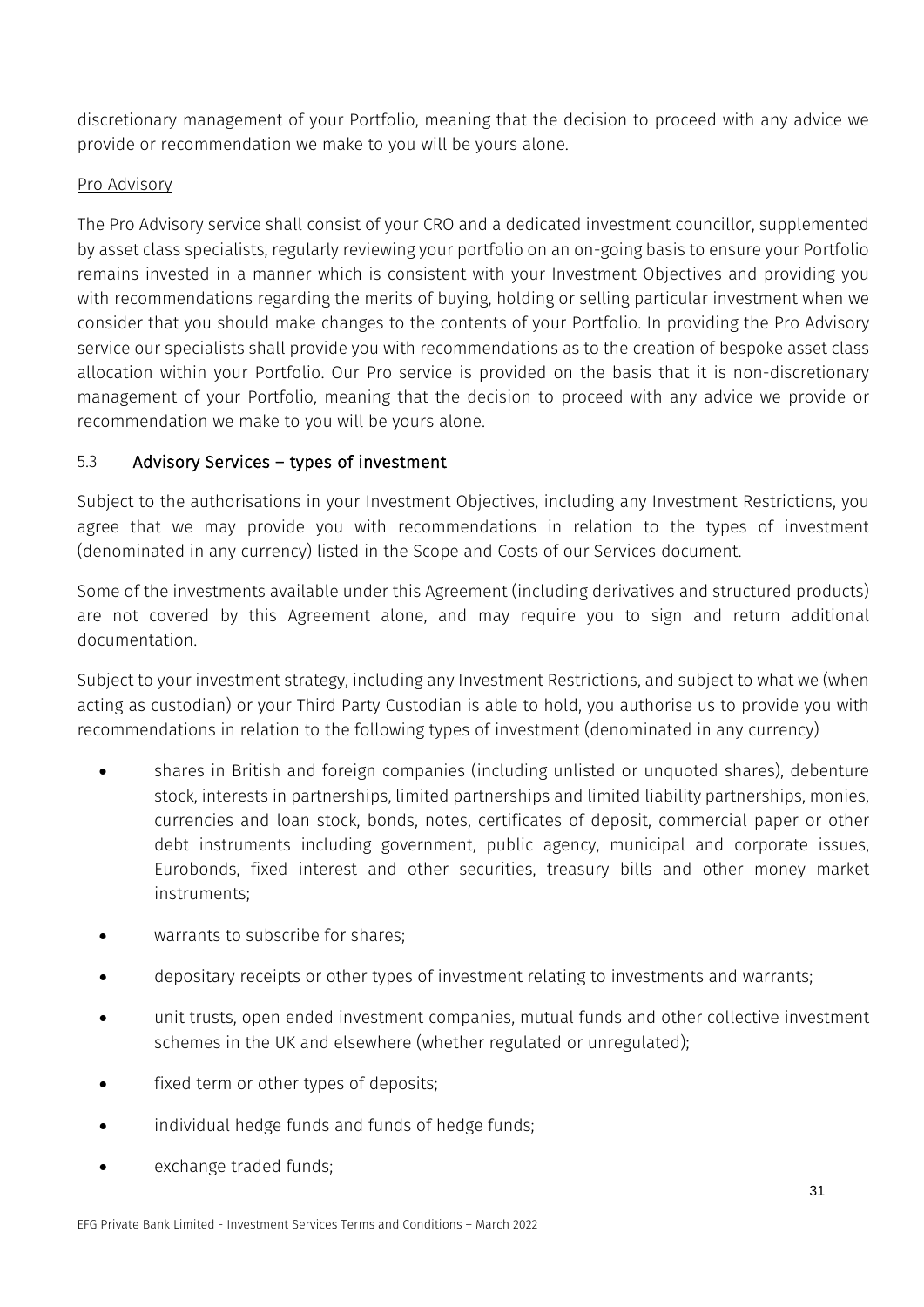discretionary management of your Portfolio, meaning that the decision to proceed with any advice we provide or recommendation we make to you will be yours alone.

Pro Advisory

The Pro Advisory service shall consist of your CRO and a dedicated investment councillor, supplemented by asset class specialists, regularly reviewing your portfolio on an on-going basis to ensure your Portfolio remains invested in a manner which is consistent with your Investment Objectives and providing you with recommendations regarding the merits of buying, holding or selling particular investment when we consider that you should make changes to the contents of your Portfolio. In providing the Pro Advisory service our specialists shall provide you with recommendations as to the creation of bespoke asset class allocation within your Portfolio. Our Pro service is provided on the basis that it is non-discretionary management of your Portfolio, meaning that the decision to proceed with any advice we provide or recommendation we make to you will be yours alone.

### 5.3 Advisory Services – types of investment

Subject to the authorisations in your Investment Objectives, including any Investment Restrictions, you agree that we may provide you with recommendations in relation to the types of investment (denominated in any currency) listed in the Scope and Costs of our Services document.

Some of the investments available under this Agreement (including derivatives and structured products) are not covered by this Agreement alone, and may require you to sign and return additional documentation.

Subject to your investment strategy, including any Investment Restrictions, and subject to what we (when acting as custodian) or your Third Party Custodian is able to hold, you authorise us to provide you with recommendations in relation to the following types of investment (denominated in any currency)

- shares in British and foreign companies (including unlisted or unquoted shares), debenture stock, interests in partnerships, limited partnerships and limited liability partnerships, monies, currencies and loan stock, bonds, notes, certificates of deposit, commercial paper or other debt instruments including government, public agency, municipal and corporate issues, Eurobonds, fixed interest and other securities, treasury bills and other money market instruments;
- warrants to subscribe for shares;
- depositary receipts or other types of investment relating to investments and warrants;
- unit trusts, open ended investment companies, mutual funds and other collective investment schemes in the UK and elsewhere (whether regulated or unregulated);
- fixed term or other types of deposits;
- individual hedge funds and funds of hedge funds;
- exchange traded funds;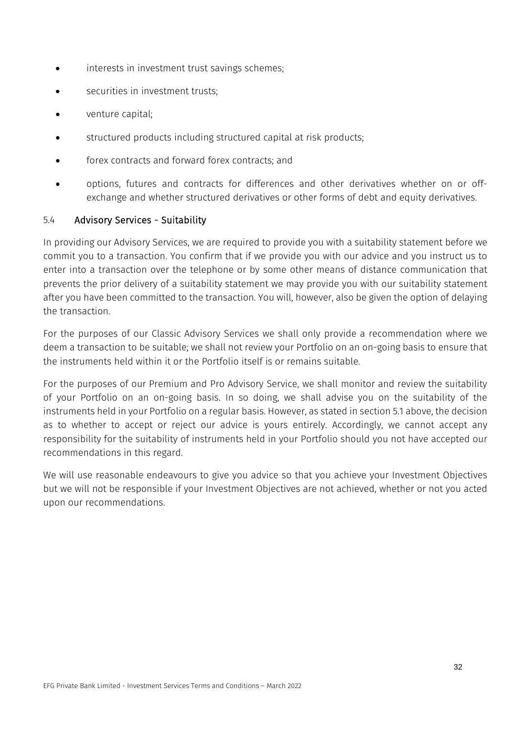- interests in investment trust savings schemes;
- securities in investment trusts;
- venture capital;
- structured products including structured capital at risk products;
- forex contracts and forward forex contracts; and
- options, futures and contracts for differences and other derivatives whether on or off-exchange and whether structured derivatives or other forms of debt and equity derivatives.

### 5.4 Advisory Services - Suitability

In providing our Advisory Services, we are required to provide you with a suitability statement before we commit you to a transaction. You confirm that if we provide you with our advice and you instruct us to enter into a transaction over the telephone or by some other means of distance communication that prevents the prior delivery of a suitability statement we may provide you with our suitability statement after you have been committed to the transaction. You will, however, also be given the option of delaying the transaction.

For the purposes of our Classic Advisory Services we shall only provide a recommendation where we deem a transaction to be suitable; we shall not review your Portfolio on an on-going basis to ensure that the instruments held within it or the Portfolio itself is or remains suitable.

For the purposes of our Premium and Pro Advisory Service, we shall monitor and review the suitability of your Portfolio on an on-going basis. In so doing, we shall advise you on the suitability of the instruments held in your Portfolio on a regular basis. However, as stated in section 5.1 above, the decision as to whether to accept or reject our advice is yours entirely. Accordingly, we cannot accept any responsibility for the suitability of instruments held in your Portfolio should you not have accepted our recommendations in this regard.

We will use reasonable endeavours to give you advice so that you achieve your Investment Objectives but we will not be responsible if your Investment Objectives are not achieved, whether or not you acted upon our recommendations.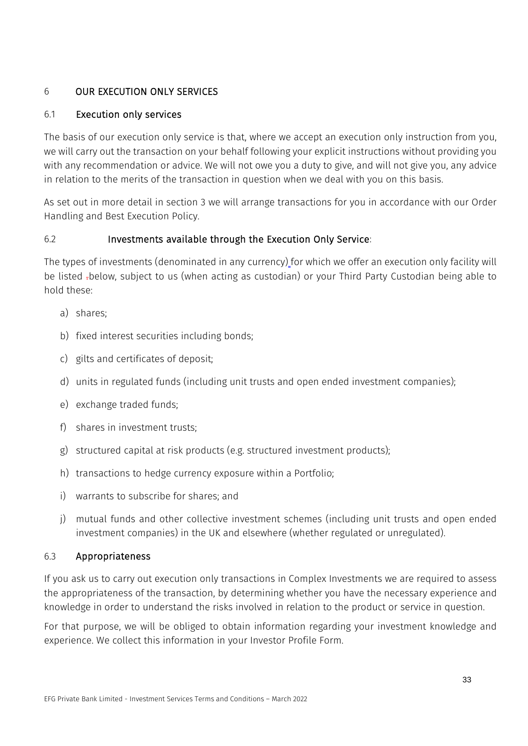## 6 OUR EXECUTION ONLY SERVICES

### 6.1 Execution only services

The basis of our execution only service is that, where we accept an execution only instruction from you, we will carry out the transaction on your behalf following your explicit instructions without providing you with any recommendation or advice. We will not owe you a duty to give, and will not give you, any advice in relation to the merits of the transaction in question when we deal with you on this basis.

As set out in more detail in section 3 we will arrange transactions for you in accordance with our Order Handling and Best Execution Policy.

### 6.2 Investments available through the Execution Only Service:

The types of investments (denominated in any currency) for which we offer an execution only facility will be listed below, subject to us (when acting as custodian) or your Third Party Custodian being able to hold these:

a) shares;

b) fixed interest securities including bonds;

c) gilts and certificates of deposit;

d) units in regulated funds (including unit trusts and open ended investment companies);

e) exchange traded funds;

f) shares in investment trusts;

g) structured capital at risk products (e.g. structured investment products);

h) transactions to hedge currency exposure within a Portfolio;

i) warrants to subscribe for shares; and

j) mutual funds and other collective investment schemes (including unit trusts and open ended investment companies) in the UK and elsewhere (whether regulated or unregulated).

### 6.3 Appropriateness

If you ask us to carry out execution only transactions in Complex Investments we are required to assess the appropriateness of the transaction, by determining whether you have the necessary experience and knowledge in order to understand the risks involved in relation to the product or service in question.

For that purpose, we will be obliged to obtain information regarding your investment knowledge and experience. We collect this information in your Investor Profile Form.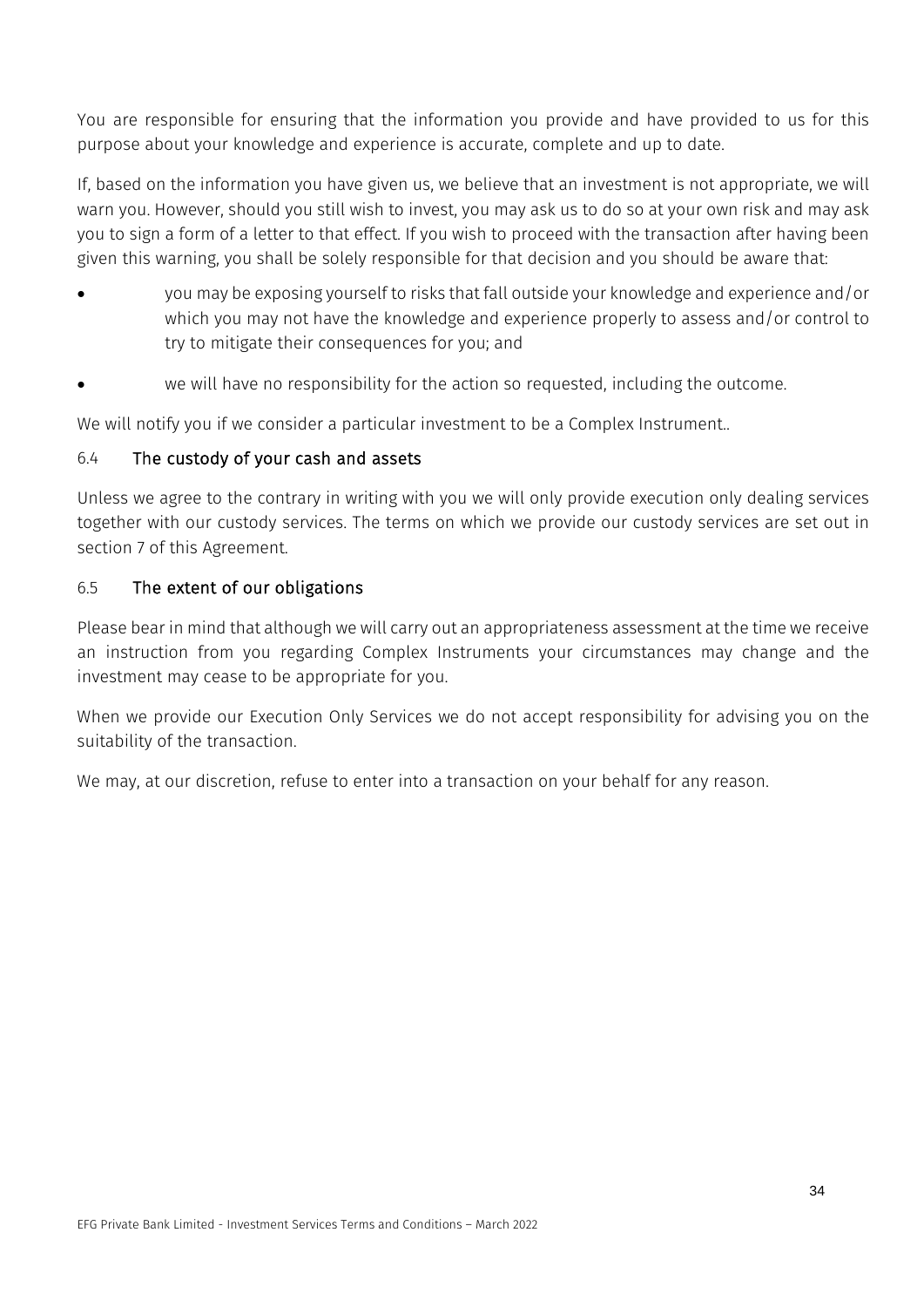You are responsible for ensuring that the information you provide and have provided to us for this purpose about your knowledge and experience is accurate, complete and up to date.

If, based on the information you have given us, we believe that an investment is not appropriate, we will warn you. However, should you still wish to invest, you may ask us to do so at your own risk and may ask you to sign a form of a letter to that effect. If you wish to proceed with the transaction after having been given this warning, you shall be solely responsible for that decision and you should be aware that:

- you may be exposing yourself to risks that fall outside your knowledge and experience and/or which you may not have the knowledge and experience properly to assess and/or control to try to mitigate their consequences for you; and
- we will have no responsibility for the action so requested, including the outcome.

We will notify you if we consider a particular investment to be a Complex Instrument..

### 6.4 The custody of your cash and assets

Unless we agree to the contrary in writing with you we will only provide execution only dealing services together with our custody services. The terms on which we provide our custody services are set out in section 7 of this Agreement.

### 6.5 The extent of our obligations

Please bear in mind that although we will carry out an appropriateness assessment at the time we receive an instruction from you regarding Complex Instruments your circumstances may change and the investment may cease to be appropriate for you.

When we provide our Execution Only Services we do not accept responsibility for advising you on the suitability of the transaction.

We may, at our discretion, refuse to enter into a transaction on your behalf for any reason.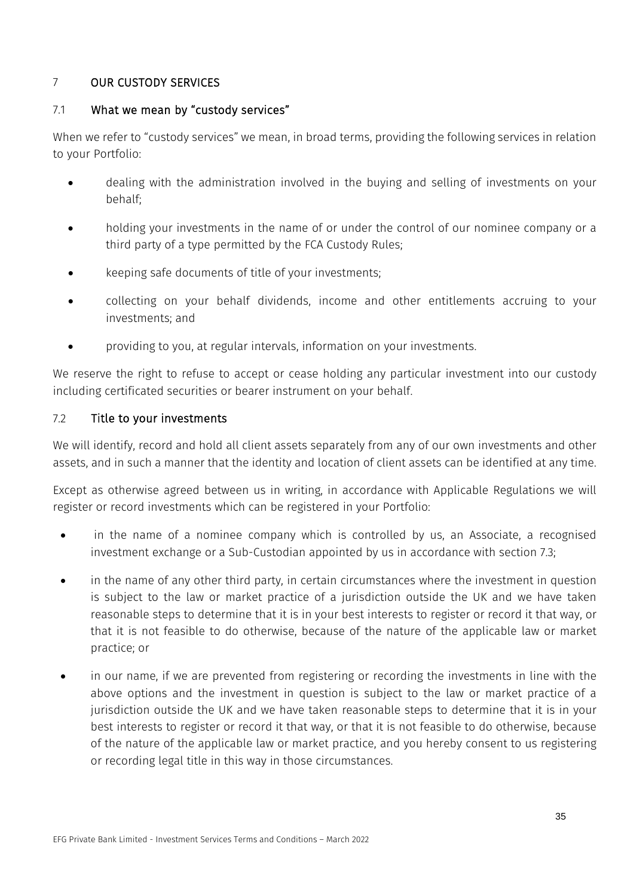## 7 OUR CUSTODY SERVICES

### 7.1 What we mean by "custody services"

When we refer to "custody services" we mean, in broad terms, providing the following services in relation to your Portfolio:

- dealing with the administration involved in the buying and selling of investments on your behalf;
- holding your investments in the name of or under the control of our nominee company or a third party of a type permitted by the FCA Custody Rules;
- keeping safe documents of title of your investments;
- collecting on your behalf dividends, income and other entitlements accruing to your investments; and
- providing to you, at regular intervals, information on your investments.

We reserve the right to refuse to accept or cease holding any particular investment into our custody including certificated securities or bearer instrument on your behalf.

### 7.2 Title to your investments

We will identify, record and hold all client assets separately from any of our own investments and other assets, and in such a manner that the identity and location of client assets can be identified at any time.

Except as otherwise agreed between us in writing, in accordance with Applicable Regulations we will register or record investments which can be registered in your Portfolio:

- in the name of a nominee company which is controlled by us, an Associate, a recognised investment exchange or a Sub-Custodian appointed by us in accordance with section 7.3;
- in the name of any other third party, in certain circumstances where the investment in question is subject to the law or market practice of a jurisdiction outside the UK and we have taken reasonable steps to determine that it is in your best interests to register or record it that way, or that it is not feasible to do otherwise, because of the nature of the applicable law or market practice; or
- in our name, if we are prevented from registering or recording the investments in line with the above options and the investment in question is subject to the law or market practice of a jurisdiction outside the UK and we have taken reasonable steps to determine that it is in your best interests to register or record it that way, or that it is not feasible to do otherwise, because of the nature of the applicable law or market practice, and you hereby consent to us registering or recording legal title in this way in those circumstances.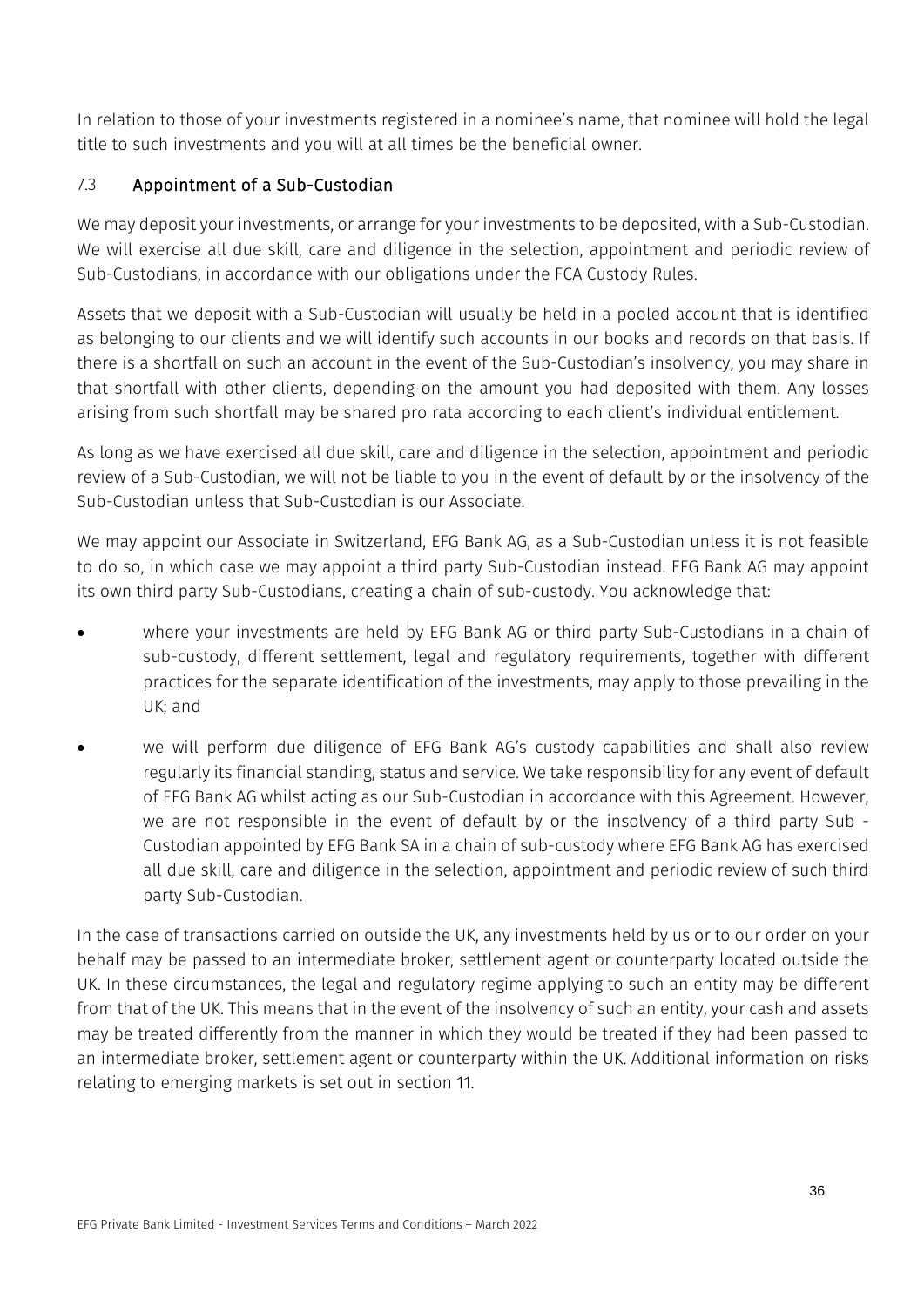In relation to those of your investments registered in a nominee's name, that nominee will hold the legal title to such investments and you will at all times be the beneficial owner.

### 7.3 Appointment of a Sub-Custodian

We may deposit your investments, or arrange for your investments to be deposited, with a Sub-Custodian. We will exercise all due skill, care and diligence in the selection, appointment and periodic review of Sub-Custodians, in accordance with our obligations under the FCA Custody Rules.

Assets that we deposit with a Sub-Custodian will usually be held in a pooled account that is identified as belonging to our clients and we will identify such accounts in our books and records on that basis. If there is a shortfall on such an account in the event of the Sub-Custodian's insolvency, you may share in that shortfall with other clients, depending on the amount you had deposited with them. Any losses arising from such shortfall may be shared pro rata according to each client's individual entitlement.

As long as we have exercised all due skill, care and diligence in the selection, appointment and periodic review of a Sub-Custodian, we will not be liable to you in the event of default by or the insolvency of the Sub-Custodian unless that Sub-Custodian is our Associate.

We may appoint our Associate in Switzerland, EFG Bank AG, as a Sub-Custodian unless it is not feasible to do so, in which case we may appoint a third party Sub-Custodian instead. EFG Bank AG may appoint its own third party Sub-Custodians, creating a chain of sub-custody. You acknowledge that:

- where your investments are held by EFG Bank AG or third party Sub-Custodians in a chain of sub-custody, different settlement, legal and regulatory requirements, together with different practices for the separate identification of the investments, may apply to those prevailing in the UK; and
- we will perform due diligence of EFG Bank AG's custody capabilities and shall also review regularly its financial standing, status and service. We take responsibility for any event of default of EFG Bank AG whilst acting as our Sub-Custodian in accordance with this Agreement. However, we are not responsible in the event of default by or the insolvency of a third party Sub - Custodian appointed by EFG Bank SA in a chain of sub-custody where EFG Bank AG has exercised all due skill, care and diligence in the selection, appointment and periodic review of such third party Sub-Custodian.

In the case of transactions carried on outside the UK, any investments held by us or to our order on your behalf may be passed to an intermediate broker, settlement agent or counterparty located outside the UK. In these circumstances, the legal and regulatory regime applying to such an entity may be different from that of the UK. This means that in the event of the insolvency of such an entity, your cash and assets may be treated differently from the manner in which they would be treated if they had been passed to an intermediate broker, settlement agent or counterparty within the UK. Additional information on risks relating to emerging markets is set out in section 11.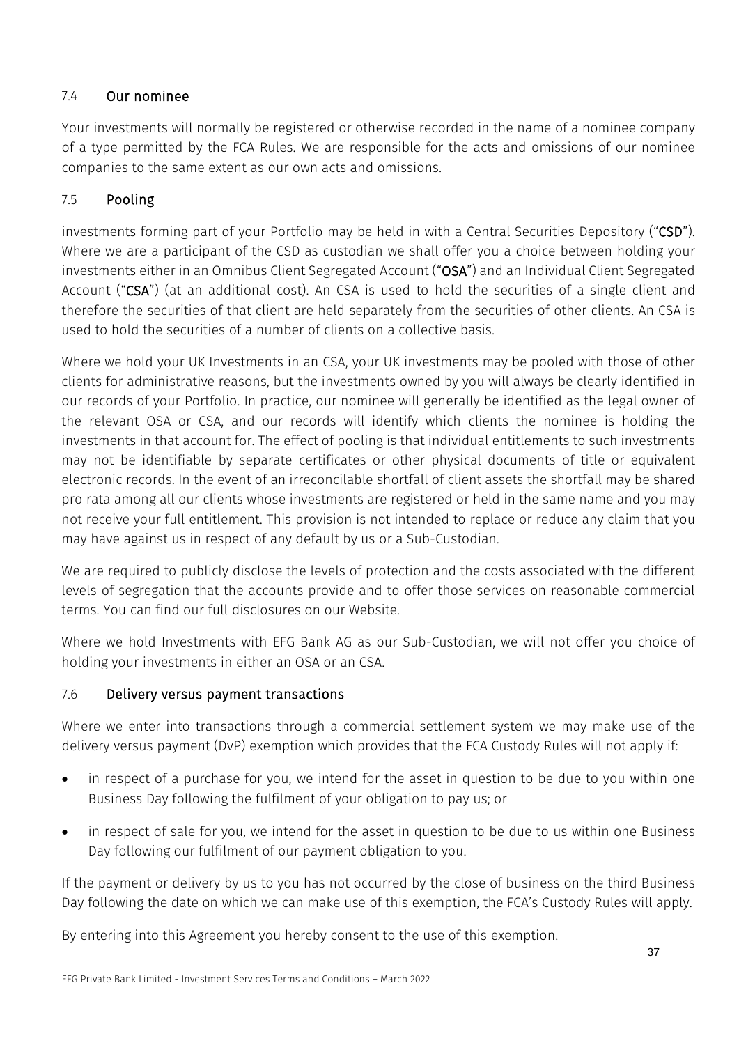### 7.4 **Our nominee**

Your investments will normally be registered or otherwise recorded in the name of a nominee company of a type permitted by the FCA Rules. We are responsible for the acts and omissions of our nominee companies to the same extent as our own acts and omissions.

### 7.5 **Pooling**

investments forming part of your Portfolio may be held in with a Central Securities Depository ("**CSD**"). Where we are a participant of the CSD as custodian we shall offer you a choice between holding your investments either in an Omnibus Client Segregated Account ("**OSA**") and an Individual Client Segregated Account ("**CSA**") (at an additional cost). An CSA is used to hold the securities of a single client and therefore the securities of that client are held separately from the securities of other clients. An CSA is used to hold the securities of a number of clients on a collective basis.

Where we hold your UK Investments in an CSA, your UK investments may be pooled with those of other clients for administrative reasons, but the investments owned by you will always be clearly identified in our records of your Portfolio. In practice, our nominee will generally be identified as the legal owner of the relevant OSA or CSA, and our records will identify which clients the nominee is holding the investments in that account for. The effect of pooling is that individual entitlements to such investments may not be identifiable by separate certificates or other physical documents of title or equivalent electronic records. In the event of an irreconcilable shortfall of client assets the shortfall may be shared pro rata among all our clients whose investments are registered or held in the same name and you may not receive your full entitlement. This provision is not intended to replace or reduce any claim that you may have against us in respect of any default by us or a Sub-Custodian.

We are required to publicly disclose the levels of protection and the costs associated with the different levels of segregation that the accounts provide and to offer those services on reasonable commercial terms. You can find our full disclosures on our Website.

Where we hold Investments with EFG Bank AG as our Sub-Custodian, we will not offer you choice of holding your investments in either an OSA or an CSA.

### 7.6 **Delivery versus payment transactions**

Where we enter into transactions through a commercial settlement system we may make use of the delivery versus payment (DvP) exemption which provides that the FCA Custody Rules will not apply if:

- in respect of a purchase for you, we intend for the asset in question to be due to you within one Business Day following the fulfilment of your obligation to pay us; or
- in respect of sale for you, we intend for the asset in question to be due to us within one Business Day following our fulfilment of our payment obligation to you.

If the payment or delivery by us to you has not occurred by the close of business on the third Business Day following the date on which we can make use of this exemption, the FCA's Custody Rules will apply.

By entering into this Agreement you hereby consent to the use of this exemption.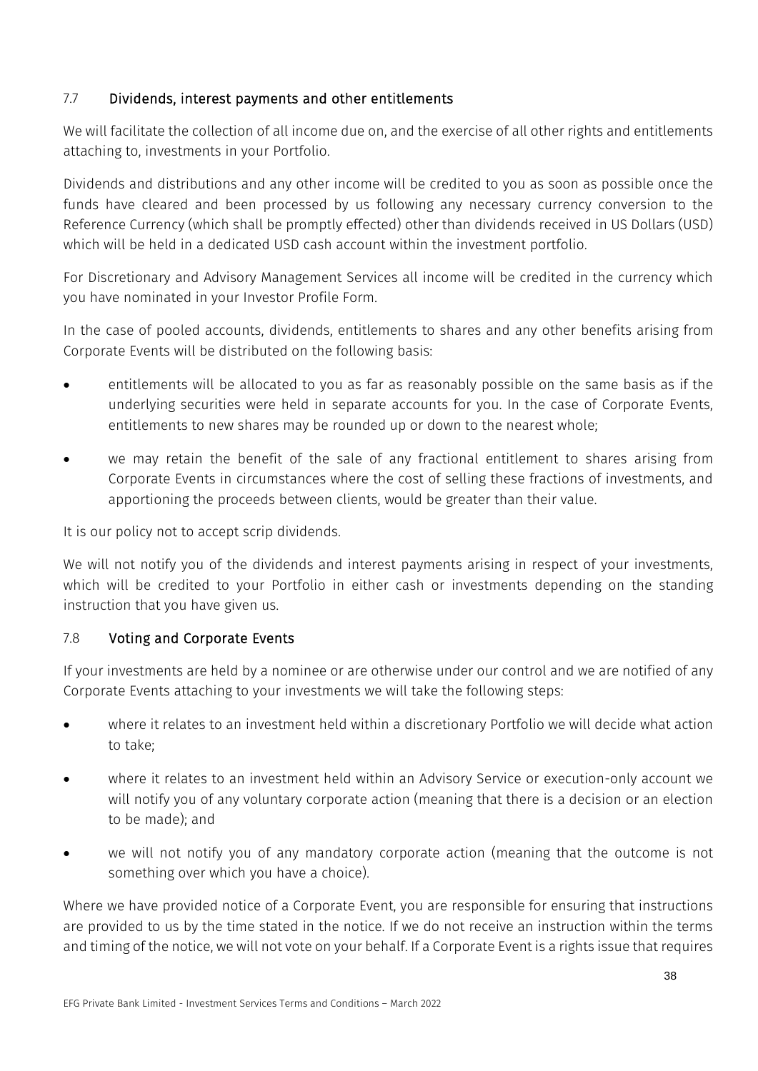### 7.7 Dividends, interest payments and other entitlements

We will facilitate the collection of all income due on, and the exercise of all other rights and entitlements attaching to, investments in your Portfolio.

Dividends and distributions and any other income will be credited to you as soon as possible once the funds have cleared and been processed by us following any necessary currency conversion to the Reference Currency (which shall be promptly effected) other than dividends received in US Dollars (USD) which will be held in a dedicated USD cash account within the investment portfolio.

For Discretionary and Advisory Management Services all income will be credited in the currency which you have nominated in your Investor Profile Form.

In the case of pooled accounts, dividends, entitlements to shares and any other benefits arising from Corporate Events will be distributed on the following basis:

- entitlements will be allocated to you as far as reasonably possible on the same basis as if the underlying securities were held in separate accounts for you. In the case of Corporate Events, entitlements to new shares may be rounded up or down to the nearest whole;
- we may retain the benefit of the sale of any fractional entitlement to shares arising from Corporate Events in circumstances where the cost of selling these fractions of investments, and apportioning the proceeds between clients, would be greater than their value.

It is our policy not to accept scrip dividends.

We will not notify you of the dividends and interest payments arising in respect of your investments, which will be credited to your Portfolio in either cash or investments depending on the standing instruction that you have given us.

### 7.8 Voting and Corporate Events

If your investments are held by a nominee or are otherwise under our control and we are notified of any Corporate Events attaching to your investments we will take the following steps:

- where it relates to an investment held within a discretionary Portfolio we will decide what action to take;
- where it relates to an investment held within an Advisory Service or execution-only account we will notify you of any voluntary corporate action (meaning that there is a decision or an election to be made); and
- we will not notify you of any mandatory corporate action (meaning that the outcome is not something over which you have a choice).

Where we have provided notice of a Corporate Event, you are responsible for ensuring that instructions are provided to us by the time stated in the notice. If we do not receive an instruction within the terms and timing of the notice, we will not vote on your behalf. If a Corporate Event is a rights issue that requires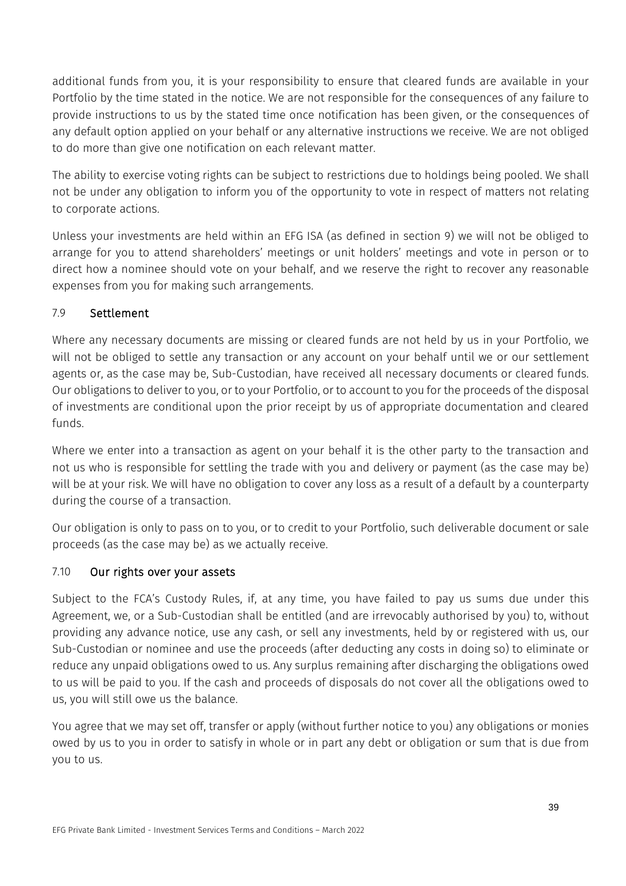additional funds from you, it is your responsibility to ensure that cleared funds are available in your Portfolio by the time stated in the notice. We are not responsible for the consequences of any failure to provide instructions to us by the stated time once notification has been given, or the consequences of any default option applied on your behalf or any alternative instructions we receive. We are not obliged to do more than give one notification on each relevant matter.

The ability to exercise voting rights can be subject to restrictions due to holdings being pooled. We shall not be under any obligation to inform you of the opportunity to vote in respect of matters not relating to corporate actions.

Unless your investments are held within an EFG ISA (as defined in section 9) we will not be obliged to arrange for you to attend shareholders' meetings or unit holders' meetings and vote in person or to direct how a nominee should vote on your behalf, and we reserve the right to recover any reasonable expenses from you for making such arrangements.

### 7.9 Settlement

Where any necessary documents are missing or cleared funds are not held by us in your Portfolio, we will not be obliged to settle any transaction or any account on your behalf until we or our settlement agents or, as the case may be, Sub-Custodian, have received all necessary documents or cleared funds. Our obligations to deliver to you, or to your Portfolio, or to account to you for the proceeds of the disposal of investments are conditional upon the prior receipt by us of appropriate documentation and cleared funds.

Where we enter into a transaction as agent on your behalf it is the other party to the transaction and not us who is responsible for settling the trade with you and delivery or payment (as the case may be) will be at your risk. We will have no obligation to cover any loss as a result of a default by a counterparty during the course of a transaction.

Our obligation is only to pass on to you, or to credit to your Portfolio, such deliverable document or sale proceeds (as the case may be) as we actually receive.

### 7.10 Our rights over your assets

Subject to the FCA's Custody Rules, if, at any time, you have failed to pay us sums due under this Agreement, we, or a Sub-Custodian shall be entitled (and are irrevocably authorised by you) to, without providing any advance notice, use any cash, or sell any investments, held by or registered with us, our Sub-Custodian or nominee and use the proceeds (after deducting any costs in doing so) to eliminate or reduce any unpaid obligations owed to us. Any surplus remaining after discharging the obligations owed to us will be paid to you. If the cash and proceeds of disposals do not cover all the obligations owed to us, you will still owe us the balance.

You agree that we may set off, transfer or apply (without further notice to you) any obligations or monies owed by us to you in order to satisfy in whole or in part any debt or obligation or sum that is due from you to us.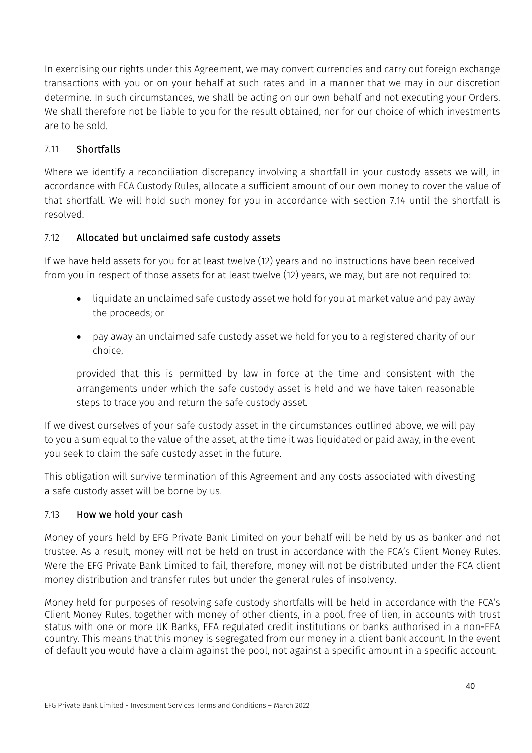In exercising our rights under this Agreement, we may convert currencies and carry out foreign exchange transactions with you or on your behalf at such rates and in a manner that we may in our discretion determine. In such circumstances, we shall be acting on our own behalf and not executing your Orders. We shall therefore not be liable to you for the result obtained, nor for our choice of which investments are to be sold.

### 7.11 Shortfalls

Where we identify a reconciliation discrepancy involving a shortfall in your custody assets we will, in accordance with FCA Custody Rules, allocate a sufficient amount of our own money to cover the value of that shortfall. We will hold such money for you in accordance with section 7.14 until the shortfall is resolved.

### 7.12 Allocated but unclaimed safe custody assets

If we have held assets for you for at least twelve (12) years and no instructions have been received from you in respect of those assets for at least twelve (12) years, we may, but are not required to:

- liquidate an unclaimed safe custody asset we hold for you at market value and pay away the proceeds; or
- pay away an unclaimed safe custody asset we hold for you to a registered charity of our choice,

provided that this is permitted by law in force at the time and consistent with the arrangements under which the safe custody asset is held and we have taken reasonable steps to trace you and return the safe custody asset.

If we divest ourselves of your safe custody asset in the circumstances outlined above, we will pay to you a sum equal to the value of the asset, at the time it was liquidated or paid away, in the event you seek to claim the safe custody asset in the future.

This obligation will survive termination of this Agreement and any costs associated with divesting a safe custody asset will be borne by us.

### 7.13 How we hold your cash

Money of yours held by EFG Private Bank Limited on your behalf will be held by us as banker and not trustee. As a result, money will not be held on trust in accordance with the FCA's Client Money Rules. Were the EFG Private Bank Limited to fail, therefore, money will not be distributed under the FCA client money distribution and transfer rules but under the general rules of insolvency.

Money held for purposes of resolving safe custody shortfalls will be held in accordance with the FCA's Client Money Rules, together with money of other clients, in a pool, free of lien, in accounts with trust status with one or more UK Banks, EEA regulated credit institutions or banks authorised in a non-EEA country. This means that this money is segregated from our money in a client bank account. In the event of default you would have a claim against the pool, not against a specific amount in a specific account.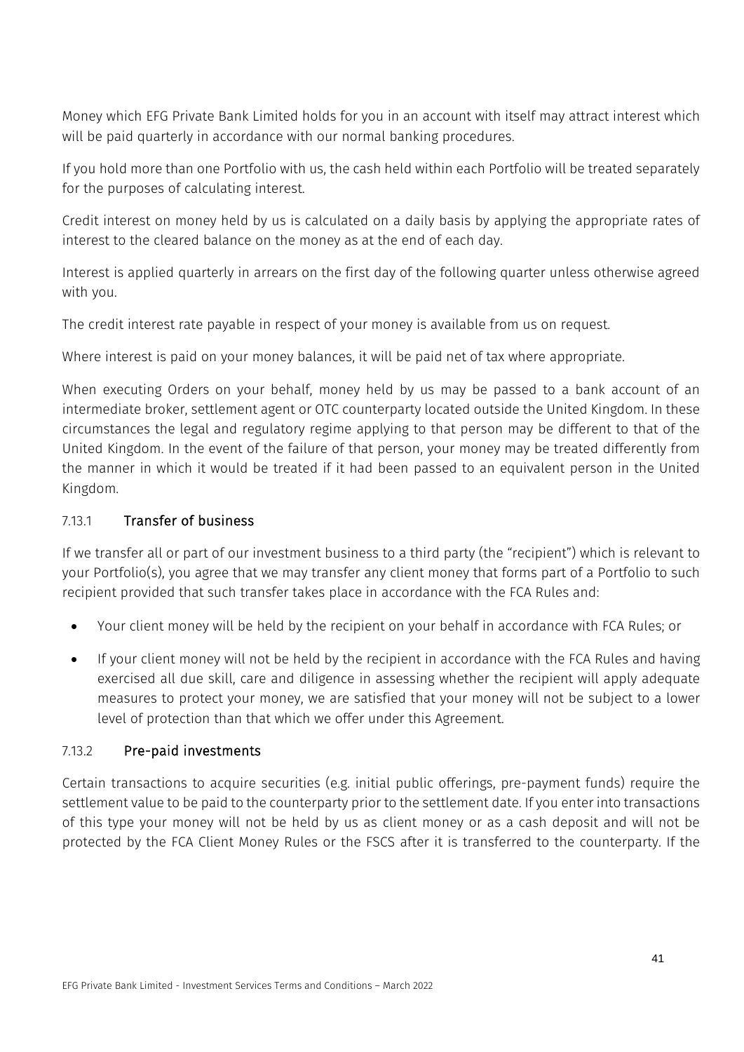Money which EFG Private Bank Limited holds for you in an account with itself may attract interest which will be paid quarterly in accordance with our normal banking procedures.

If you hold more than one Portfolio with us, the cash held within each Portfolio will be treated separately for the purposes of calculating interest.

Credit interest on money held by us is calculated on a daily basis by applying the appropriate rates of interest to the cleared balance on the money as at the end of each day.

Interest is applied quarterly in arrears on the first day of the following quarter unless otherwise agreed with you.

The credit interest rate payable in respect of your money is available from us on request.

Where interest is paid on your money balances, it will be paid net of tax where appropriate.

When executing Orders on your behalf, money held by us may be passed to a bank account of an intermediate broker, settlement agent or OTC counterparty located outside the United Kingdom. In these circumstances the legal and regulatory regime applying to that person may be different to that of the United Kingdom. In the event of the failure of that person, your money may be treated differently from the manner in which it would be treated if it had been passed to an equivalent person in the United Kingdom.

#### 7.13.1 Transfer of business

If we transfer all or part of our investment business to a third party (the "recipient") which is relevant to your Portfolio(s), you agree that we may transfer any client money that forms part of a Portfolio to such recipient provided that such transfer takes place in accordance with the FCA Rules and:

- Your client money will be held by the recipient on your behalf in accordance with FCA Rules; or
- If your client money will not be held by the recipient in accordance with the FCA Rules and having exercised all due skill, care and diligence in assessing whether the recipient will apply adequate measures to protect your money, we are satisfied that your money will not be subject to a lower level of protection than that which we offer under this Agreement.

#### 7.13.2 Pre-paid investments

Certain transactions to acquire securities (e.g. initial public offerings, pre-payment funds) require the settlement value to be paid to the counterparty prior to the settlement date. If you enter into transactions of this type your money will not be held by us as client money or as a cash deposit and will not be protected by the FCA Client Money Rules or the FSCS after it is transferred to the counterparty. If the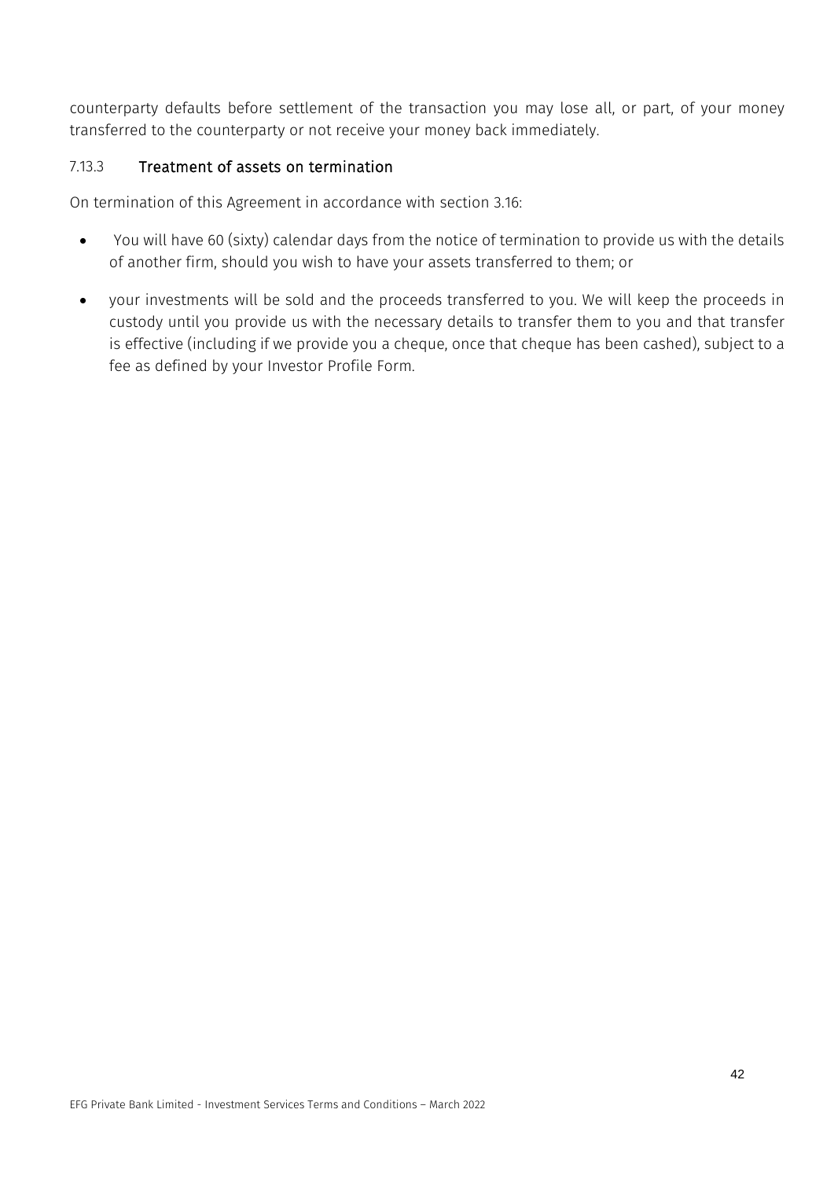counterparty defaults before settlement of the transaction you may lose all, or part, of your money transferred to the counterparty or not receive your money back immediately.

#### 7.13.3 Treatment of assets on termination

On termination of this Agreement in accordance with section 3.16:

- You will have 60 (sixty) calendar days from the notice of termination to provide us with the details of another firm, should you wish to have your assets transferred to them; or
- your investments will be sold and the proceeds transferred to you. We will keep the proceeds in custody until you provide us with the necessary details to transfer them to you and that transfer is effective (including if we provide you a cheque, once that cheque has been cashed), subject to a fee as defined by your Investor Profile Form.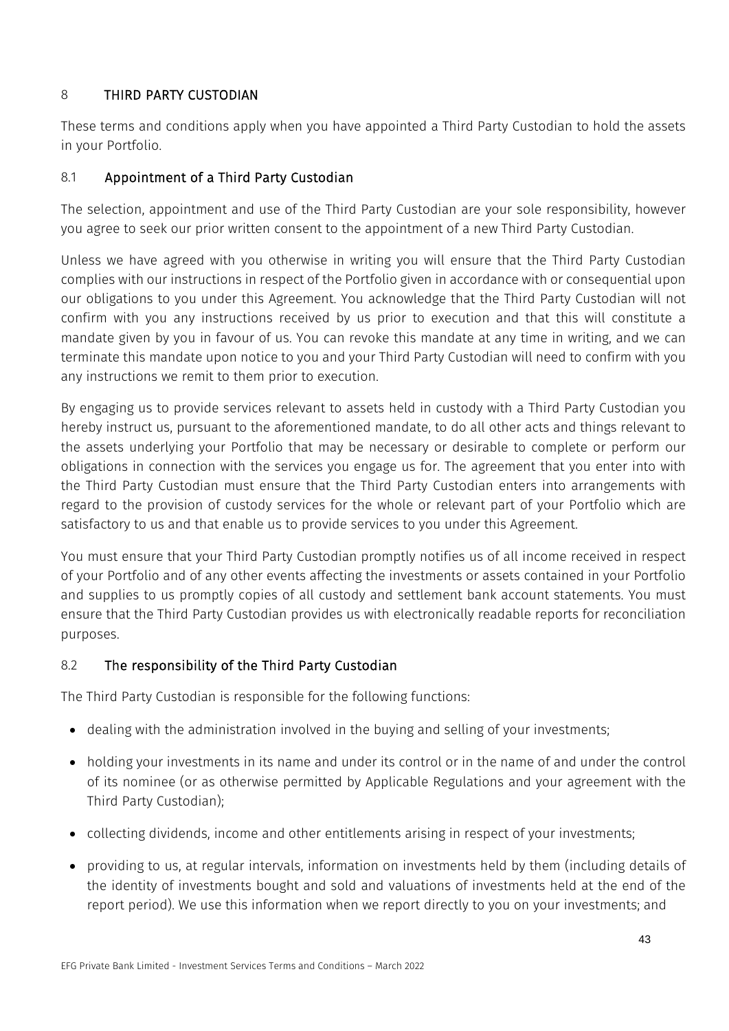## 8 THIRD PARTY CUSTODIAN

These terms and conditions apply when you have appointed a Third Party Custodian to hold the assets in your Portfolio.

### 8.1 Appointment of a Third Party Custodian

The selection, appointment and use of the Third Party Custodian are your sole responsibility, however you agree to seek our prior written consent to the appointment of a new Third Party Custodian.

Unless we have agreed with you otherwise in writing you will ensure that the Third Party Custodian complies with our instructions in respect of the Portfolio given in accordance with or consequential upon our obligations to you under this Agreement. You acknowledge that the Third Party Custodian will not confirm with you any instructions received by us prior to execution and that this will constitute a mandate given by you in favour of us. You can revoke this mandate at any time in writing, and we can terminate this mandate upon notice to you and your Third Party Custodian will need to confirm with you any instructions we remit to them prior to execution.

By engaging us to provide services relevant to assets held in custody with a Third Party Custodian you hereby instruct us, pursuant to the aforementioned mandate, to do all other acts and things relevant to the assets underlying your Portfolio that may be necessary or desirable to complete or perform our obligations in connection with the services you engage us for. The agreement that you enter into with the Third Party Custodian must ensure that the Third Party Custodian enters into arrangements with regard to the provision of custody services for the whole or relevant part of your Portfolio which are satisfactory to us and that enable us to provide services to you under this Agreement.

You must ensure that your Third Party Custodian promptly notifies us of all income received in respect of your Portfolio and of any other events affecting the investments or assets contained in your Portfolio and supplies to us promptly copies of all custody and settlement bank account statements. You must ensure that the Third Party Custodian provides us with electronically readable reports for reconciliation purposes.

### 8.2 The responsibility of the Third Party Custodian

The Third Party Custodian is responsible for the following functions:

- dealing with the administration involved in the buying and selling of your investments;
- holding your investments in its name and under its control or in the name of and under the control of its nominee (or as otherwise permitted by Applicable Regulations and your agreement with the Third Party Custodian);
- collecting dividends, income and other entitlements arising in respect of your investments;
- providing to us, at regular intervals, information on investments held by them (including details of the identity of investments bought and sold and valuations of investments held at the end of the report period). We use this information when we report directly to you on your investments; and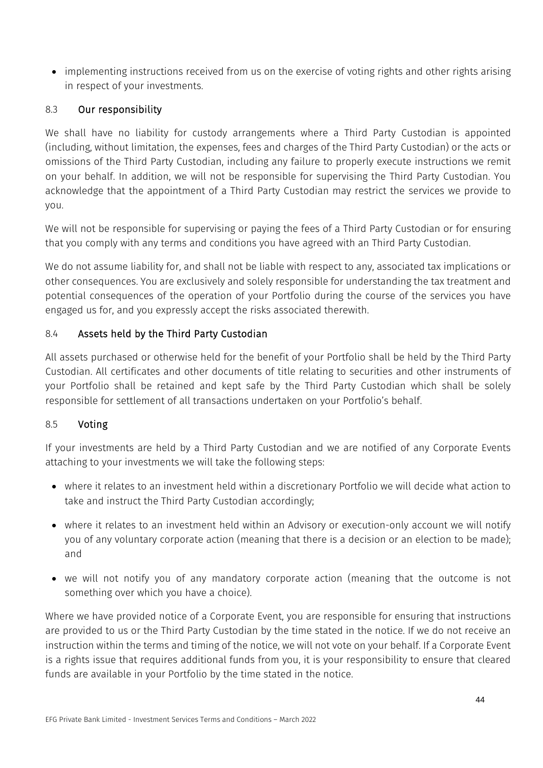- implementing instructions received from us on the exercise of voting rights and other rights arising in respect of your investments.

### 8.3 Our responsibility

We shall have no liability for custody arrangements where a Third Party Custodian is appointed (including, without limitation, the expenses, fees and charges of the Third Party Custodian) or the acts or omissions of the Third Party Custodian, including any failure to properly execute instructions we remit on your behalf. In addition, we will not be responsible for supervising the Third Party Custodian. You acknowledge that the appointment of a Third Party Custodian may restrict the services we provide to you.

We will not be responsible for supervising or paying the fees of a Third Party Custodian or for ensuring that you comply with any terms and conditions you have agreed with an Third Party Custodian.

We do not assume liability for, and shall not be liable with respect to any, associated tax implications or other consequences. You are exclusively and solely responsible for understanding the tax treatment and potential consequences of the operation of your Portfolio during the course of the services you have engaged us for, and you expressly accept the risks associated therewith.

### 8.4 Assets held by the Third Party Custodian

All assets purchased or otherwise held for the benefit of your Portfolio shall be held by the Third Party Custodian. All certificates and other documents of title relating to securities and other instruments of your Portfolio shall be retained and kept safe by the Third Party Custodian which shall be solely responsible for settlement of all transactions undertaken on your Portfolio's behalf.

### 8.5 Voting

If your investments are held by a Third Party Custodian and we are notified of any Corporate Events attaching to your investments we will take the following steps:

- where it relates to an investment held within a discretionary Portfolio we will decide what action to take and instruct the Third Party Custodian accordingly;
- where it relates to an investment held within an Advisory or execution-only account we will notify you of any voluntary corporate action (meaning that there is a decision or an election to be made); and
- we will not notify you of any mandatory corporate action (meaning that the outcome is not something over which you have a choice).

Where we have provided notice of a Corporate Event, you are responsible for ensuring that instructions are provided to us or the Third Party Custodian by the time stated in the notice. If we do not receive an instruction within the terms and timing of the notice, we will not vote on your behalf. If a Corporate Event is a rights issue that requires additional funds from you, it is your responsibility to ensure that cleared funds are available in your Portfolio by the time stated in the notice.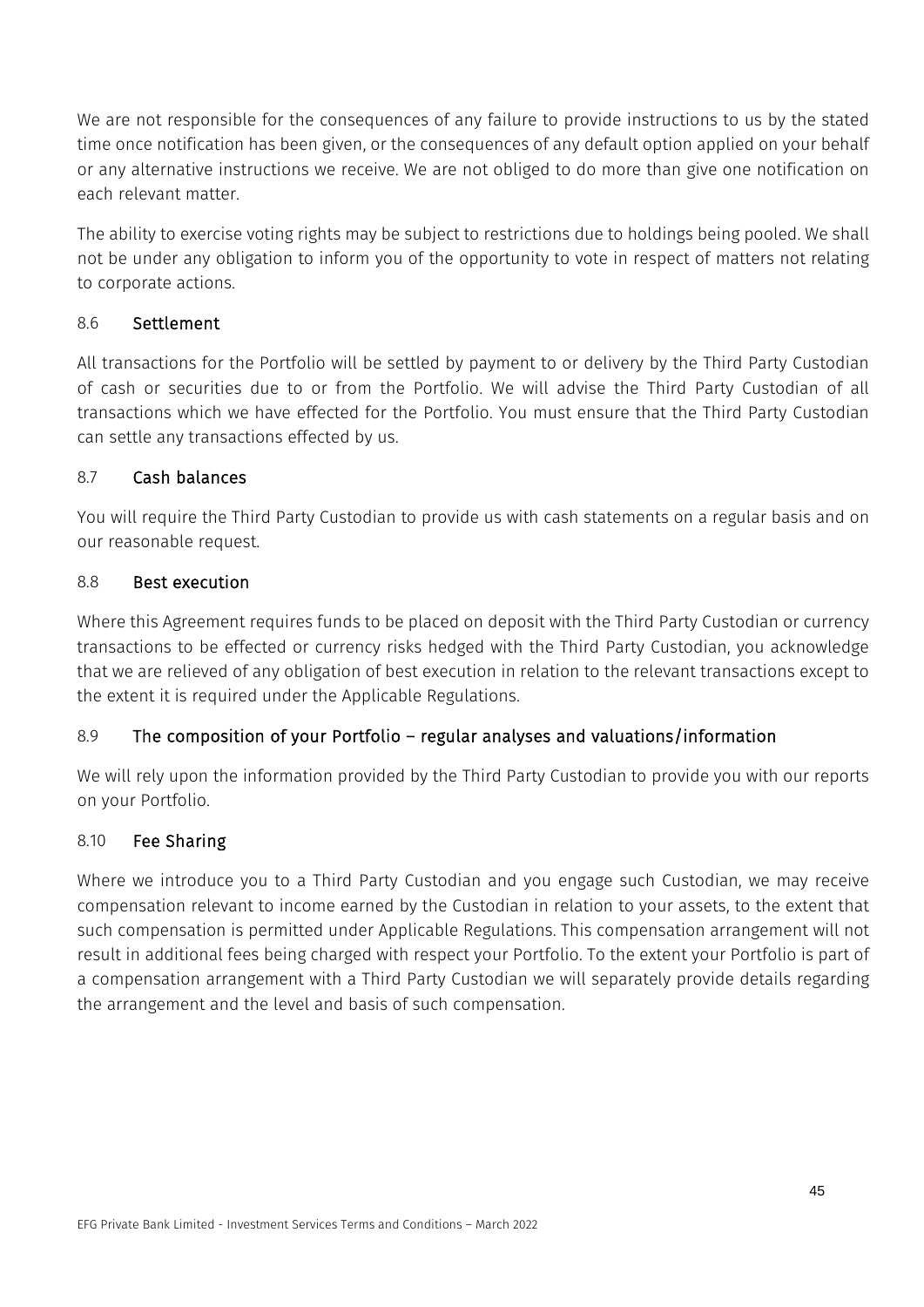We are not responsible for the consequences of any failure to provide instructions to us by the stated time once notification has been given, or the consequences of any default option applied on your behalf or any alternative instructions we receive. We are not obliged to do more than give one notification on each relevant matter.

The ability to exercise voting rights may be subject to restrictions due to holdings being pooled. We shall not be under any obligation to inform you of the opportunity to vote in respect of matters not relating to corporate actions.

### 8.6 Settlement

All transactions for the Portfolio will be settled by payment to or delivery by the Third Party Custodian of cash or securities due to or from the Portfolio. We will advise the Third Party Custodian of all transactions which we have effected for the Portfolio. You must ensure that the Third Party Custodian can settle any transactions effected by us.

### 8.7 Cash balances

You will require the Third Party Custodian to provide us with cash statements on a regular basis and on our reasonable request.

### 8.8 Best execution

Where this Agreement requires funds to be placed on deposit with the Third Party Custodian or currency transactions to be effected or currency risks hedged with the Third Party Custodian, you acknowledge that we are relieved of any obligation of best execution in relation to the relevant transactions except to the extent it is required under the Applicable Regulations.

### 8.9 The composition of your Portfolio – regular analyses and valuations/information

We will rely upon the information provided by the Third Party Custodian to provide you with our reports on your Portfolio.

### 8.10 Fee Sharing

Where we introduce you to a Third Party Custodian and you engage such Custodian, we may receive compensation relevant to income earned by the Custodian in relation to your assets, to the extent that such compensation is permitted under Applicable Regulations. This compensation arrangement will not result in additional fees being charged with respect your Portfolio. To the extent your Portfolio is part of a compensation arrangement with a Third Party Custodian we will separately provide details regarding the arrangement and the level and basis of such compensation.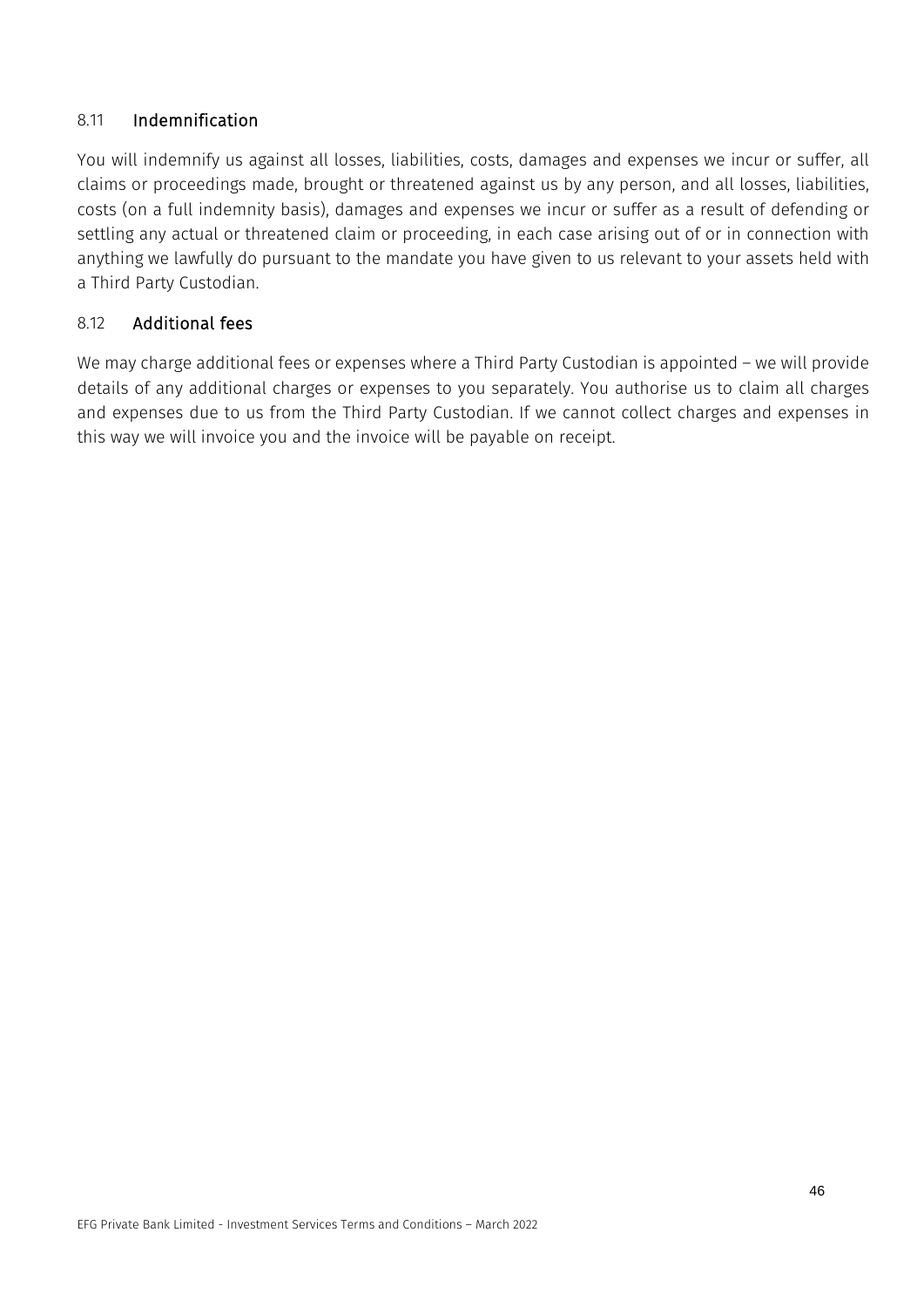### 8.11 Indemnification

You will indemnify us against all losses, liabilities, costs, damages and expenses we incur or suffer, all claims or proceedings made, brought or threatened against us by any person, and all losses, liabilities, costs (on a full indemnity basis), damages and expenses we incur or suffer as a result of defending or settling any actual or threatened claim or proceeding, in each case arising out of or in connection with anything we lawfully do pursuant to the mandate you have given to us relevant to your assets held with a Third Party Custodian.

### 8.12 Additional fees

We may charge additional fees or expenses where a Third Party Custodian is appointed – we will provide details of any additional charges or expenses to you separately. You authorise us to claim all charges and expenses due to us from the Third Party Custodian. If we cannot collect charges and expenses in this way we will invoice you and the invoice will be payable on receipt.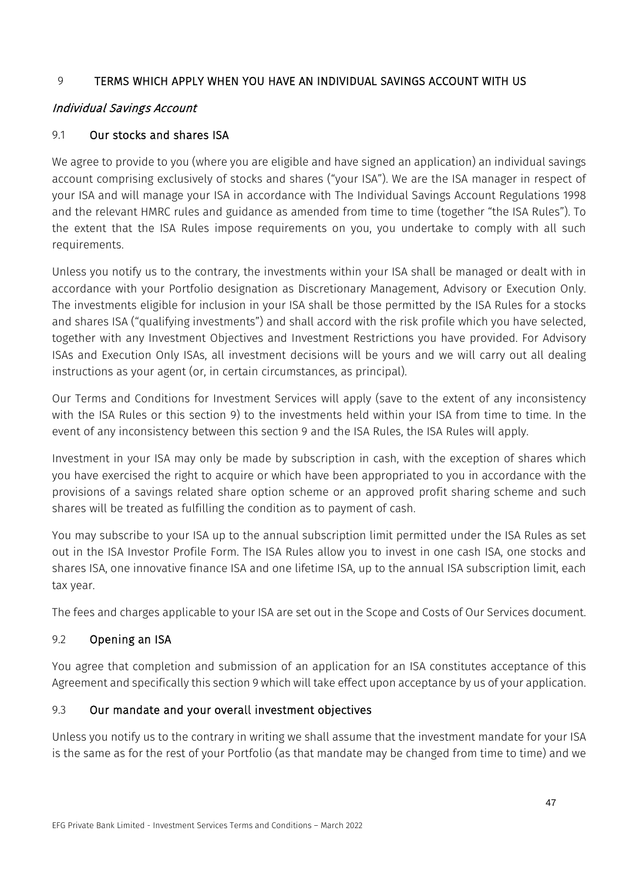## 9 TERMS WHICH APPLY WHEN YOU HAVE AN INDIVIDUAL SAVINGS ACCOUNT WITH US

*Individual Savings Account*

### 9.1 Our stocks and shares ISA

We agree to provide to you (where you are eligible and have signed an application) an individual savings account comprising exclusively of stocks and shares ("your ISA"). We are the ISA manager in respect of your ISA and will manage your ISA in accordance with The Individual Savings Account Regulations 1998 and the relevant HMRC rules and guidance as amended from time to time (together "the ISA Rules"). To the extent that the ISA Rules impose requirements on you, you undertake to comply with all such requirements.

Unless you notify us to the contrary, the investments within your ISA shall be managed or dealt with in accordance with your Portfolio designation as Discretionary Management, Advisory or Execution Only. The investments eligible for inclusion in your ISA shall be those permitted by the ISA Rules for a stocks and shares ISA ("qualifying investments") and shall accord with the risk profile which you have selected, together with any Investment Objectives and Investment Restrictions you have provided. For Advisory ISAs and Execution Only ISAs, all investment decisions will be yours and we will carry out all dealing instructions as your agent (or, in certain circumstances, as principal).

Our Terms and Conditions for Investment Services will apply (save to the extent of any inconsistency with the ISA Rules or this section 9) to the investments held within your ISA from time to time. In the event of any inconsistency between this section 9 and the ISA Rules, the ISA Rules will apply.

Investment in your ISA may only be made by subscription in cash, with the exception of shares which you have exercised the right to acquire or which have been appropriated to you in accordance with the provisions of a savings related share option scheme or an approved profit sharing scheme and such shares will be treated as fulfilling the condition as to payment of cash.

You may subscribe to your ISA up to the annual subscription limit permitted under the ISA Rules as set out in the ISA Investor Profile Form. The ISA Rules allow you to invest in one cash ISA, one stocks and shares ISA, one innovative finance ISA and one lifetime ISA, up to the annual ISA subscription limit, each tax year.

The fees and charges applicable to your ISA are set out in the Scope and Costs of Our Services document.

### 9.2 Opening an ISA

You agree that completion and submission of an application for an ISA constitutes acceptance of this Agreement and specifically this section 9 which will take effect upon acceptance by us of your application.

### 9.3 Our mandate and your overall investment objectives

Unless you notify us to the contrary in writing we shall assume that the investment mandate for your ISA is the same as for the rest of your Portfolio (as that mandate may be changed from time to time) and we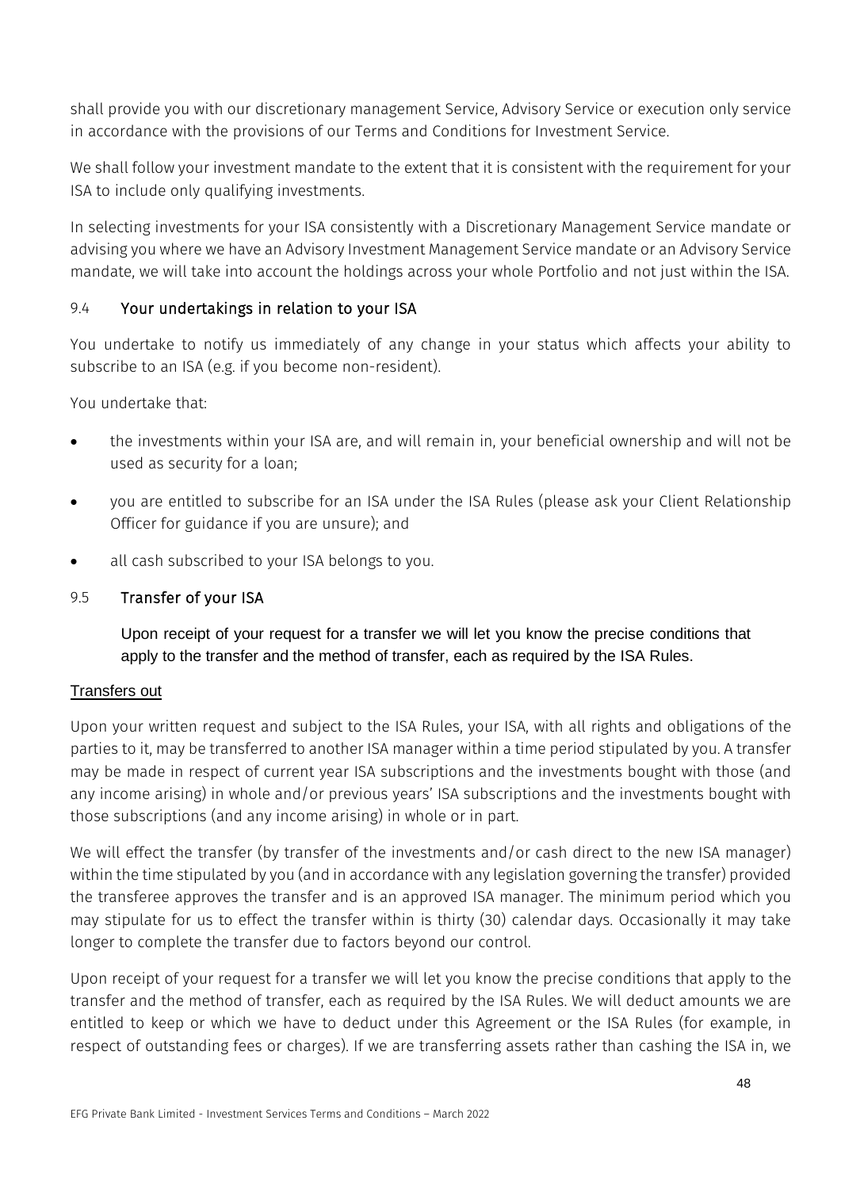shall provide you with our discretionary management Service, Advisory Service or execution only service in accordance with the provisions of our Terms and Conditions for Investment Service.

We shall follow your investment mandate to the extent that it is consistent with the requirement for your ISA to include only qualifying investments.

In selecting investments for your ISA consistently with a Discretionary Management Service mandate or advising you where we have an Advisory Investment Management Service mandate or an Advisory Service mandate, we will take into account the holdings across your whole Portfolio and not just within the ISA.

### 9.4 Your undertakings in relation to your ISA

You undertake to notify us immediately of any change in your status which affects your ability to subscribe to an ISA (e.g. if you become non-resident).

You undertake that:

- the investments within your ISA are, and will remain in, your beneficial ownership and will not be used as security for a loan;
- you are entitled to subscribe for an ISA under the ISA Rules (please ask your Client Relationship Officer for guidance if you are unsure); and
- all cash subscribed to your ISA belongs to you.

### 9.5 Transfer of your ISA

Upon receipt of your request for a transfer we will let you know the precise conditions that apply to the transfer and the method of transfer, each as required by the ISA Rules.

Transfers out

Upon your written request and subject to the ISA Rules, your ISA, with all rights and obligations of the parties to it, may be transferred to another ISA manager within a time period stipulated by you. A transfer may be made in respect of current year ISA subscriptions and the investments bought with those (and any income arising) in whole and/or previous years' ISA subscriptions and the investments bought with those subscriptions (and any income arising) in whole or in part.

We will effect the transfer (by transfer of the investments and/or cash direct to the new ISA manager) within the time stipulated by you (and in accordance with any legislation governing the transfer) provided the transferee approves the transfer and is an approved ISA manager. The minimum period which you may stipulate for us to effect the transfer within is thirty (30) calendar days. Occasionally it may take longer to complete the transfer due to factors beyond our control.

Upon receipt of your request for a transfer we will let you know the precise conditions that apply to the transfer and the method of transfer, each as required by the ISA Rules. We will deduct amounts we are entitled to keep or which we have to deduct under this Agreement or the ISA Rules (for example, in respect of outstanding fees or charges). If we are transferring assets rather than cashing the ISA in, we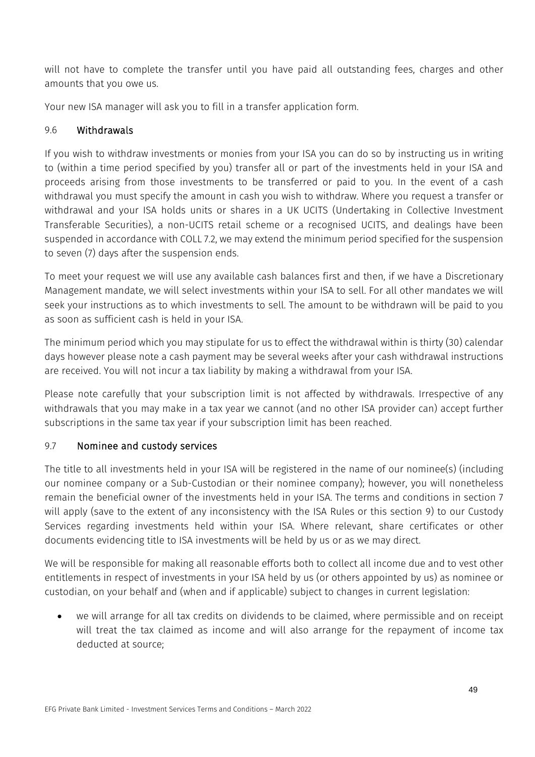will not have to complete the transfer until you have paid all outstanding fees, charges and other amounts that you owe us.

Your new ISA manager will ask you to fill in a transfer application form.

### 9.6 Withdrawals

If you wish to withdraw investments or monies from your ISA you can do so by instructing us in writing to (within a time period specified by you) transfer all or part of the investments held in your ISA and proceeds arising from those investments to be transferred or paid to you. In the event of a cash withdrawal you must specify the amount in cash you wish to withdraw. Where you request a transfer or withdrawal and your ISA holds units or shares in a UK UCITS (Undertaking in Collective Investment Transferable Securities), a non-UCITS retail scheme or a recognised UCITS, and dealings have been suspended in accordance with COLL 7.2, we may extend the minimum period specified for the suspension to seven (7) days after the suspension ends.

To meet your request we will use any available cash balances first and then, if we have a Discretionary Management mandate, we will select investments within your ISA to sell. For all other mandates we will seek your instructions as to which investments to sell. The amount to be withdrawn will be paid to you as soon as sufficient cash is held in your ISA.

The minimum period which you may stipulate for us to effect the withdrawal within is thirty (30) calendar days however please note a cash payment may be several weeks after your cash withdrawal instructions are received. You will not incur a tax liability by making a withdrawal from your ISA.

Please note carefully that your subscription limit is not affected by withdrawals. Irrespective of any withdrawals that you may make in a tax year we cannot (and no other ISA provider can) accept further subscriptions in the same tax year if your subscription limit has been reached.

### 9.7 Nominee and custody services

The title to all investments held in your ISA will be registered in the name of our nominee(s) (including our nominee company or a Sub-Custodian or their nominee company); however, you will nonetheless remain the beneficial owner of the investments held in your ISA. The terms and conditions in section 7 will apply (save to the extent of any inconsistency with the ISA Rules or this section 9) to our Custody Services regarding investments held within your ISA. Where relevant, share certificates or other documents evidencing title to ISA investments will be held by us or as we may direct.

We will be responsible for making all reasonable efforts both to collect all income due and to vest other entitlements in respect of investments in your ISA held by us (or others appointed by us) as nominee or custodian, on your behalf and (when and if applicable) subject to changes in current legislation:

- we will arrange for all tax credits on dividends to be claimed, where permissible and on receipt will treat the tax claimed as income and will also arrange for the repayment of income tax deducted at source;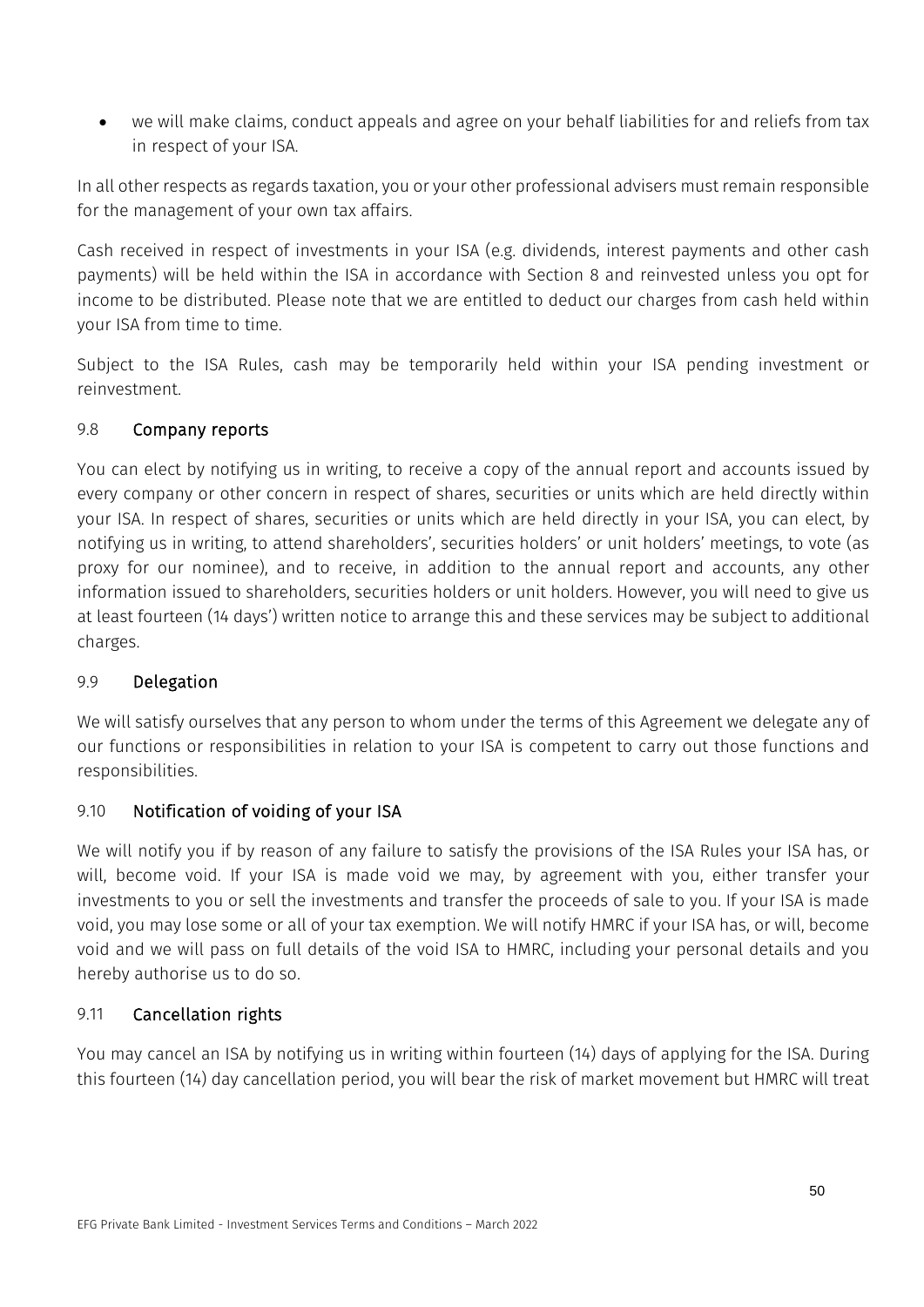- we will make claims, conduct appeals and agree on your behalf liabilities for and reliefs from tax in respect of your ISA.

In all other respects as regards taxation, you or your other professional advisers must remain responsible for the management of your own tax affairs.

Cash received in respect of investments in your ISA (e.g. dividends, interest payments and other cash payments) will be held within the ISA in accordance with Section 8 and reinvested unless you opt for income to be distributed. Please note that we are entitled to deduct our charges from cash held within your ISA from time to time.

Subject to the ISA Rules, cash may be temporarily held within your ISA pending investment or reinvestment.

### 9.8 Company reports

You can elect by notifying us in writing, to receive a copy of the annual report and accounts issued by every company or other concern in respect of shares, securities or units which are held directly within your ISA. In respect of shares, securities or units which are held directly in your ISA, you can elect, by notifying us in writing, to attend shareholders', securities holders' or unit holders' meetings, to vote (as proxy for our nominee), and to receive, in addition to the annual report and accounts, any other information issued to shareholders, securities holders or unit holders. However, you will need to give us at least fourteen (14 days') written notice to arrange this and these services may be subject to additional charges.

### 9.9 Delegation

We will satisfy ourselves that any person to whom under the terms of this Agreement we delegate any of our functions or responsibilities in relation to your ISA is competent to carry out those functions and responsibilities.

### 9.10 Notification of voiding of your ISA

We will notify you if by reason of any failure to satisfy the provisions of the ISA Rules your ISA has, or will, become void. If your ISA is made void we may, by agreement with you, either transfer your investments to you or sell the investments and transfer the proceeds of sale to you. If your ISA is made void, you may lose some or all of your tax exemption. We will notify HMRC if your ISA has, or will, become void and we will pass on full details of the void ISA to HMRC, including your personal details and you hereby authorise us to do so.

### 9.11 Cancellation rights

You may cancel an ISA by notifying us in writing within fourteen (14) days of applying for the ISA. During this fourteen (14) day cancellation period, you will bear the risk of market movement but HMRC will treat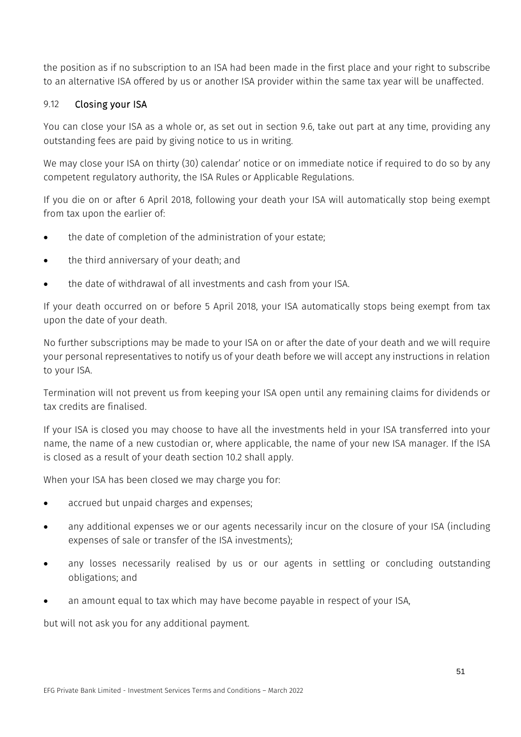the position as if no subscription to an ISA had been made in the first place and your right to subscribe to an alternative ISA offered by us or another ISA provider within the same tax year will be unaffected.

### 9.12 Closing your ISA

You can close your ISA as a whole or, as set out in section 9.6, take out part at any time, providing any outstanding fees are paid by giving notice to us in writing.

We may close your ISA on thirty (30) calendar' notice or on immediate notice if required to do so by any competent regulatory authority, the ISA Rules or Applicable Regulations.

If you die on or after 6 April 2018, following your death your ISA will automatically stop being exempt from tax upon the earlier of:

- the date of completion of the administration of your estate;
- the third anniversary of your death; and
- the date of withdrawal of all investments and cash from your ISA.

If your death occurred on or before 5 April 2018, your ISA automatically stops being exempt from tax upon the date of your death.

No further subscriptions may be made to your ISA on or after the date of your death and we will require your personal representatives to notify us of your death before we will accept any instructions in relation to your ISA.

Termination will not prevent us from keeping your ISA open until any remaining claims for dividends or tax credits are finalised.

If your ISA is closed you may choose to have all the investments held in your ISA transferred into your name, the name of a new custodian or, where applicable, the name of your new ISA manager. If the ISA is closed as a result of your death section 10.2 shall apply.

When your ISA has been closed we may charge you for:

- accrued but unpaid charges and expenses;
- any additional expenses we or our agents necessarily incur on the closure of your ISA (including expenses of sale or transfer of the ISA investments);
- any losses necessarily realised by us or our agents in settling or concluding outstanding obligations; and
- an amount equal to tax which may have become payable in respect of your ISA,

but will not ask you for any additional payment.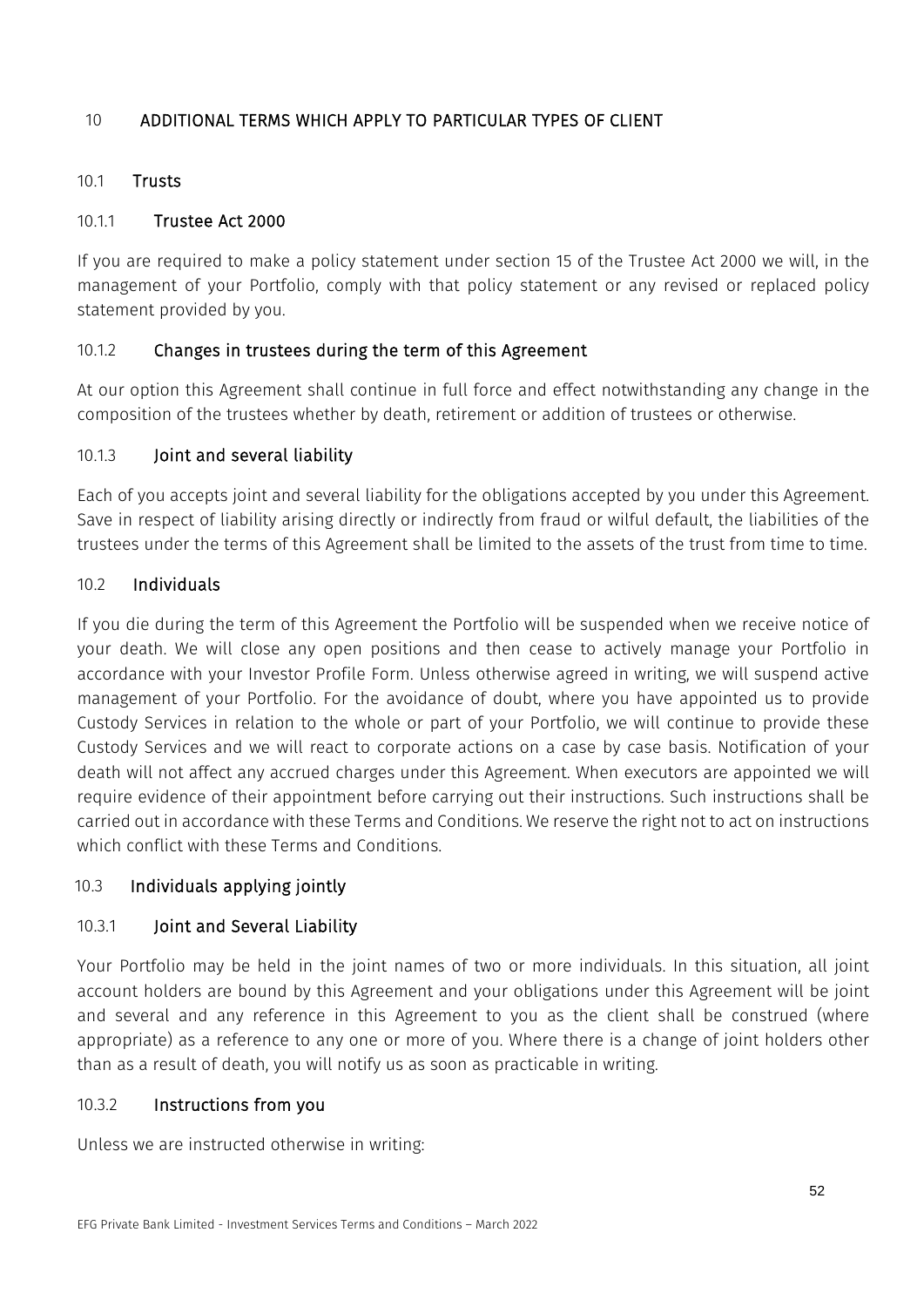## 10 ADDITIONAL TERMS WHICH APPLY TO PARTICULAR TYPES OF CLIENT

### 10.1 Trusts

#### 10.1.1 Trustee Act 2000

If you are required to make a policy statement under section 15 of the Trustee Act 2000 we will, in the management of your Portfolio, comply with that policy statement or any revised or replaced policy statement provided by you.

#### 10.1.2 Changes in trustees during the term of this Agreement

At our option this Agreement shall continue in full force and effect notwithstanding any change in the composition of the trustees whether by death, retirement or addition of trustees or otherwise.

#### 10.1.3 Joint and several liability

Each of you accepts joint and several liability for the obligations accepted by you under this Agreement. Save in respect of liability arising directly or indirectly from fraud or wilful default, the liabilities of the trustees under the terms of this Agreement shall be limited to the assets of the trust from time to time.

### 10.2 Individuals

If you die during the term of this Agreement the Portfolio will be suspended when we receive notice of your death. We will close any open positions and then cease to actively manage your Portfolio in accordance with your Investor Profile Form. Unless otherwise agreed in writing, we will suspend active management of your Portfolio. For the avoidance of doubt, where you have appointed us to provide Custody Services in relation to the whole or part of your Portfolio, we will continue to provide these Custody Services and we will react to corporate actions on a case by case basis. Notification of your death will not affect any accrued charges under this Agreement. When executors are appointed we will require evidence of their appointment before carrying out their instructions. Such instructions shall be carried out in accordance with these Terms and Conditions. We reserve the right not to act on instructions which conflict with these Terms and Conditions.

### 10.3 Individuals applying jointly

#### 10.3.1 Joint and Several Liability

Your Portfolio may be held in the joint names of two or more individuals. In this situation, all joint account holders are bound by this Agreement and your obligations under this Agreement will be joint and several and any reference in this Agreement to you as the client shall be construed (where appropriate) as a reference to any one or more of you. Where there is a change of joint holders other than as a result of death, you will notify us as soon as practicable in writing.

#### 10.3.2 Instructions from you

Unless we are instructed otherwise in writing: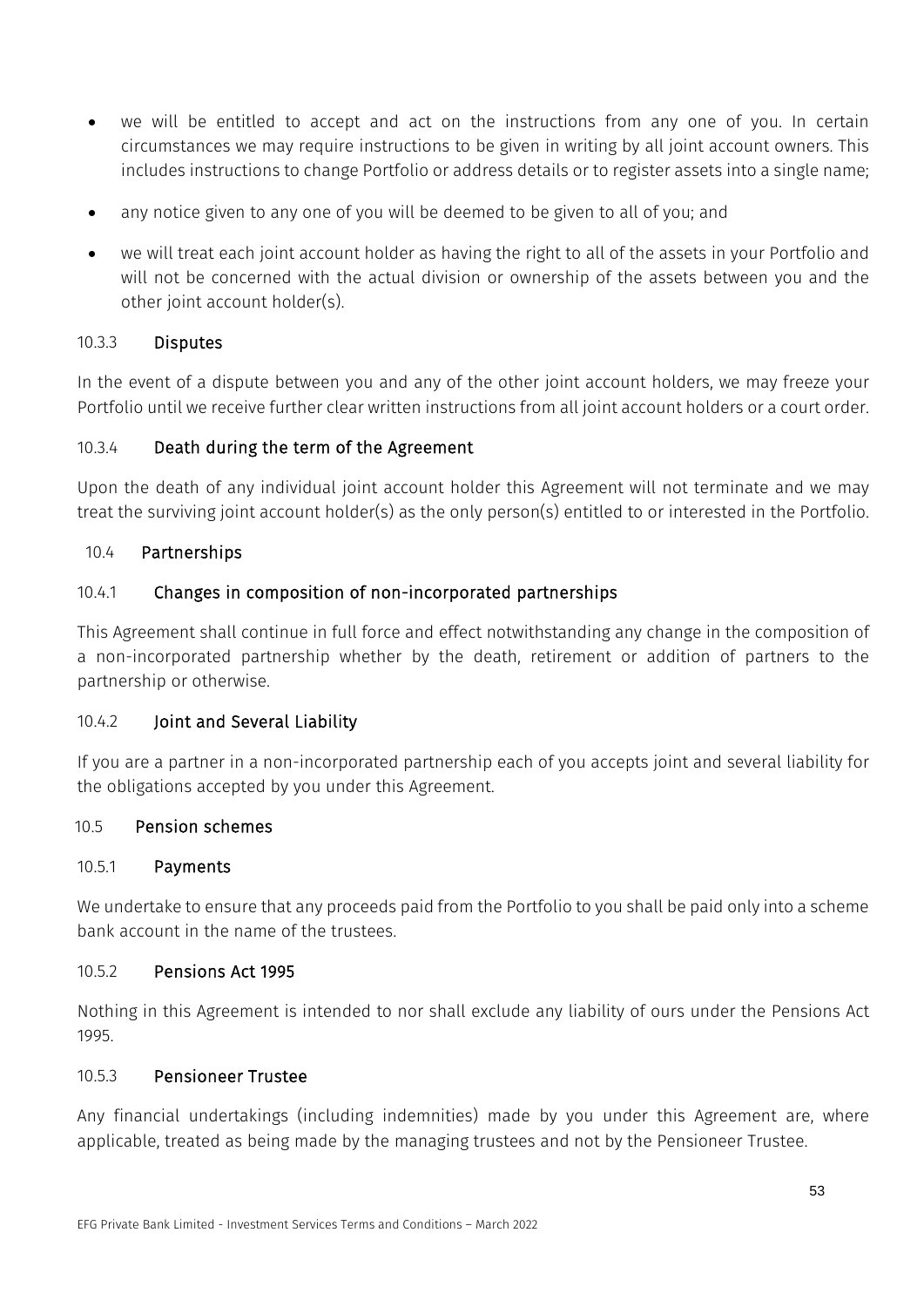- we will be entitled to accept and act on the instructions from any one of you. In certain circumstances we may require instructions to be given in writing by all joint account owners. This includes instructions to change Portfolio or address details or to register assets into a single name;
- any notice given to any one of you will be deemed to be given to all of you; and
- we will treat each joint account holder as having the right to all of the assets in your Portfolio and will not be concerned with the actual division or ownership of the assets between you and the other joint account holder(s).

#### 10.3.3 Disputes

In the event of a dispute between you and any of the other joint account holders, we may freeze your Portfolio until we receive further clear written instructions from all joint account holders or a court order.

#### 10.3.4 Death during the term of the Agreement

Upon the death of any individual joint account holder this Agreement will not terminate and we may treat the surviving joint account holder(s) as the only person(s) entitled to or interested in the Portfolio.

### 10.4 Partnerships

#### 10.4.1 Changes in composition of non-incorporated partnerships

This Agreement shall continue in full force and effect notwithstanding any change in the composition of a non-incorporated partnership whether by the death, retirement or addition of partners to the partnership or otherwise.

#### 10.4.2 Joint and Several Liability

If you are a partner in a non-incorporated partnership each of you accepts joint and several liability for the obligations accepted by you under this Agreement.

### 10.5 Pension schemes

#### 10.5.1 Payments

We undertake to ensure that any proceeds paid from the Portfolio to you shall be paid only into a scheme bank account in the name of the trustees.

#### 10.5.2 Pensions Act 1995

Nothing in this Agreement is intended to nor shall exclude any liability of ours under the Pensions Act 1995.

#### 10.5.3 Pensioneer Trustee

Any financial undertakings (including indemnities) made by you under this Agreement are, where applicable, treated as being made by the managing trustees and not by the Pensioneer Trustee.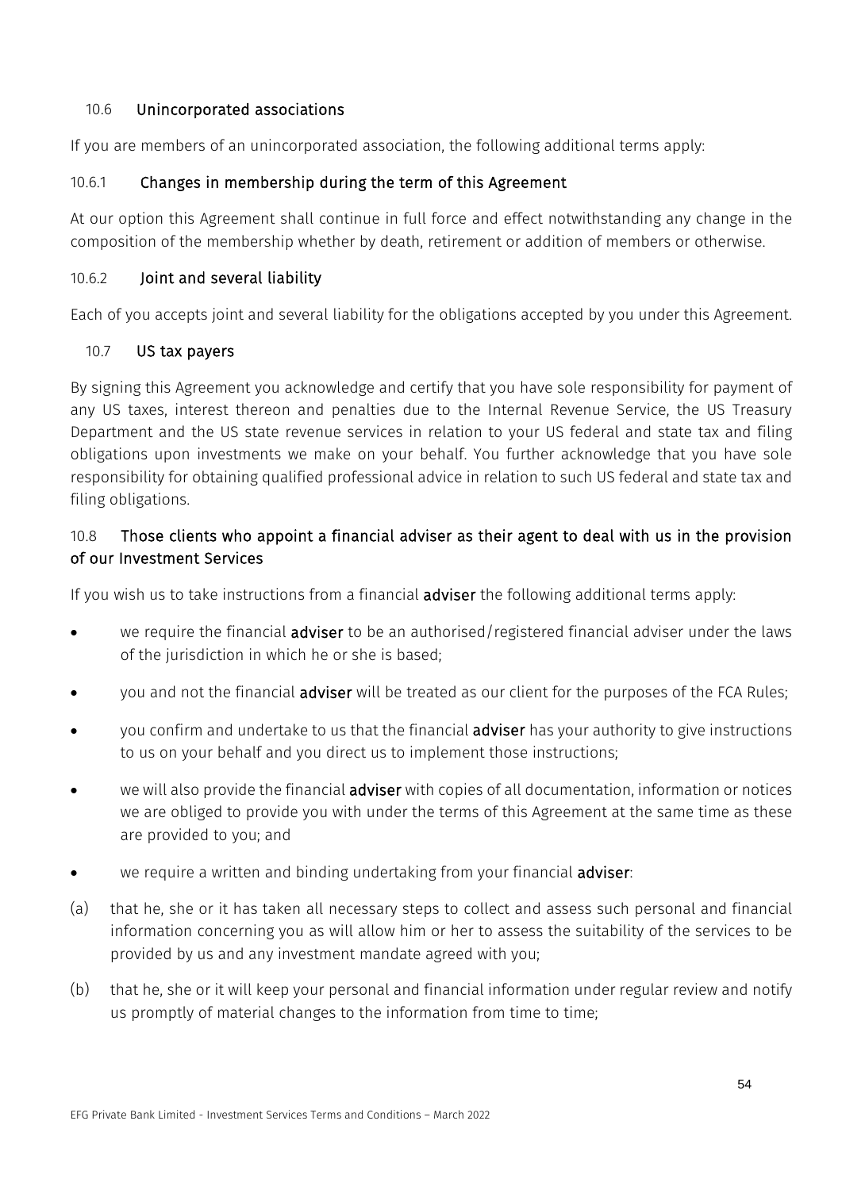### 10.6 Unincorporated associations

If you are members of an unincorporated association, the following additional terms apply:

#### 10.6.1 Changes in membership during the term of this Agreement

At our option this Agreement shall continue in full force and effect notwithstanding any change in the composition of the membership whether by death, retirement or addition of members or otherwise.

#### 10.6.2 Joint and several liability

Each of you accepts joint and several liability for the obligations accepted by you under this Agreement.

### 10.7 US tax payers

By signing this Agreement you acknowledge and certify that you have sole responsibility for payment of any US taxes, interest thereon and penalties due to the Internal Revenue Service, the US Treasury Department and the US state revenue services in relation to your US federal and state tax and filing obligations upon investments we make on your behalf. You further acknowledge that you have sole responsibility for obtaining qualified professional advice in relation to such US federal and state tax and filing obligations.

### 10.8 Those clients who appoint a financial adviser as their agent to deal with us in the provision of our Investment Services

If you wish us to take instructions from a financial **adviser** the following additional terms apply:

- we require the financial **adviser** to be an authorised/registered financial adviser under the laws of the jurisdiction in which he or she is based;
- you and not the financial **adviser** will be treated as our client for the purposes of the FCA Rules;
- you confirm and undertake to us that the financial **adviser** has your authority to give instructions to us on your behalf and you direct us to implement those instructions;
- we will also provide the financial **adviser** with copies of all documentation, information or notices we are obliged to provide you with under the terms of this Agreement at the same time as these are provided to you; and
- we require a written and binding undertaking from your financial **adviser**:

(a) that he, she or it has taken all necessary steps to collect and assess such personal and financial information concerning you as will allow him or her to assess the suitability of the services to be provided by us and any investment mandate agreed with you;

(b) that he, she or it will keep your personal and financial information under regular review and notify us promptly of material changes to the information from time to time;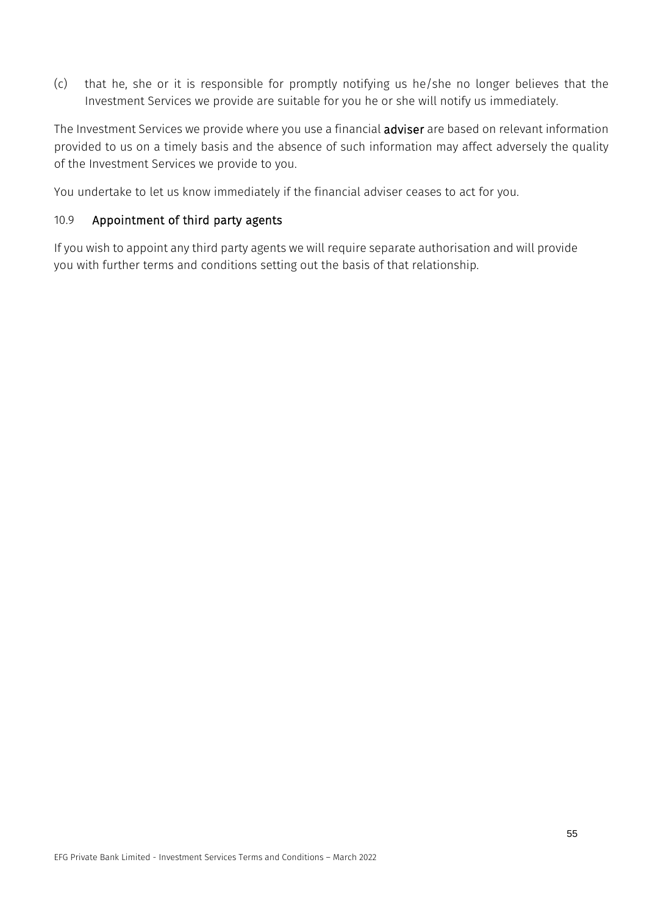(c) that he, she or it is responsible for promptly notifying us he/she no longer believes that the Investment Services we provide are suitable for you he or she will notify us immediately.

The Investment Services we provide where you use a financial **adviser** are based on relevant information provided to us on a timely basis and the absence of such information may affect adversely the quality of the Investment Services we provide to you.

You undertake to let us know immediately if the financial adviser ceases to act for you.

### 10.9 Appointment of third party agents

If you wish to appoint any third party agents we will require separate authorisation and will provide you with further terms and conditions setting out the basis of that relationship.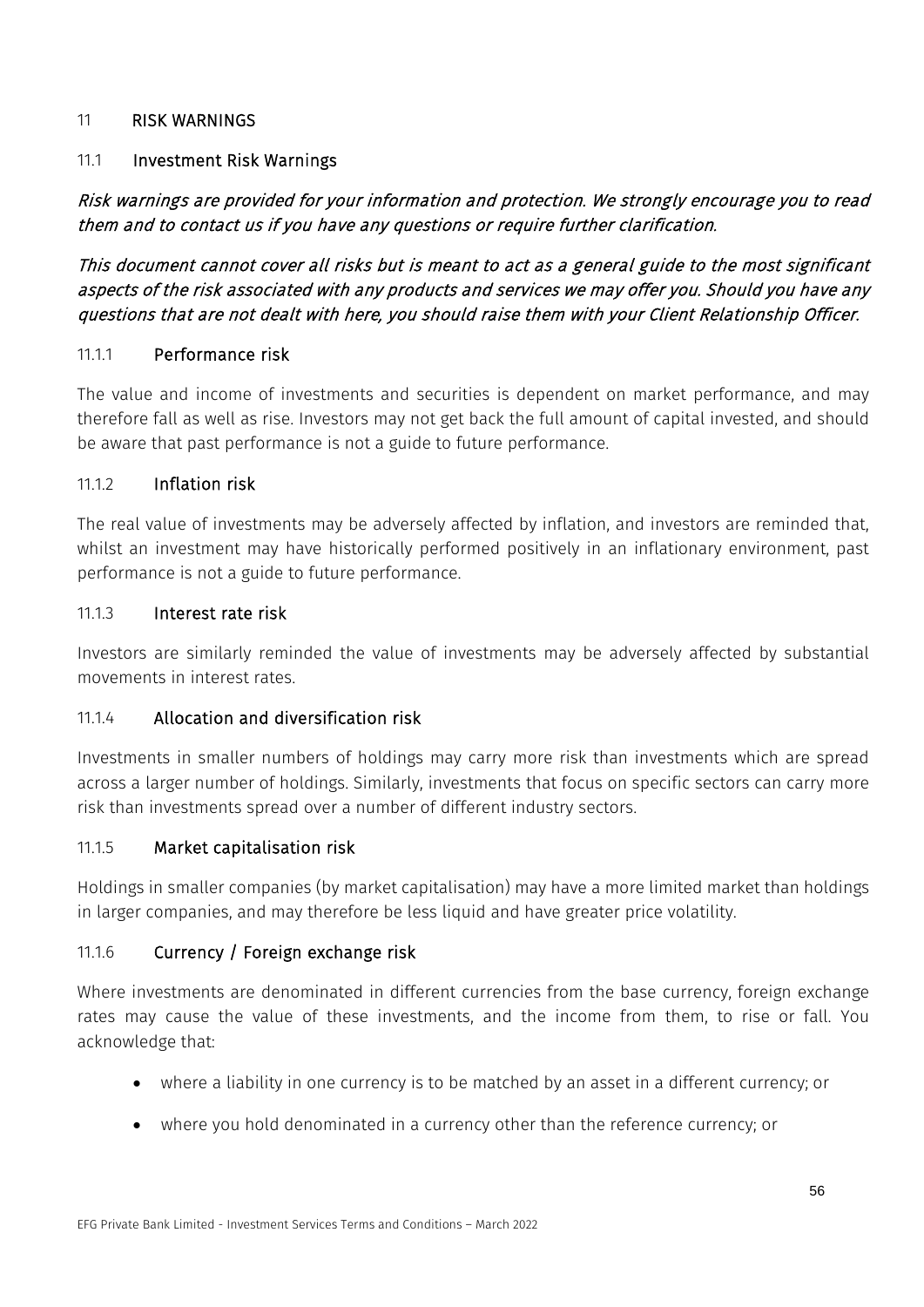## 11 RISK WARNINGS

### 11.1 Investment Risk Warnings

*Risk warnings are provided for your information and protection. We strongly encourage you to read them and to contact us if you have any questions or require further clarification.*

*This document cannot cover all risks but is meant to act as a general guide to the most significant aspects of the risk associated with any products and services we may offer you. Should you have any questions that are not dealt with here, you should raise them with your Client Relationship Officer.*

#### 11.1.1 Performance risk

The value and income of investments and securities is dependent on market performance, and may therefore fall as well as rise. Investors may not get back the full amount of capital invested, and should be aware that past performance is not a guide to future performance.

#### 11.1.2 Inflation risk

The real value of investments may be adversely affected by inflation, and investors are reminded that, whilst an investment may have historically performed positively in an inflationary environment, past performance is not a guide to future performance.

#### 11.1.3 Interest rate risk

Investors are similarly reminded the value of investments may be adversely affected by substantial movements in interest rates.

#### 11.1.4 Allocation and diversification risk

Investments in smaller numbers of holdings may carry more risk than investments which are spread across a larger number of holdings. Similarly, investments that focus on specific sectors can carry more risk than investments spread over a number of different industry sectors.

#### 11.1.5 Market capitalisation risk

Holdings in smaller companies (by market capitalisation) may have a more limited market than holdings in larger companies, and may therefore be less liquid and have greater price volatility.

#### 11.1.6 Currency / Foreign exchange risk

Where investments are denominated in different currencies from the base currency, foreign exchange rates may cause the value of these investments, and the income from them, to rise or fall. You acknowledge that:

- where a liability in one currency is to be matched by an asset in a different currency; or
- where you hold denominated in a currency other than the reference currency; or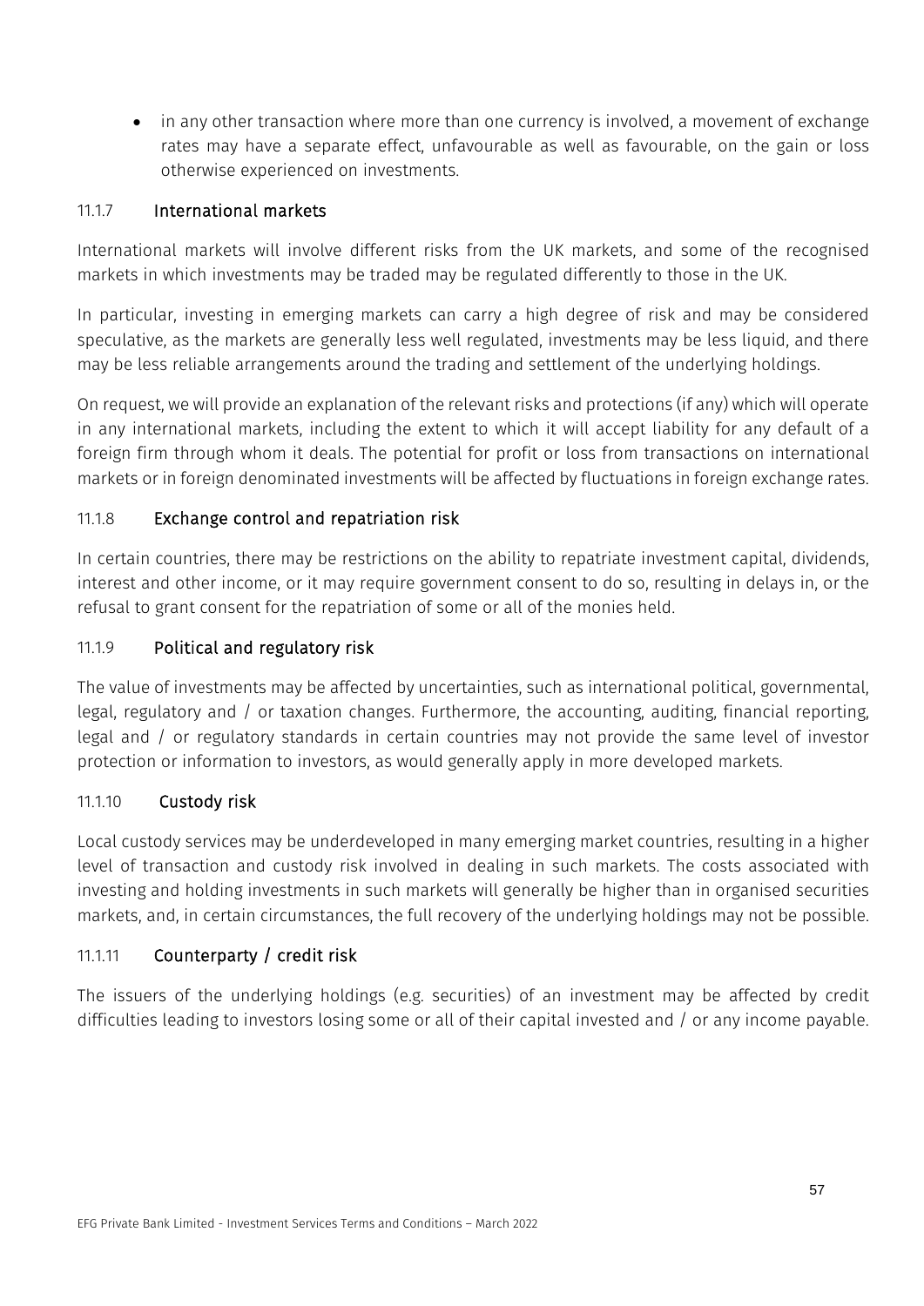- in any other transaction where more than one currency is involved, a movement of exchange rates may have a separate effect, unfavourable as well as favourable, on the gain or loss otherwise experienced on investments.

#### 11.1.7 International markets

International markets will involve different risks from the UK markets, and some of the recognised markets in which investments may be traded may be regulated differently to those in the UK.

In particular, investing in emerging markets can carry a high degree of risk and may be considered speculative, as the markets are generally less well regulated, investments may be less liquid, and there may be less reliable arrangements around the trading and settlement of the underlying holdings.

On request, we will provide an explanation of the relevant risks and protections (if any) which will operate in any international markets, including the extent to which it will accept liability for any default of a foreign firm through whom it deals. The potential for profit or loss from transactions on international markets or in foreign denominated investments will be affected by fluctuations in foreign exchange rates.

#### 11.1.8 Exchange control and repatriation risk

In certain countries, there may be restrictions on the ability to repatriate investment capital, dividends, interest and other income, or it may require government consent to do so, resulting in delays in, or the refusal to grant consent for the repatriation of some or all of the monies held.

#### 11.1.9 Political and regulatory risk

The value of investments may be affected by uncertainties, such as international political, governmental, legal, regulatory and / or taxation changes. Furthermore, the accounting, auditing, financial reporting, legal and / or regulatory standards in certain countries may not provide the same level of investor protection or information to investors, as would generally apply in more developed markets.

#### 11.1.10 Custody risk

Local custody services may be underdeveloped in many emerging market countries, resulting in a higher level of transaction and custody risk involved in dealing in such markets. The costs associated with investing and holding investments in such markets will generally be higher than in organised securities markets, and, in certain circumstances, the full recovery of the underlying holdings may not be possible.

#### 11.1.11 Counterparty / credit risk

The issuers of the underlying holdings (e.g. securities) of an investment may be affected by credit difficulties leading to investors losing some or all of their capital invested and / or any income payable.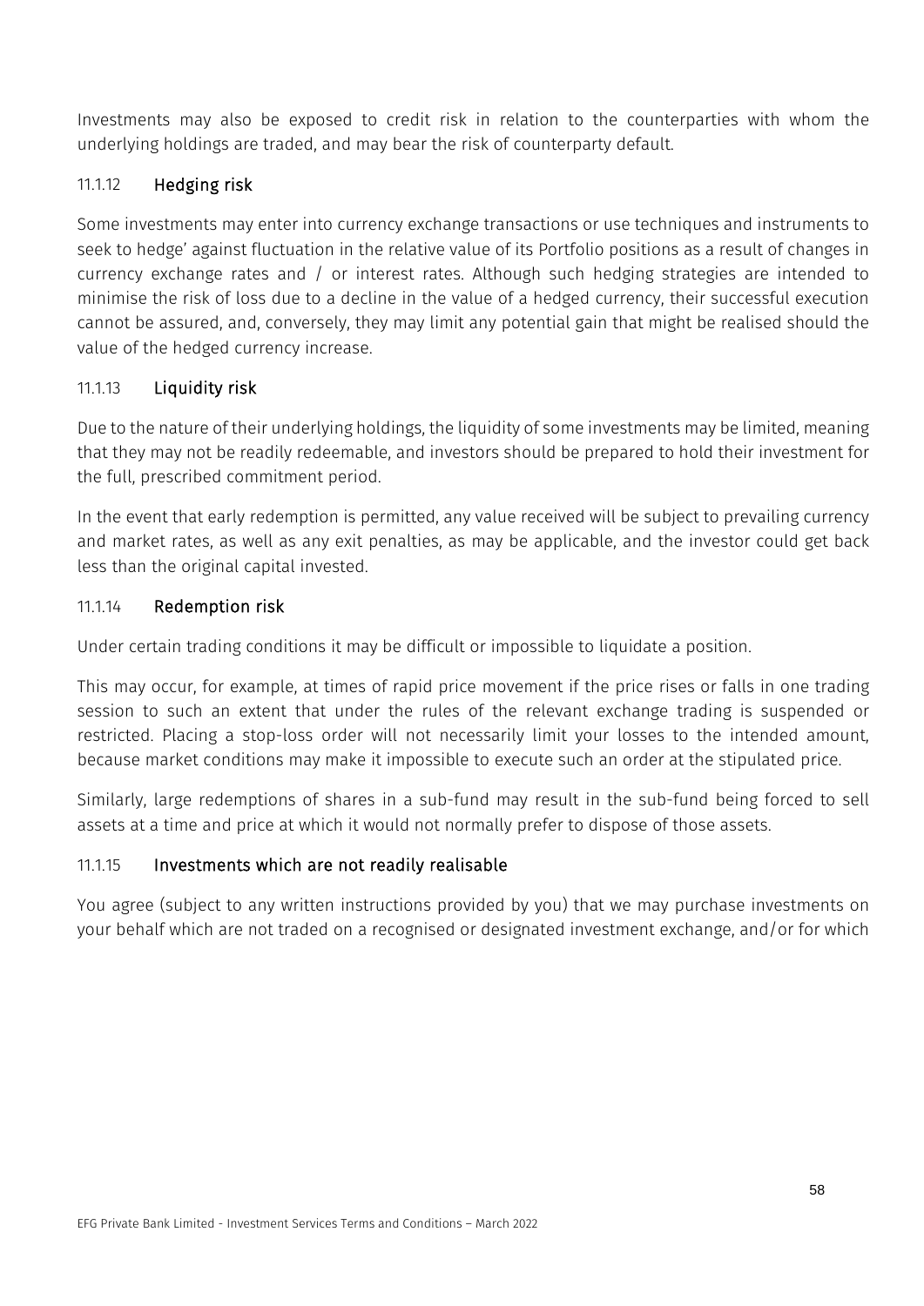Investments may also be exposed to credit risk in relation to the counterparties with whom the underlying holdings are traded, and may bear the risk of counterparty default.

#### 11.1.12 Hedging risk

Some investments may enter into currency exchange transactions or use techniques and instruments to seek to hedge' against fluctuation in the relative value of its Portfolio positions as a result of changes in currency exchange rates and / or interest rates. Although such hedging strategies are intended to minimise the risk of loss due to a decline in the value of a hedged currency, their successful execution cannot be assured, and, conversely, they may limit any potential gain that might be realised should the value of the hedged currency increase.

#### 11.1.13 Liquidity risk

Due to the nature of their underlying holdings, the liquidity of some investments may be limited, meaning that they may not be readily redeemable, and investors should be prepared to hold their investment for the full, prescribed commitment period.

In the event that early redemption is permitted, any value received will be subject to prevailing currency and market rates, as well as any exit penalties, as may be applicable, and the investor could get back less than the original capital invested.

#### 11.1.14 Redemption risk

Under certain trading conditions it may be difficult or impossible to liquidate a position.

This may occur, for example, at times of rapid price movement if the price rises or falls in one trading session to such an extent that under the rules of the relevant exchange trading is suspended or restricted. Placing a stop-loss order will not necessarily limit your losses to the intended amount, because market conditions may make it impossible to execute such an order at the stipulated price.

Similarly, large redemptions of shares in a sub-fund may result in the sub-fund being forced to sell assets at a time and price at which it would not normally prefer to dispose of those assets.

#### 11.1.15 Investments which are not readily realisable

You agree (subject to any written instructions provided by you) that we may purchase investments on your behalf which are not traded on a recognised or designated investment exchange, and/or for which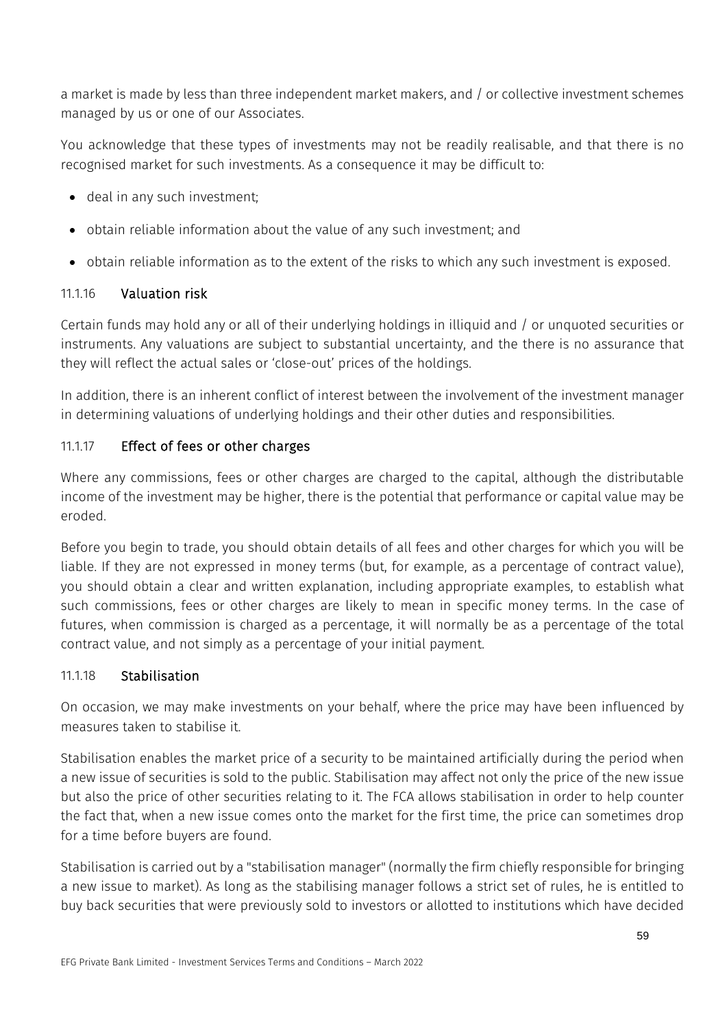a market is made by less than three independent market makers, and / or collective investment schemes managed by us or one of our Associates.

You acknowledge that these types of investments may not be readily realisable, and that there is no recognised market for such investments. As a consequence it may be difficult to:

- deal in any such investment;
- obtain reliable information about the value of any such investment; and
- obtain reliable information as to the extent of the risks to which any such investment is exposed.

#### 11.1.16 Valuation risk

Certain funds may hold any or all of their underlying holdings in illiquid and / or unquoted securities or instruments. Any valuations are subject to substantial uncertainty, and the there is no assurance that they will reflect the actual sales or 'close-out' prices of the holdings.

In addition, there is an inherent conflict of interest between the involvement of the investment manager in determining valuations of underlying holdings and their other duties and responsibilities.

#### 11.1.17 Effect of fees or other charges

Where any commissions, fees or other charges are charged to the capital, although the distributable income of the investment may be higher, there is the potential that performance or capital value may be eroded.

Before you begin to trade, you should obtain details of all fees and other charges for which you will be liable. If they are not expressed in money terms (but, for example, as a percentage of contract value), you should obtain a clear and written explanation, including appropriate examples, to establish what such commissions, fees or other charges are likely to mean in specific money terms. In the case of futures, when commission is charged as a percentage, it will normally be as a percentage of the total contract value, and not simply as a percentage of your initial payment.

#### 11.1.18 Stabilisation

On occasion, we may make investments on your behalf, where the price may have been influenced by measures taken to stabilise it.

Stabilisation enables the market price of a security to be maintained artificially during the period when a new issue of securities is sold to the public. Stabilisation may affect not only the price of the new issue but also the price of other securities relating to it. The FCA allows stabilisation in order to help counter the fact that, when a new issue comes onto the market for the first time, the price can sometimes drop for a time before buyers are found.

Stabilisation is carried out by a "stabilisation manager" (normally the firm chiefly responsible for bringing a new issue to market). As long as the stabilising manager follows a strict set of rules, he is entitled to buy back securities that were previously sold to investors or allotted to institutions which have decided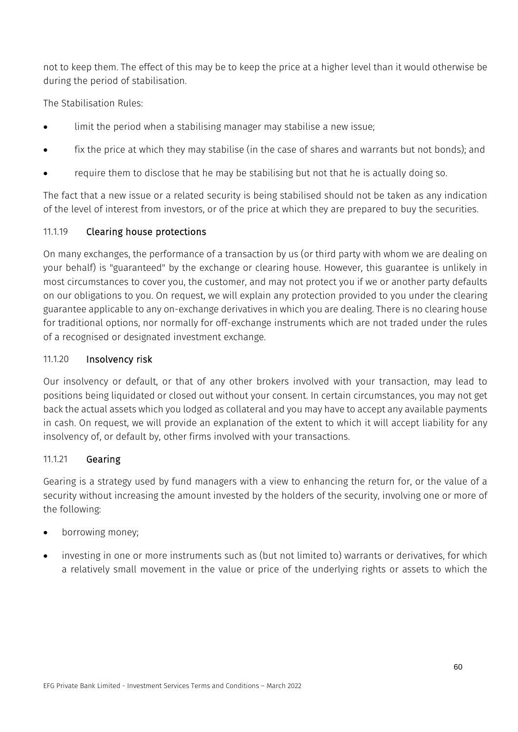not to keep them. The effect of this may be to keep the price at a higher level than it would otherwise be during the period of stabilisation.

The Stabilisation Rules:

- limit the period when a stabilising manager may stabilise a new issue;
- fix the price at which they may stabilise (in the case of shares and warrants but not bonds); and
- require them to disclose that he may be stabilising but not that he is actually doing so.

The fact that a new issue or a related security is being stabilised should not be taken as any indication of the level of interest from investors, or of the price at which they are prepared to buy the securities.

### 11.1.19 Clearing house protections

On many exchanges, the performance of a transaction by us (or third party with whom we are dealing on your behalf) is "guaranteed" by the exchange or clearing house. However, this guarantee is unlikely in most circumstances to cover you, the customer, and may not protect you if we or another party defaults on our obligations to you. On request, we will explain any protection provided to you under the clearing guarantee applicable to any on-exchange derivatives in which you are dealing. There is no clearing house for traditional options, nor normally for off-exchange instruments which are not traded under the rules of a recognised or designated investment exchange.

### 11.1.20 Insolvency risk

Our insolvency or default, or that of any other brokers involved with your transaction, may lead to positions being liquidated or closed out without your consent. In certain circumstances, you may not get back the actual assets which you lodged as collateral and you may have to accept any available payments in cash. On request, we will provide an explanation of the extent to which it will accept liability for any insolvency of, or default by, other firms involved with your transactions.

### 11.1.21 Gearing

Gearing is a strategy used by fund managers with a view to enhancing the return for, or the value of a security without increasing the amount invested by the holders of the security, involving one or more of the following:

- borrowing money;
- investing in one or more instruments such as (but not limited to) warrants or derivatives, for which a relatively small movement in the value or price of the underlying rights or assets to which the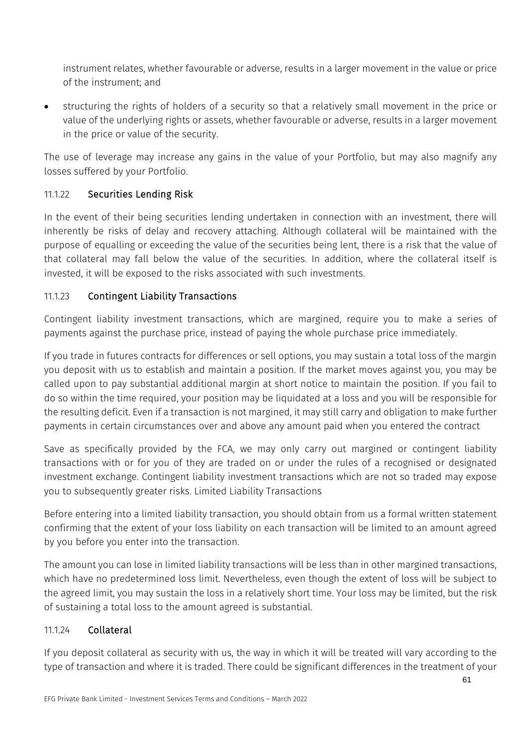instrument relates, whether favourable or adverse, results in a larger movement in the value or price of the instrument; and

- structuring the rights of holders of a security so that a relatively small movement in the price or value of the underlying rights or assets, whether favourable or adverse, results in a larger movement in the price or value of the security.

The use of leverage may increase any gains in the value of your Portfolio, but may also magnify any losses suffered by your Portfolio.

### 11.1.22 Securities Lending Risk

In the event of their being securities lending undertaken in connection with an investment, there will inherently be risks of delay and recovery attaching. Although collateral will be maintained with the purpose of equalling or exceeding the value of the securities being lent, there is a risk that the value of that collateral may fall below the value of the securities. In addition, where the collateral itself is invested, it will be exposed to the risks associated with such investments.

### 11.1.23 Contingent Liability Transactions

Contingent liability investment transactions, which are margined, require you to make a series of payments against the purchase price, instead of paying the whole purchase price immediately.

If you trade in futures contracts for differences or sell options, you may sustain a total loss of the margin you deposit with us to establish and maintain a position. If the market moves against you, you may be called upon to pay substantial additional margin at short notice to maintain the position. If you fail to do so within the time required, your position may be liquidated at a loss and you will be responsible for the resulting deficit. Even if a transaction is not margined, it may still carry and obligation to make further payments in certain circumstances over and above any amount paid when you entered the contract

Save as specifically provided by the FCA, we may only carry out margined or contingent liability transactions with or for you of they are traded on or under the rules of a recognised or designated investment exchange. Contingent liability investment transactions which are not so traded may expose you to subsequently greater risks. Limited Liability Transactions

Before entering into a limited liability transaction, you should obtain from us a formal written statement confirming that the extent of your loss liability on each transaction will be limited to an amount agreed by you before you enter into the transaction.

The amount you can lose in limited liability transactions will be less than in other margined transactions, which have no predetermined loss limit. Nevertheless, even though the extent of loss will be subject to the agreed limit, you may sustain the loss in a relatively short time. Your loss may be limited, but the risk of sustaining a total loss to the amount agreed is substantial.

### 11.1.24 Collateral

If you deposit collateral as security with us, the way in which it will be treated will vary according to the type of transaction and where it is traded. There could be significant differences in the treatment of your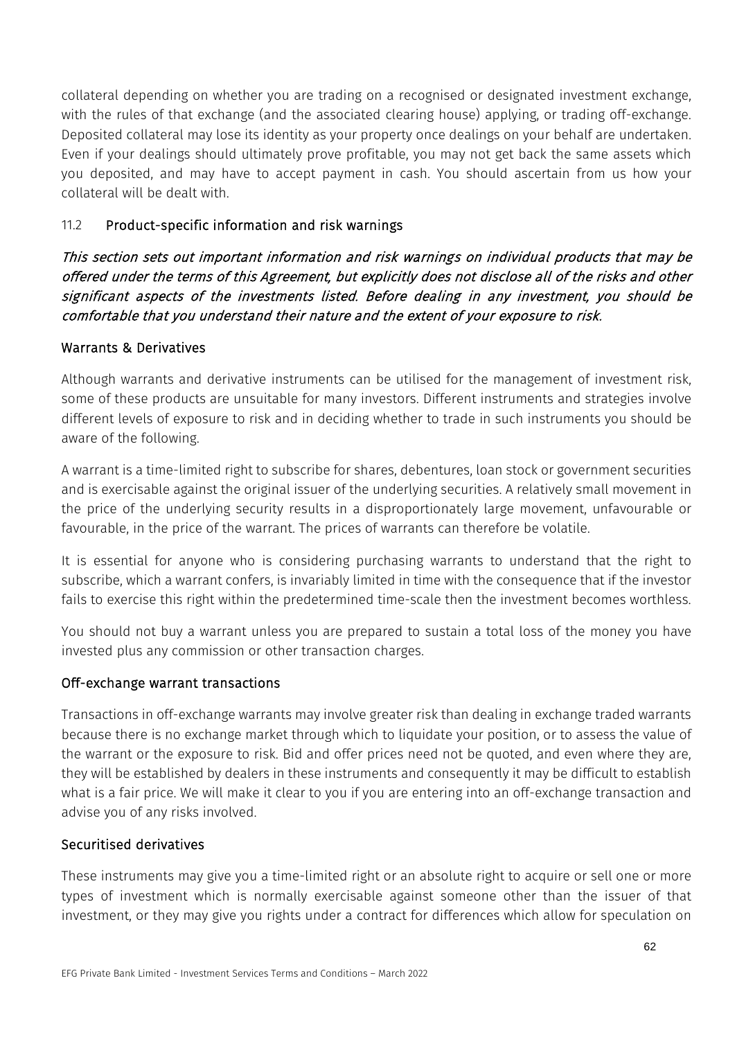collateral depending on whether you are trading on a recognised or designated investment exchange, with the rules of that exchange (and the associated clearing house) applying, or trading off-exchange. Deposited collateral may lose its identity as your property once dealings on your behalf are undertaken. Even if your dealings should ultimately prove profitable, you may not get back the same assets which you deposited, and may have to accept payment in cash. You should ascertain from us how your collateral will be dealt with.

### 11.2 Product-specific information and risk warnings

*This section sets out important information and risk warnings on individual products that may be offered under the terms of this Agreement, but explicitly does not disclose all of the risks and other significant aspects of the investments listed. Before dealing in any investment, you should be comfortable that you understand their nature and the extent of your exposure to risk.*

#### Warrants & Derivatives

Although warrants and derivative instruments can be utilised for the management of investment risk, some of these products are unsuitable for many investors. Different instruments and strategies involve different levels of exposure to risk and in deciding whether to trade in such instruments you should be aware of the following.

A warrant is a time-limited right to subscribe for shares, debentures, loan stock or government securities and is exercisable against the original issuer of the underlying securities. A relatively small movement in the price of the underlying security results in a disproportionately large movement, unfavourable or favourable, in the price of the warrant. The prices of warrants can therefore be volatile.

It is essential for anyone who is considering purchasing warrants to understand that the right to subscribe, which a warrant confers, is invariably limited in time with the consequence that if the investor fails to exercise this right within the predetermined time-scale then the investment becomes worthless.

You should not buy a warrant unless you are prepared to sustain a total loss of the money you have invested plus any commission or other transaction charges.

#### Off-exchange warrant transactions

Transactions in off-exchange warrants may involve greater risk than dealing in exchange traded warrants because there is no exchange market through which to liquidate your position, or to assess the value of the warrant or the exposure to risk. Bid and offer prices need not be quoted, and even where they are, they will be established by dealers in these instruments and consequently it may be difficult to establish what is a fair price. We will make it clear to you if you are entering into an off-exchange transaction and advise you of any risks involved.

#### Securitised derivatives

These instruments may give you a time-limited right or an absolute right to acquire or sell one or more types of investment which is normally exercisable against someone other than the issuer of that investment, or they may give you rights under a contract for differences which allow for speculation on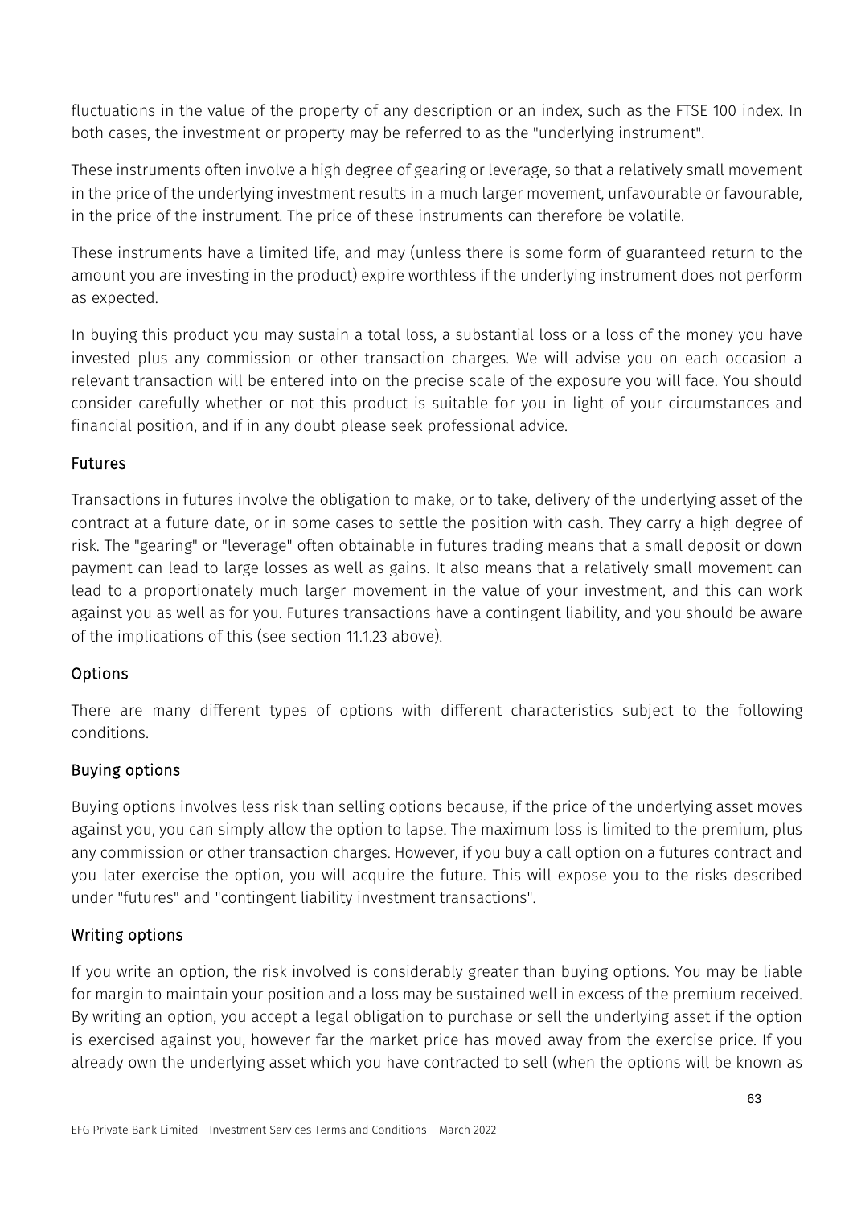fluctuations in the value of the property of any description or an index, such as the FTSE 100 index. In both cases, the investment or property may be referred to as the "underlying instrument".

These instruments often involve a high degree of gearing or leverage, so that a relatively small movement in the price of the underlying investment results in a much larger movement, unfavourable or favourable, in the price of the instrument. The price of these instruments can therefore be volatile.

These instruments have a limited life, and may (unless there is some form of guaranteed return to the amount you are investing in the product) expire worthless if the underlying instrument does not perform as expected.

In buying this product you may sustain a total loss, a substantial loss or a loss of the money you have invested plus any commission or other transaction charges. We will advise you on each occasion a relevant transaction will be entered into on the precise scale of the exposure you will face. You should consider carefully whether or not this product is suitable for you in light of your circumstances and financial position, and if in any doubt please seek professional advice.

### Futures

Transactions in futures involve the obligation to make, or to take, delivery of the underlying asset of the contract at a future date, or in some cases to settle the position with cash. They carry a high degree of risk. The "gearing" or "leverage" often obtainable in futures trading means that a small deposit or down payment can lead to large losses as well as gains. It also means that a relatively small movement can lead to a proportionately much larger movement in the value of your investment, and this can work against you as well as for you. Futures transactions have a contingent liability, and you should be aware of the implications of this (see section 11.1.23 above).

### Options

There are many different types of options with different characteristics subject to the following conditions.

### Buying options

Buying options involves less risk than selling options because, if the price of the underlying asset moves against you, you can simply allow the option to lapse. The maximum loss is limited to the premium, plus any commission or other transaction charges. However, if you buy a call option on a futures contract and you later exercise the option, you will acquire the future. This will expose you to the risks described under "futures" and "contingent liability investment transactions".

### Writing options

If you write an option, the risk involved is considerably greater than buying options. You may be liable for margin to maintain your position and a loss may be sustained well in excess of the premium received. By writing an option, you accept a legal obligation to purchase or sell the underlying asset if the option is exercised against you, however far the market price has moved away from the exercise price. If you already own the underlying asset which you have contracted to sell (when the options will be known as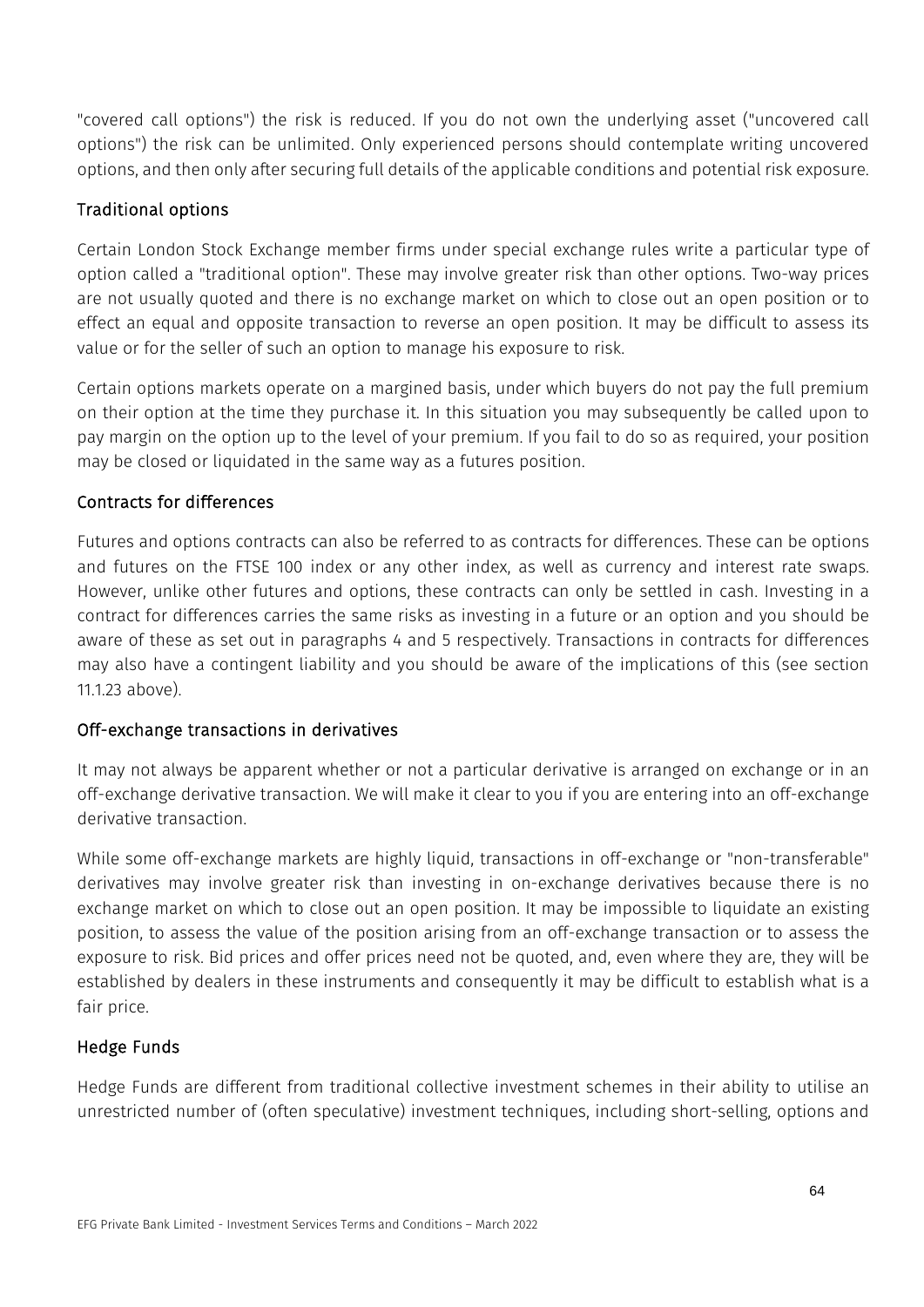"covered call options") the risk is reduced. If you do not own the underlying asset ("uncovered call options") the risk can be unlimited. Only experienced persons should contemplate writing uncovered options, and then only after securing full details of the applicable conditions and potential risk exposure.

### Traditional options

Certain London Stock Exchange member firms under special exchange rules write a particular type of option called a "traditional option". These may involve greater risk than other options. Two-way prices are not usually quoted and there is no exchange market on which to close out an open position or to effect an equal and opposite transaction to reverse an open position. It may be difficult to assess its value or for the seller of such an option to manage his exposure to risk.

Certain options markets operate on a margined basis, under which buyers do not pay the full premium on their option at the time they purchase it. In this situation you may subsequently be called upon to pay margin on the option up to the level of your premium. If you fail to do so as required, your position may be closed or liquidated in the same way as a futures position.

### Contracts for differences

Futures and options contracts can also be referred to as contracts for differences. These can be options and futures on the FTSE 100 index or any other index, as well as currency and interest rate swaps. However, unlike other futures and options, these contracts can only be settled in cash. Investing in a contract for differences carries the same risks as investing in a future or an option and you should be aware of these as set out in paragraphs 4 and 5 respectively. Transactions in contracts for differences may also have a contingent liability and you should be aware of the implications of this (see section 11.1.23 above).

### Off-exchange transactions in derivatives

It may not always be apparent whether or not a particular derivative is arranged on exchange or in an off-exchange derivative transaction. We will make it clear to you if you are entering into an off-exchange derivative transaction.

While some off-exchange markets are highly liquid, transactions in off-exchange or "non-transferable" derivatives may involve greater risk than investing in on-exchange derivatives because there is no exchange market on which to close out an open position. It may be impossible to liquidate an existing position, to assess the value of the position arising from an off-exchange transaction or to assess the exposure to risk. Bid prices and offer prices need not be quoted, and, even where they are, they will be established by dealers in these instruments and consequently it may be difficult to establish what is a fair price.

### Hedge Funds

Hedge Funds are different from traditional collective investment schemes in their ability to utilise an unrestricted number of (often speculative) investment techniques, including short-selling, options and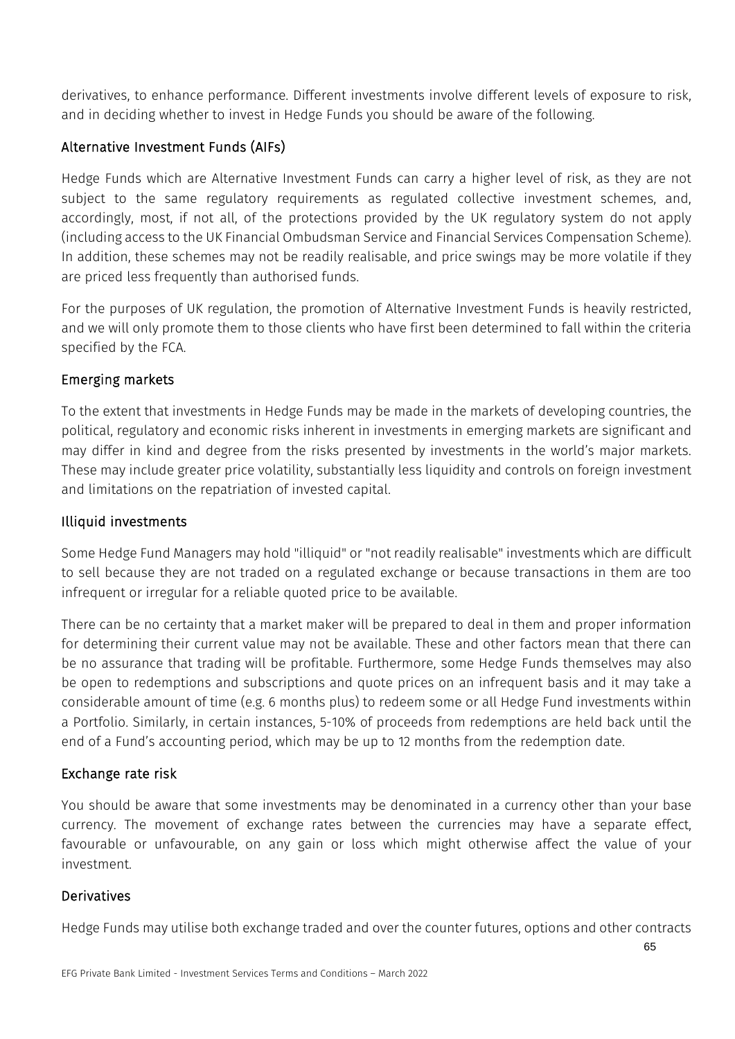derivatives, to enhance performance. Different investments involve different levels of exposure to risk, and in deciding whether to invest in Hedge Funds you should be aware of the following.

### Alternative Investment Funds (AIFs)

Hedge Funds which are Alternative Investment Funds can carry a higher level of risk, as they are not subject to the same regulatory requirements as regulated collective investment schemes, and, accordingly, most, if not all, of the protections provided by the UK regulatory system do not apply (including access to the UK Financial Ombudsman Service and Financial Services Compensation Scheme). In addition, these schemes may not be readily realisable, and price swings may be more volatile if they are priced less frequently than authorised funds.

For the purposes of UK regulation, the promotion of Alternative Investment Funds is heavily restricted, and we will only promote them to those clients who have first been determined to fall within the criteria specified by the FCA.

### Emerging markets

To the extent that investments in Hedge Funds may be made in the markets of developing countries, the political, regulatory and economic risks inherent in investments in emerging markets are significant and may differ in kind and degree from the risks presented by investments in the world's major markets. These may include greater price volatility, substantially less liquidity and controls on foreign investment and limitations on the repatriation of invested capital.

### Illiquid investments

Some Hedge Fund Managers may hold "illiquid" or "not readily realisable" investments which are difficult to sell because they are not traded on a regulated exchange or because transactions in them are too infrequent or irregular for a reliable quoted price to be available.

There can be no certainty that a market maker will be prepared to deal in them and proper information for determining their current value may not be available. These and other factors mean that there can be no assurance that trading will be profitable. Furthermore, some Hedge Funds themselves may also be open to redemptions and subscriptions and quote prices on an infrequent basis and it may take a considerable amount of time (e.g. 6 months plus) to redeem some or all Hedge Fund investments within a Portfolio. Similarly, in certain instances, 5-10% of proceeds from redemptions are held back until the end of a Fund's accounting period, which may be up to 12 months from the redemption date.

### Exchange rate risk

You should be aware that some investments may be denominated in a currency other than your base currency. The movement of exchange rates between the currencies may have a separate effect, favourable or unfavourable, on any gain or loss which might otherwise affect the value of your investment.

### Derivatives

Hedge Funds may utilise both exchange traded and over the counter futures, options and other contracts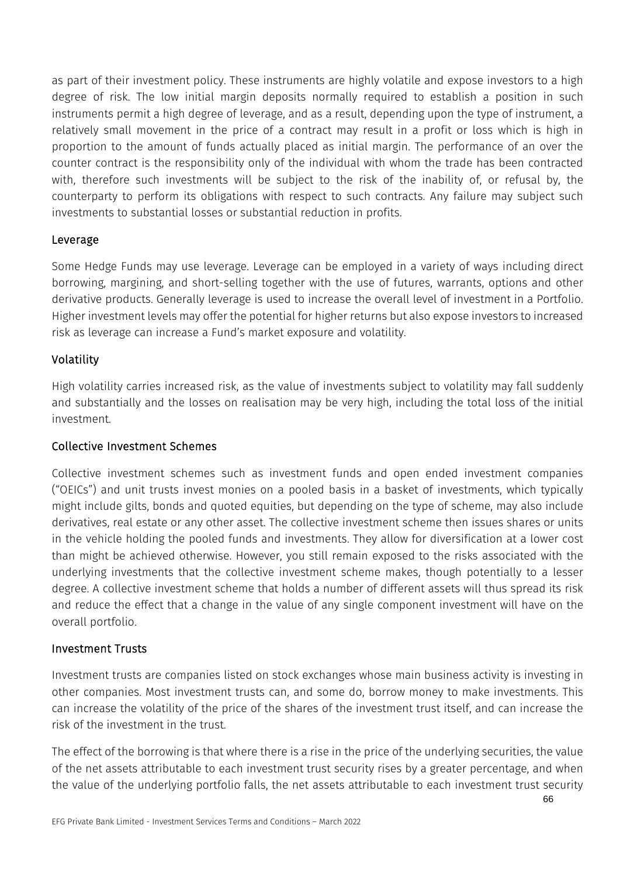as part of their investment policy. These instruments are highly volatile and expose investors to a high degree of risk. The low initial margin deposits normally required to establish a position in such instruments permit a high degree of leverage, and as a result, depending upon the type of instrument, a relatively small movement in the price of a contract may result in a profit or loss which is high in proportion to the amount of funds actually placed as initial margin. The performance of an over the counter contract is the responsibility only of the individual with whom the trade has been contracted with, therefore such investments will be subject to the risk of the inability of, or refusal by, the counterparty to perform its obligations with respect to such contracts. Any failure may subject such investments to substantial losses or substantial reduction in profits.

### Leverage

Some Hedge Funds may use leverage. Leverage can be employed in a variety of ways including direct borrowing, margining, and short-selling together with the use of futures, warrants, options and other derivative products. Generally leverage is used to increase the overall level of investment in a Portfolio. Higher investment levels may offer the potential for higher returns but also expose investors to increased risk as leverage can increase a Fund's market exposure and volatility.

### Volatility

High volatility carries increased risk, as the value of investments subject to volatility may fall suddenly and substantially and the losses on realisation may be very high, including the total loss of the initial investment.

### Collective Investment Schemes

Collective investment schemes such as investment funds and open ended investment companies ("OEICs") and unit trusts invest monies on a pooled basis in a basket of investments, which typically might include gilts, bonds and quoted equities, but depending on the type of scheme, may also include derivatives, real estate or any other asset. The collective investment scheme then issues shares or units in the vehicle holding the pooled funds and investments. They allow for diversification at a lower cost than might be achieved otherwise. However, you still remain exposed to the risks associated with the underlying investments that the collective investment scheme makes, though potentially to a lesser degree. A collective investment scheme that holds a number of different assets will thus spread its risk and reduce the effect that a change in the value of any single component investment will have on the overall portfolio.

### Investment Trusts

Investment trusts are companies listed on stock exchanges whose main business activity is investing in other companies. Most investment trusts can, and some do, borrow money to make investments. This can increase the volatility of the price of the shares of the investment trust itself, and can increase the risk of the investment in the trust.

The effect of the borrowing is that where there is a rise in the price of the underlying securities, the value of the net assets attributable to each investment trust security rises by a greater percentage, and when the value of the underlying portfolio falls, the net assets attributable to each investment trust security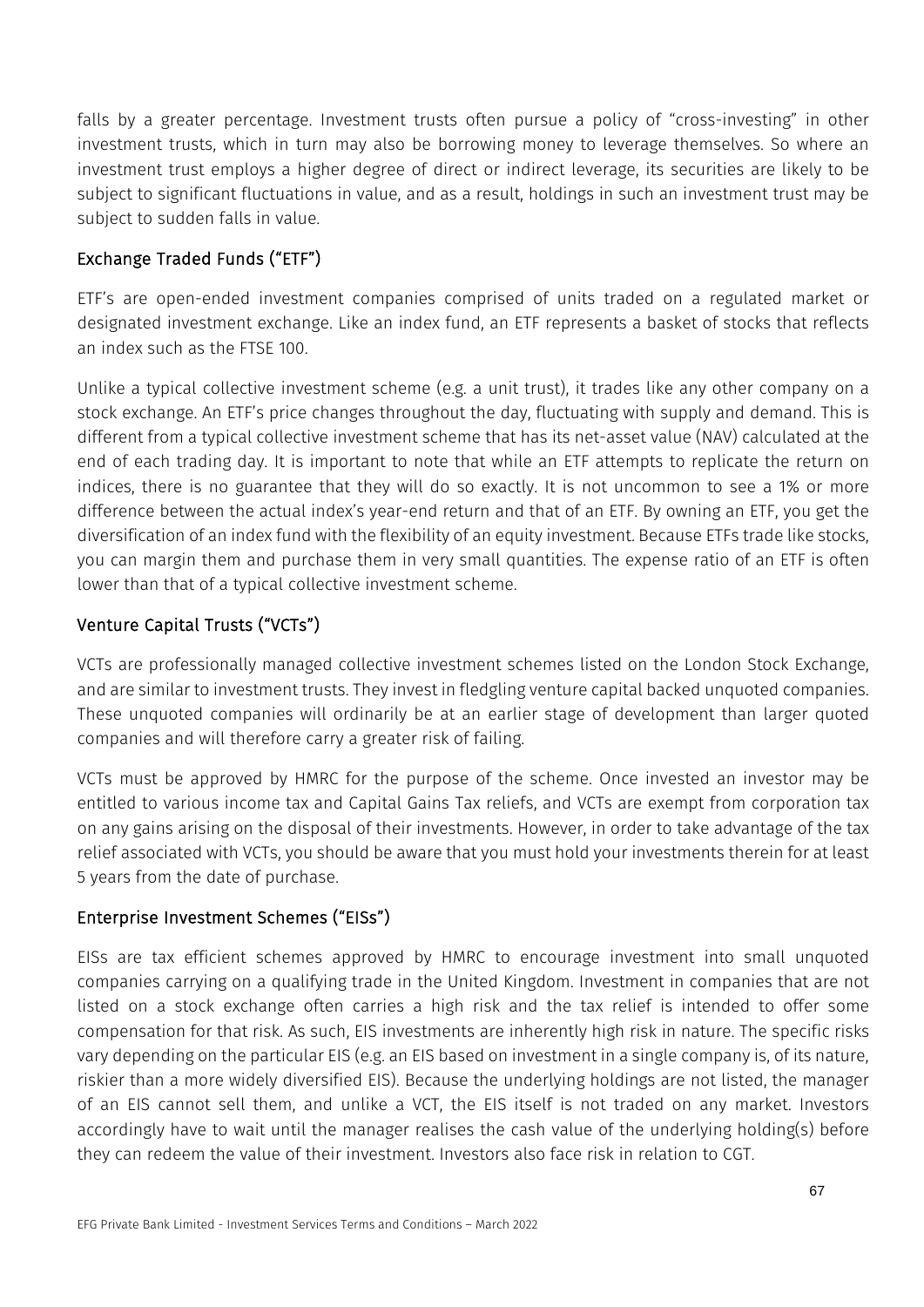falls by a greater percentage. Investment trusts often pursue a policy of "cross-investing" in other investment trusts, which in turn may also be borrowing money to leverage themselves. So where an investment trust employs a higher degree of direct or indirect leverage, its securities are likely to be subject to significant fluctuations in value, and as a result, holdings in such an investment trust may be subject to sudden falls in value.

## Exchange Traded Funds ("ETF")

ETF's are open-ended investment companies comprised of units traded on a regulated market or designated investment exchange. Like an index fund, an ETF represents a basket of stocks that reflects an index such as the FTSE 100.

Unlike a typical collective investment scheme (e.g. a unit trust), it trades like any other company on a stock exchange. An ETF's price changes throughout the day, fluctuating with supply and demand. This is different from a typical collective investment scheme that has its net-asset value (NAV) calculated at the end of each trading day. It is important to note that while an ETF attempts to replicate the return on indices, there is no guarantee that they will do so exactly. It is not uncommon to see a 1% or more difference between the actual index's year-end return and that of an ETF. By owning an ETF, you get the diversification of an index fund with the flexibility of an equity investment. Because ETFs trade like stocks, you can margin them and purchase them in very small quantities. The expense ratio of an ETF is often lower than that of a typical collective investment scheme.

## Venture Capital Trusts ("VCTs")

VCTs are professionally managed collective investment schemes listed on the London Stock Exchange, and are similar to investment trusts. They invest in fledgling venture capital backed unquoted companies. These unquoted companies will ordinarily be at an earlier stage of development than larger quoted companies and will therefore carry a greater risk of failing.

VCTs must be approved by HMRC for the purpose of the scheme. Once invested an investor may be entitled to various income tax and Capital Gains Tax reliefs, and VCTs are exempt from corporation tax on any gains arising on the disposal of their investments. However, in order to take advantage of the tax relief associated with VCTs, you should be aware that you must hold your investments therein for at least 5 years from the date of purchase.

## Enterprise Investment Schemes ("EISs")

EISs are tax efficient schemes approved by HMRC to encourage investment into small unquoted companies carrying on a qualifying trade in the United Kingdom. Investment in companies that are not listed on a stock exchange often carries a high risk and the tax relief is intended to offer some compensation for that risk. As such, EIS investments are inherently high risk in nature. The specific risks vary depending on the particular EIS (e.g. an EIS based on investment in a single company is, of its nature, riskier than a more widely diversified EIS). Because the underlying holdings are not listed, the manager of an EIS cannot sell them, and unlike a VCT, the EIS itself is not traded on any market. Investors accordingly have to wait until the manager realises the cash value of the underlying holding(s) before they can redeem the value of their investment. Investors also face risk in relation to CGT.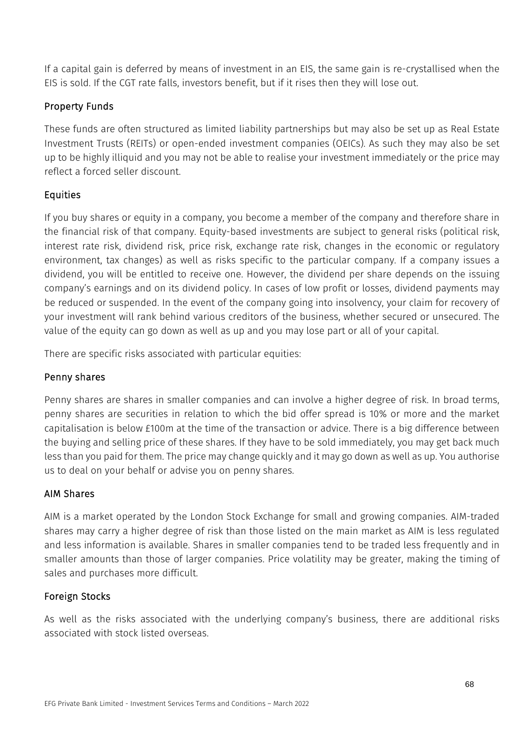If a capital gain is deferred by means of investment in an EIS, the same gain is re-crystallised when the EIS is sold. If the CGT rate falls, investors benefit, but if it rises then they will lose out.

### Property Funds

These funds are often structured as limited liability partnerships but may also be set up as Real Estate Investment Trusts (REITs) or open-ended investment companies (OEICs). As such they may also be set up to be highly illiquid and you may not be able to realise your investment immediately or the price may reflect a forced seller discount.

### Equities

If you buy shares or equity in a company, you become a member of the company and therefore share in the financial risk of that company. Equity-based investments are subject to general risks (political risk, interest rate risk, dividend risk, price risk, exchange rate risk, changes in the economic or regulatory environment, tax changes) as well as risks specific to the particular company. If a company issues a dividend, you will be entitled to receive one. However, the dividend per share depends on the issuing company's earnings and on its dividend policy. In cases of low profit or losses, dividend payments may be reduced or suspended. In the event of the company going into insolvency, your claim for recovery of your investment will rank behind various creditors of the business, whether secured or unsecured. The value of the equity can go down as well as up and you may lose part or all of your capital.

There are specific risks associated with particular equities:

### Penny shares

Penny shares are shares in smaller companies and can involve a higher degree of risk. In broad terms, penny shares are securities in relation to which the bid offer spread is 10% or more and the market capitalisation is below £100m at the time of the transaction or advice. There is a big difference between the buying and selling price of these shares. If they have to be sold immediately, you may get back much less than you paid for them. The price may change quickly and it may go down as well as up. You authorise us to deal on your behalf or advise you on penny shares.

### AIM Shares

AIM is a market operated by the London Stock Exchange for small and growing companies. AIM-traded shares may carry a higher degree of risk than those listed on the main market as AIM is less regulated and less information is available. Shares in smaller companies tend to be traded less frequently and in smaller amounts than those of larger companies. Price volatility may be greater, making the timing of sales and purchases more difficult.

### Foreign Stocks

As well as the risks associated with the underlying company's business, there are additional risks associated with stock listed overseas.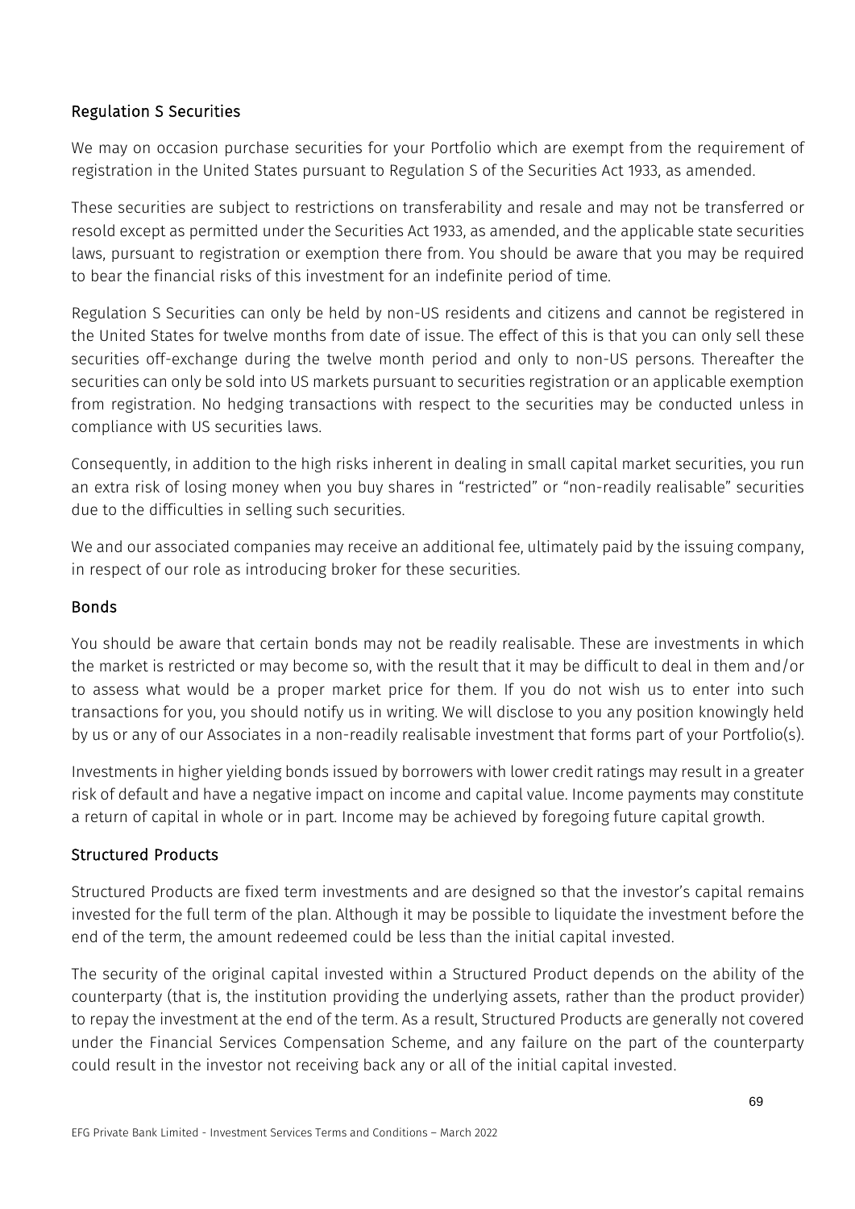## Regulation S Securities

We may on occasion purchase securities for your Portfolio which are exempt from the requirement of registration in the United States pursuant to Regulation S of the Securities Act 1933, as amended.

These securities are subject to restrictions on transferability and resale and may not be transferred or resold except as permitted under the Securities Act 1933, as amended, and the applicable state securities laws, pursuant to registration or exemption there from. You should be aware that you may be required to bear the financial risks of this investment for an indefinite period of time.

Regulation S Securities can only be held by non-US residents and citizens and cannot be registered in the United States for twelve months from date of issue. The effect of this is that you can only sell these securities off-exchange during the twelve month period and only to non-US persons. Thereafter the securities can only be sold into US markets pursuant to securities registration or an applicable exemption from registration. No hedging transactions with respect to the securities may be conducted unless in compliance with US securities laws.

Consequently, in addition to the high risks inherent in dealing in small capital market securities, you run an extra risk of losing money when you buy shares in "restricted" or "non-readily realisable" securities due to the difficulties in selling such securities.

We and our associated companies may receive an additional fee, ultimately paid by the issuing company, in respect of our role as introducing broker for these securities.

## Bonds

You should be aware that certain bonds may not be readily realisable. These are investments in which the market is restricted or may become so, with the result that it may be difficult to deal in them and/or to assess what would be a proper market price for them. If you do not wish us to enter into such transactions for you, you should notify us in writing. We will disclose to you any position knowingly held by us or any of our Associates in a non-readily realisable investment that forms part of your Portfolio(s).

Investments in higher yielding bonds issued by borrowers with lower credit ratings may result in a greater risk of default and have a negative impact on income and capital value. Income payments may constitute a return of capital in whole or in part. Income may be achieved by foregoing future capital growth.

## Structured Products

Structured Products are fixed term investments and are designed so that the investor's capital remains invested for the full term of the plan. Although it may be possible to liquidate the investment before the end of the term, the amount redeemed could be less than the initial capital invested.

The security of the original capital invested within a Structured Product depends on the ability of the counterparty (that is, the institution providing the underlying assets, rather than the product provider) to repay the investment at the end of the term. As a result, Structured Products are generally not covered under the Financial Services Compensation Scheme, and any failure on the part of the counterparty could result in the investor not receiving back any or all of the initial capital invested.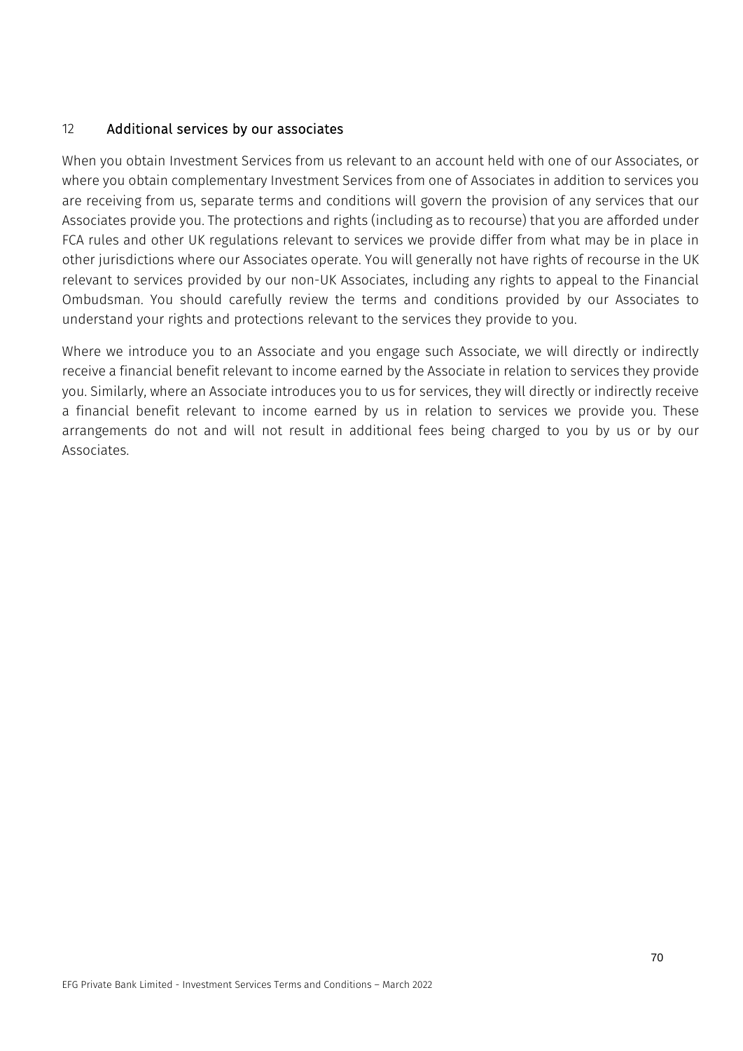## 12 Additional services by our associates

When you obtain Investment Services from us relevant to an account held with one of our Associates, or where you obtain complementary Investment Services from one of Associates in addition to services you are receiving from us, separate terms and conditions will govern the provision of any services that our Associates provide you. The protections and rights (including as to recourse) that you are afforded under FCA rules and other UK regulations relevant to services we provide differ from what may be in place in other jurisdictions where our Associates operate. You will generally not have rights of recourse in the UK relevant to services provided by our non-UK Associates, including any rights to appeal to the Financial Ombudsman. You should carefully review the terms and conditions provided by our Associates to understand your rights and protections relevant to the services they provide to you.

Where we introduce you to an Associate and you engage such Associate, we will directly or indirectly receive a financial benefit relevant to income earned by the Associate in relation to services they provide you. Similarly, where an Associate introduces you to us for services, they will directly or indirectly receive a financial benefit relevant to income earned by us in relation to services we provide you. These arrangements do not and will not result in additional fees being charged to you by us or by our Associates.